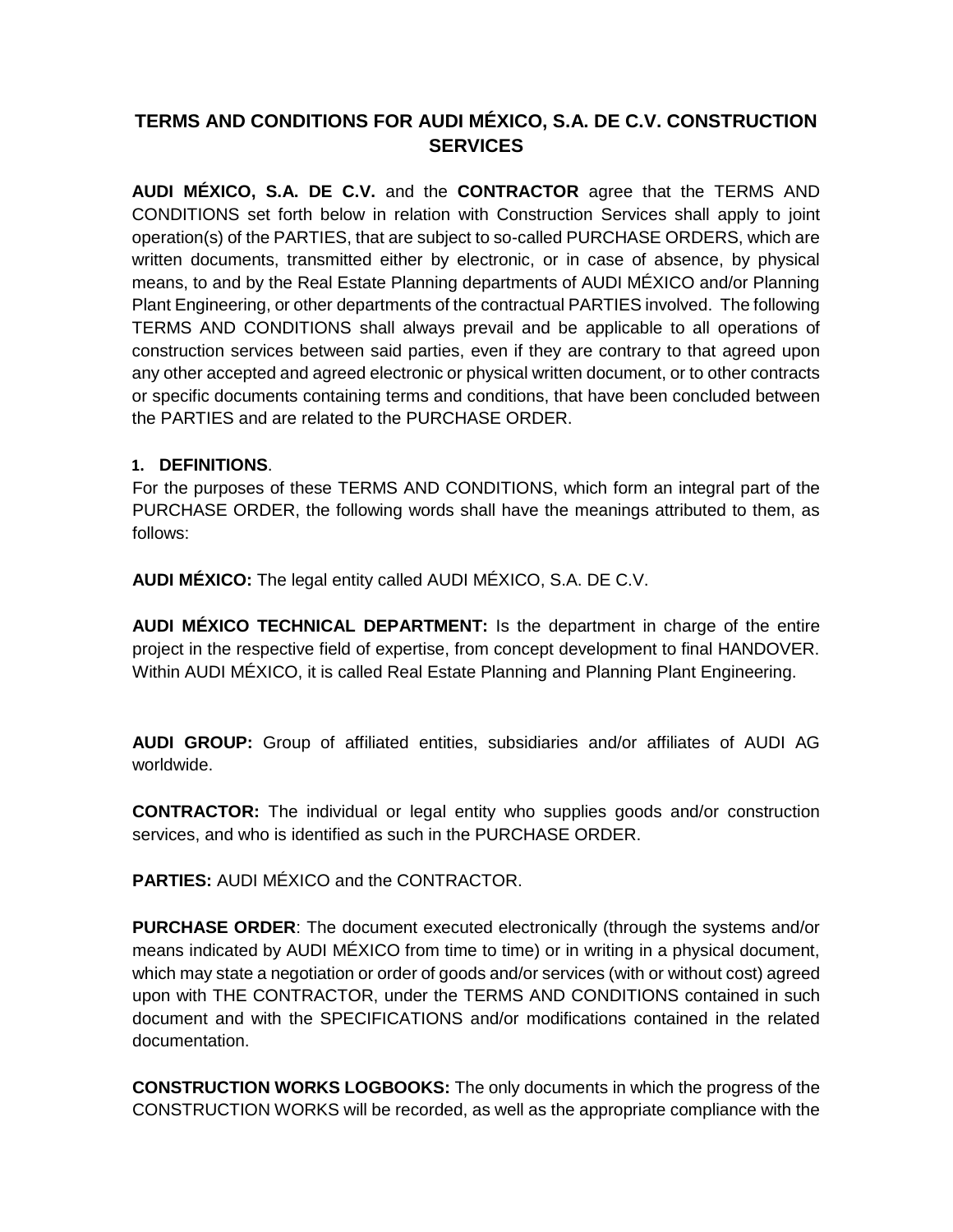# TERMS AND CONDITIONS FOR AUDI MÉXICO, S.A. DE C.V. CONSTRUCTION SERVICES

**AUDI MÉXICO, S.A. DE C.V.** and the **CONTRACTOR** agree that the TERMS AND CONDITIONS set forth below in relation with Construction Services shall apply to joint operation(s) of the PARTIES, that are subject to so-called PURCHASE ORDERS, which are written documents, transmitted either by electronic, or in case of absence, by physical means, to and by the Real Estate Planning departments of AUDI MÉXICO and/or Planning Plant Engineering, or other departments of the contractual PARTIES involved. The following TERMS AND CONDITIONS shall always prevail and be applicable to all operations of construction services between said parties, even if they are contrary to that agreed upon any other accepted and agreed electronic or physical written document, or to other contracts or specific documents containing terms and conditions, that have been concluded between the PARTIES and are related to the PURCHASE ORDER.

## 1. DEFINITIONS.

For the purposes of these TERMS AND CONDITIONS, which form an integral part of the PURCHASE ORDER, the following words shall have the meanings attributed to them, as follows:

**AUDI MÉXICO:** The legal entity called AUDI MÉXICO, S.A. DE C.V.

**AUDI MÉXICO TECHNICAL DEPARTMENT:** Is the department in charge of the entire project in the respective field of expertise, from concept development to final HANDOVER. Within AUDI MÉXICO, it is called Real Estate Planning and Planning Plant Engineering.

**AUDI GROUP:** Group of affiliated entities, subsidiaries and/or affiliates of AUDI AG worldwide.

**CONTRACTOR:** The individual or legal entity who supplies goods and/or construction services, and who is identified as such in the PURCHASE ORDER.

**PARTIES:** AUDI MÉXICO and the CONTRACTOR.

**PURCHASE ORDER**: The document executed electronically (through the systems and/or means indicated by AUDI MÉXICO from time to time) or in writing in a physical document, which may state a negotiation or order of goods and/or services (with or without cost) agreed upon with THE CONTRACTOR, under the TERMS AND CONDITIONS contained in such document and with the SPECIFICATIONS and/or modifications contained in the related documentation.

**CONSTRUCTION WORKS LOGBOOKS:** The only documents in which the progress of the CONSTRUCTION WORKS will be recorded, as well as the appropriate compliance with the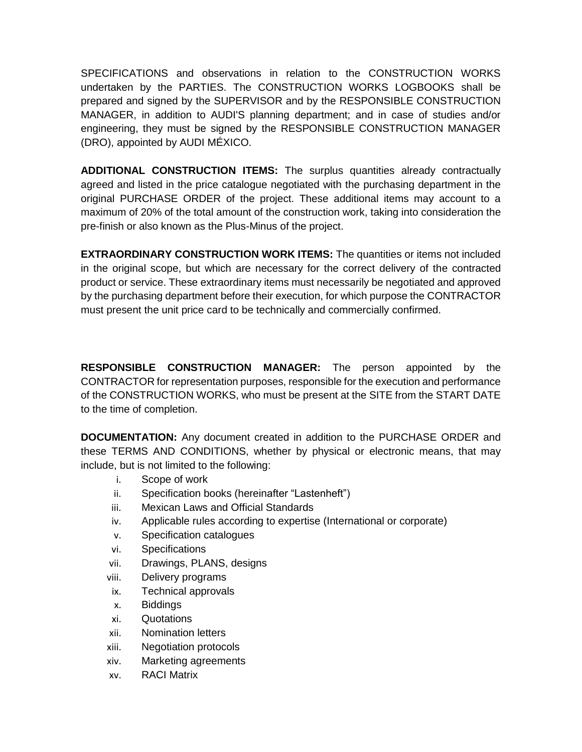SPECIFICATIONS and observations in relation to the CONSTRUCTION WORKS undertaken by the PARTIES. The CONSTRUCTION WORKS LOGBOOKS shall be prepared and signed by the SUPERVISOR and by the RESPONSIBLE CONSTRUCTION MANAGER, in addition to AUDI'S planning department; and in case of studies and/or engineering, they must be signed by the RESPONSIBLE CONSTRUCTION MANAGER (DRO), appointed by AUDI MÉXICO.

**ADDITIONAL CONSTRUCTION ITEMS:** The surplus quantities already contractually agreed and listed in the price catalogue negotiated with the purchasing department in the original PURCHASE ORDER of the project. These additional items may account to a maximum of 20% of the total amount of the construction work, taking into consideration the pre-finish or also known as the Plus-Minus of the project.

**EXTRAORDINARY CONSTRUCTION WORK ITEMS:** The quantities or items not included in the original scope, but which are necessary for the correct delivery of the contracted product or service. These extraordinary items must necessarily be negotiated and approved by the purchasing department before their execution, for which purpose the CONTRACTOR must present the unit price card to be technically and commercially confirmed.

**RESPONSIBLE CONSTRUCTION MANAGER:** The person appointed by the CONTRACTOR for representation purposes, responsible for the execution and performance of the CONSTRUCTION WORKS, who must be present at the SITE from the START DATE to the time of completion.

**DOCUMENTATION:** Any document created in addition to the PURCHASE ORDER and these TERMS AND CONDITIONS, whether by physical or electronic means, that may include, but is not limited to the following:

i. Scope of work
ii. Specification books (hereinafter “Lastenheft”)
iii. Mexican Laws and Official Standards
iv. Applicable rules according to expertise (International or corporate)
v. Specification catalogues
vi. Specifications
vii. Drawings, PLANS, designs
viii. Delivery programs
ix. Technical approvals
x. Biddings
xi. Quotations
xii. Nomination letters
xiii. Negotiation protocols
xiv. Marketing agreements
xv. RACI Matrix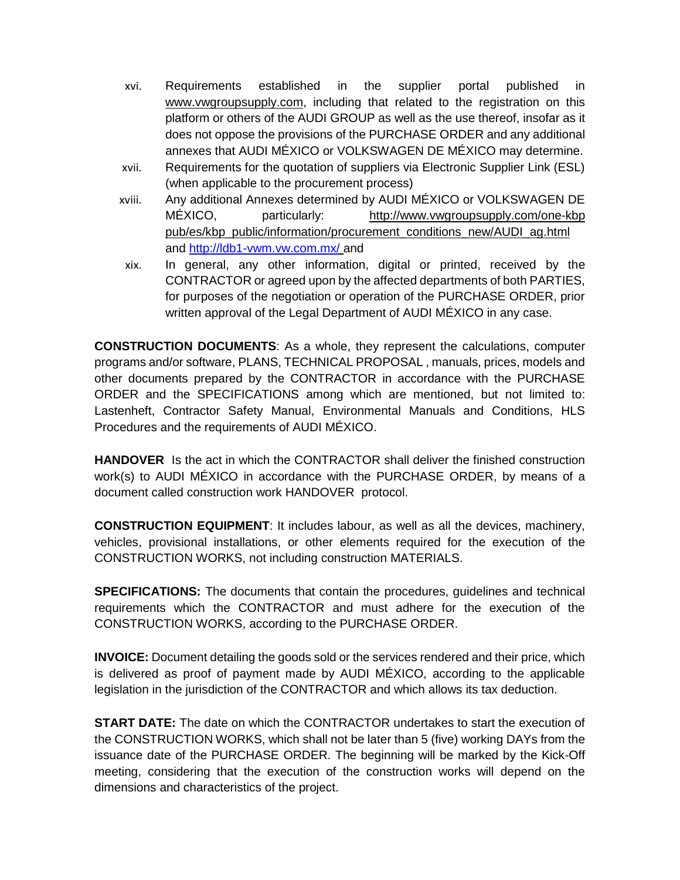xvi. Requirements established in the supplier portal published in www.vwgroupsupply.com, including that related to the registration on this platform or others of the AUDI GROUP as well as the use thereof, insofar as it does not oppose the provisions of the PURCHASE ORDER and any additional annexes that AUDI MÉXICO or VOLKSWAGEN DE MÉXICO may determine.

xvii. Requirements for the quotation of suppliers via Electronic Supplier Link (ESL) (when applicable to the procurement process)

xviii. Any additional Annexes determined by AUDI MÉXICO or VOLKSWAGEN DE MÉXICO, particularly: http://www.vwgroupsupply.com/one-kbp pub/es/kbp_public/information/procurement_conditions_new/AUDI_ag.html and http://ldb1-vwm.vw.com.mx/ and

xix. In general, any other information, digital or printed, received by the CONTRACTOR or agreed upon by the affected departments of both PARTIES, for purposes of the negotiation or operation of the PURCHASE ORDER, prior written approval of the Legal Department of AUDI MÉXICO in any case.

**CONSTRUCTION DOCUMENTS**: As a whole, they represent the calculations, computer programs and/or software, PLANS, TECHNICAL PROPOSAL , manuals, prices, models and other documents prepared by the CONTRACTOR in accordance with the PURCHASE ORDER and the SPECIFICATIONS among which are mentioned, but not limited to: Lastenheft, Contractor Safety Manual, Environmental Manuals and Conditions, HLS Procedures and the requirements of AUDI MÉXICO.

**HANDOVER** Is the act in which the CONTRACTOR shall deliver the finished construction work(s) to AUDI MÉXICO in accordance with the PURCHASE ORDER, by means of a document called construction work HANDOVER protocol.

**CONSTRUCTION EQUIPMENT**: It includes labour, as well as all the devices, machinery, vehicles, provisional installations, or other elements required for the execution of the CONSTRUCTION WORKS, not including construction MATERIALS.

**SPECIFICATIONS:** The documents that contain the procedures, guidelines and technical requirements which the CONTRACTOR and must adhere for the execution of the CONSTRUCTION WORKS, according to the PURCHASE ORDER.

**INVOICE:** Document detailing the goods sold or the services rendered and their price, which is delivered as proof of payment made by AUDI MÉXICO, according to the applicable legislation in the jurisdiction of the CONTRACTOR and which allows its tax deduction.

**START DATE:** The date on which the CONTRACTOR undertakes to start the execution of the CONSTRUCTION WORKS, which shall not be later than 5 (five) working DAYs from the issuance date of the PURCHASE ORDER. The beginning will be marked by the Kick-Off meeting, considering that the execution of the construction works will depend on the dimensions and characteristics of the project.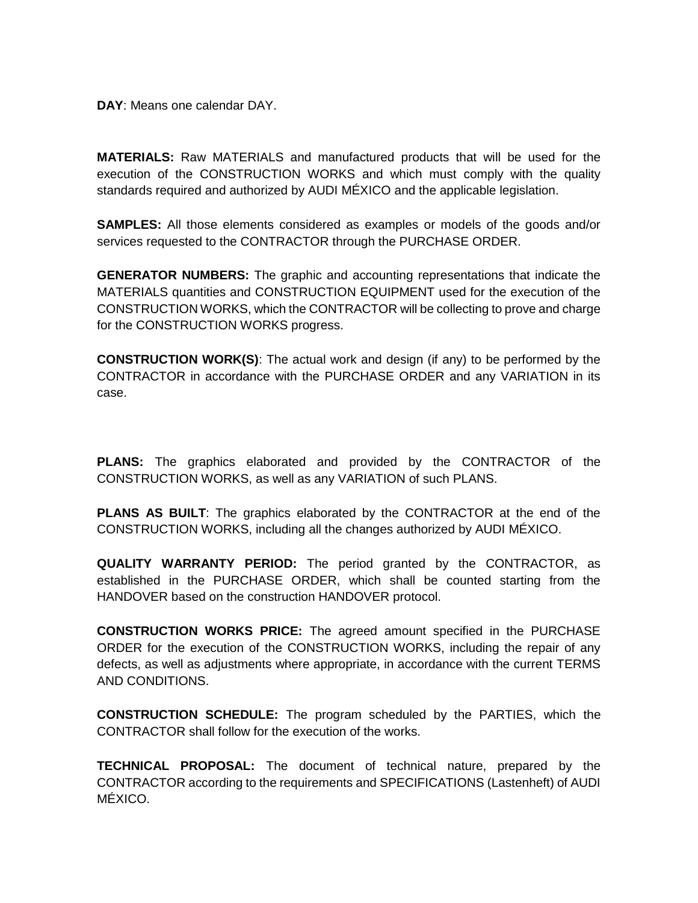**DAY**: Means one calendar DAY.

**MATERIALS:** Raw MATERIALS and manufactured products that will be used for the execution of the CONSTRUCTION WORKS and which must comply with the quality standards required and authorized by AUDI MÉXICO and the applicable legislation.

**SAMPLES:** All those elements considered as examples or models of the goods and/or services requested to the CONTRACTOR through the PURCHASE ORDER.

**GENERATOR NUMBERS:** The graphic and accounting representations that indicate the MATERIALS quantities and CONSTRUCTION EQUIPMENT used for the execution of the CONSTRUCTION WORKS, which the CONTRACTOR will be collecting to prove and charge for the CONSTRUCTION WORKS progress.

**CONSTRUCTION WORK(S)**: The actual work and design (if any) to be performed by the CONTRACTOR in accordance with the PURCHASE ORDER and any VARIATION in its case.

**PLANS:** The graphics elaborated and provided by the CONTRACTOR of the CONSTRUCTION WORKS, as well as any VARIATION of such PLANS.

**PLANS AS BUILT**: The graphics elaborated by the CONTRACTOR at the end of the CONSTRUCTION WORKS, including all the changes authorized by AUDI MÉXICO.

**QUALITY WARRANTY PERIOD:** The period granted by the CONTRACTOR, as established in the PURCHASE ORDER, which shall be counted starting from the HANDOVER based on the construction HANDOVER protocol.

**CONSTRUCTION WORKS PRICE:** The agreed amount specified in the PURCHASE ORDER for the execution of the CONSTRUCTION WORKS, including the repair of any defects, as well as adjustments where appropriate, in accordance with the current TERMS AND CONDITIONS.

**CONSTRUCTION SCHEDULE:** The program scheduled by the PARTIES, which the CONTRACTOR shall follow for the execution of the works.

**TECHNICAL PROPOSAL:** The document of technical nature, prepared by the CONTRACTOR according to the requirements and SPECIFICATIONS (Lastenheft) of AUDI MÉXICO.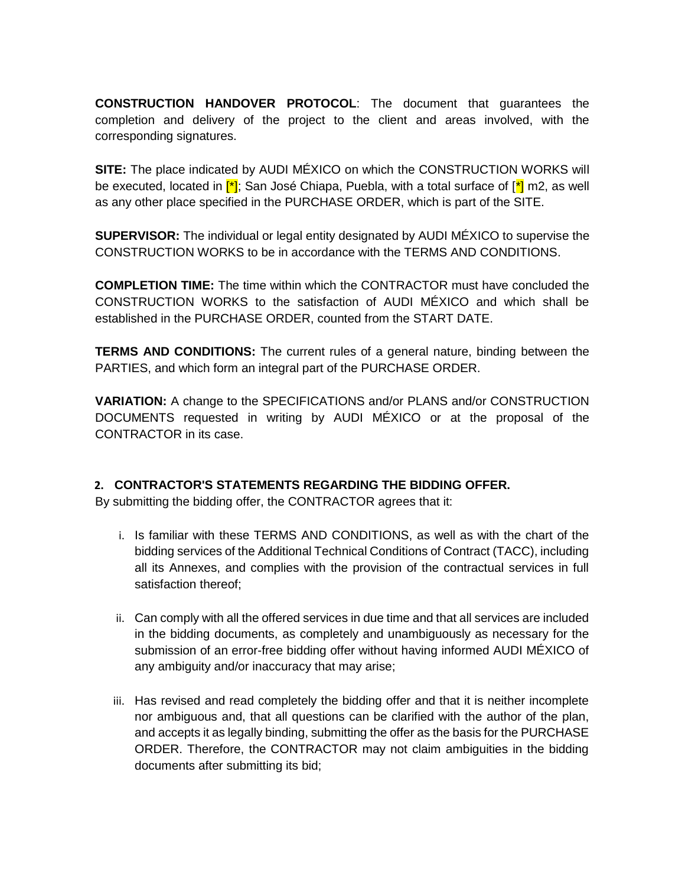**CONSTRUCTION HANDOVER PROTOCOL**: The document that guarantees the completion and delivery of the project to the client and areas involved, with the corresponding signatures.

**SITE:** The place indicated by AUDI MÉXICO on which the CONSTRUCTION WORKS will be executed, located in [*]; San José Chiapa, Puebla, with a total surface of [*] m2, as well as any other place specified in the PURCHASE ORDER, which is part of the SITE.

**SUPERVISOR:** The individual or legal entity designated by AUDI MÉXICO to supervise the CONSTRUCTION WORKS to be in accordance with the TERMS AND CONDITIONS.

**COMPLETION TIME:** The time within which the CONTRACTOR must have concluded the CONSTRUCTION WORKS to the satisfaction of AUDI MÉXICO and which shall be established in the PURCHASE ORDER, counted from the START DATE.

**TERMS AND CONDITIONS:** The current rules of a general nature, binding between the PARTIES, and which form an integral part of the PURCHASE ORDER.

**VARIATION:** A change to the SPECIFICATIONS and/or PLANS and/or CONSTRUCTION DOCUMENTS requested in writing by AUDI MÉXICO or at the proposal of the CONTRACTOR in its case.

## 2. CONTRACTOR'S STATEMENTS REGARDING THE BIDDING OFFER.

By submitting the bidding offer, the CONTRACTOR agrees that it:

i. Is familiar with these TERMS AND CONDITIONS, as well as with the chart of the bidding services of the Additional Technical Conditions of Contract (TACC), including all its Annexes, and complies with the provision of the contractual services in full satisfaction thereof;

ii. Can comply with all the offered services in due time and that all services are included in the bidding documents, as completely and unambiguously as necessary for the submission of an error-free bidding offer without having informed AUDI MÉXICO of any ambiguity and/or inaccuracy that may arise;

iii. Has revised and read completely the bidding offer and that it is neither incomplete nor ambiguous and, that all questions can be clarified with the author of the plan, and accepts it as legally binding, submitting the offer as the basis for the PURCHASE ORDER. Therefore, the CONTRACTOR may not claim ambiguities in the bidding documents after submitting its bid;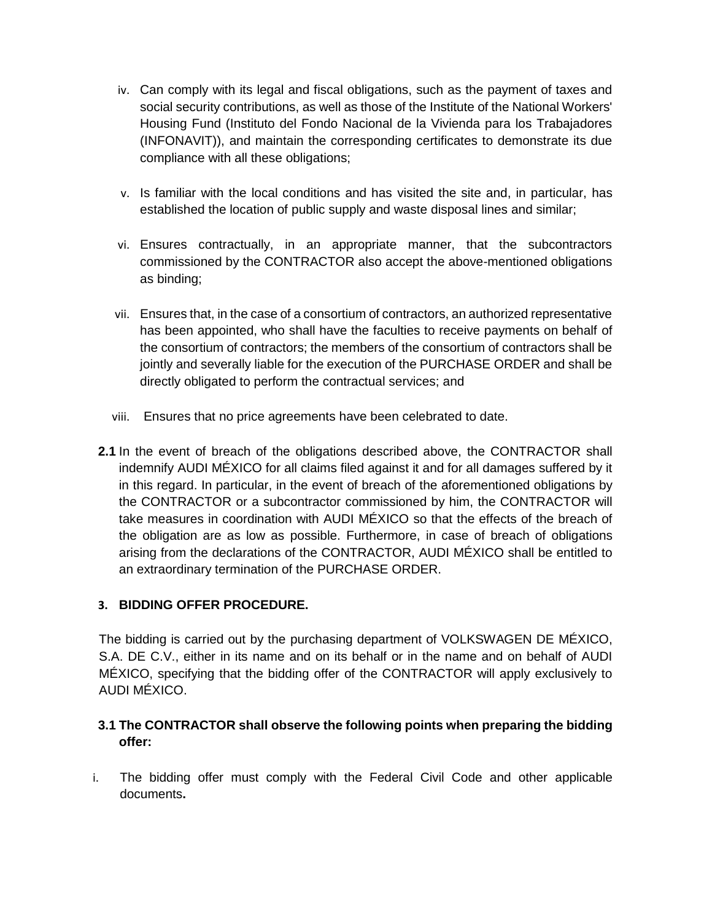iv. Can comply with its legal and fiscal obligations, such as the payment of taxes and social security contributions, as well as those of the Institute of the National Workers' Housing Fund (Instituto del Fondo Nacional de la Vivienda para los Trabajadores (INFONAVIT)), and maintain the corresponding certificates to demonstrate its due compliance with all these obligations;

v. Is familiar with the local conditions and has visited the site and, in particular, has established the location of public supply and waste disposal lines and similar;

vi. Ensures contractually, in an appropriate manner, that the subcontractors commissioned by the CONTRACTOR also accept the above-mentioned obligations as binding;

vii. Ensures that, in the case of a consortium of contractors, an authorized representative has been appointed, who shall have the faculties to receive payments on behalf of the consortium of contractors; the members of the consortium of contractors shall be jointly and severally liable for the execution of the PURCHASE ORDER and shall be directly obligated to perform the contractual services; and

viii. Ensures that no price agreements have been celebrated to date.

**2.1** In the event of breach of the obligations described above, the CONTRACTOR shall indemnify AUDI MÉXICO for all claims filed against it and for all damages suffered by it in this regard. In particular, in the event of breach of the aforementioned obligations by the CONTRACTOR or a subcontractor commissioned by him, the CONTRACTOR will take measures in coordination with AUDI MÉXICO so that the effects of the breach of the obligation are as low as possible. Furthermore, in case of breach of obligations arising from the declarations of the CONTRACTOR, AUDI MÉXICO shall be entitled to an extraordinary termination of the PURCHASE ORDER.

## 3. BIDDING OFFER PROCEDURE.

The bidding is carried out by the purchasing department of VOLKSWAGEN DE MÉXICO, S.A. DE C.V., either in its name and on its behalf or in the name and on behalf of AUDI MÉXICO, specifying that the bidding offer of the CONTRACTOR will apply exclusively to AUDI MÉXICO.

### 3.1 The CONTRACTOR shall observe the following points when preparing the bidding offer:

i. The bidding offer must comply with the Federal Civil Code and other applicable documents**.**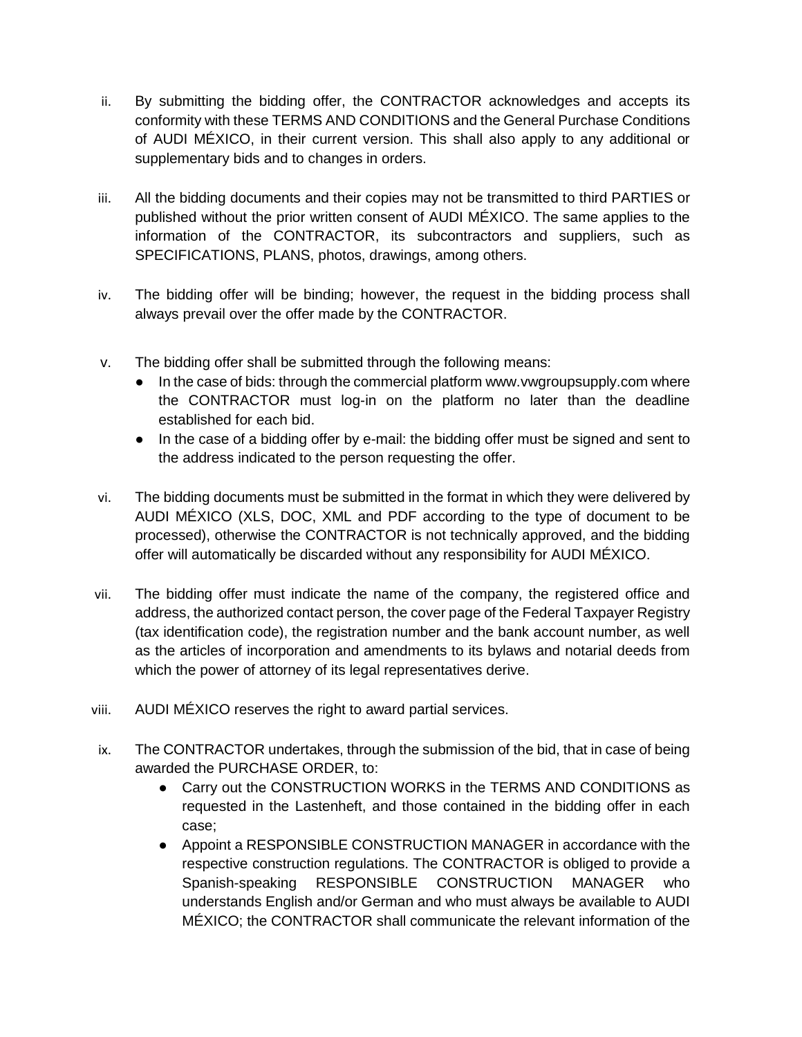ii. By submitting the bidding offer, the CONTRACTOR acknowledges and accepts its conformity with these TERMS AND CONDITIONS and the General Purchase Conditions of AUDI MÉXICO, in their current version. This shall also apply to any additional or supplementary bids and to changes in orders.

iii. All the bidding documents and their copies may not be transmitted to third PARTIES or published without the prior written consent of AUDI MÉXICO. The same applies to the information of the CONTRACTOR, its subcontractors and suppliers, such as SPECIFICATIONS, PLANS, photos, drawings, among others.

iv. The bidding offer will be binding; however, the request in the bidding process shall always prevail over the offer made by the CONTRACTOR.

v. The bidding offer shall be submitted through the following means:
   - In the case of bids: through the commercial platform www.vwgroupsupply.com where the CONTRACTOR must log-in on the platform no later than the deadline established for each bid.
   - In the case of a bidding offer by e-mail: the bidding offer must be signed and sent to the address indicated to the person requesting the offer.

vi. The bidding documents must be submitted in the format in which they were delivered by AUDI MÉXICO (XLS, DOC, XML and PDF according to the type of document to be processed), otherwise the CONTRACTOR is not technically approved, and the bidding offer will automatically be discarded without any responsibility for AUDI MÉXICO.

vii. The bidding offer must indicate the name of the company, the registered office and address, the authorized contact person, the cover page of the Federal Taxpayer Registry (tax identification code), the registration number and the bank account number, as well as the articles of incorporation and amendments to its bylaws and notarial deeds from which the power of attorney of its legal representatives derive.

viii. AUDI MÉXICO reserves the right to award partial services.

ix. The CONTRACTOR undertakes, through the submission of the bid, that in case of being awarded the PURCHASE ORDER, to:
   - Carry out the CONSTRUCTION WORKS in the TERMS AND CONDITIONS as requested in the Lastenheft, and those contained in the bidding offer in each case;
   - Appoint a RESPONSIBLE CONSTRUCTION MANAGER in accordance with the respective construction regulations. The CONTRACTOR is obliged to provide a Spanish-speaking RESPONSIBLE CONSTRUCTION MANAGER who understands English and/or German and who must always be available to AUDI MÉXICO; the CONTRACTOR shall communicate the relevant information of the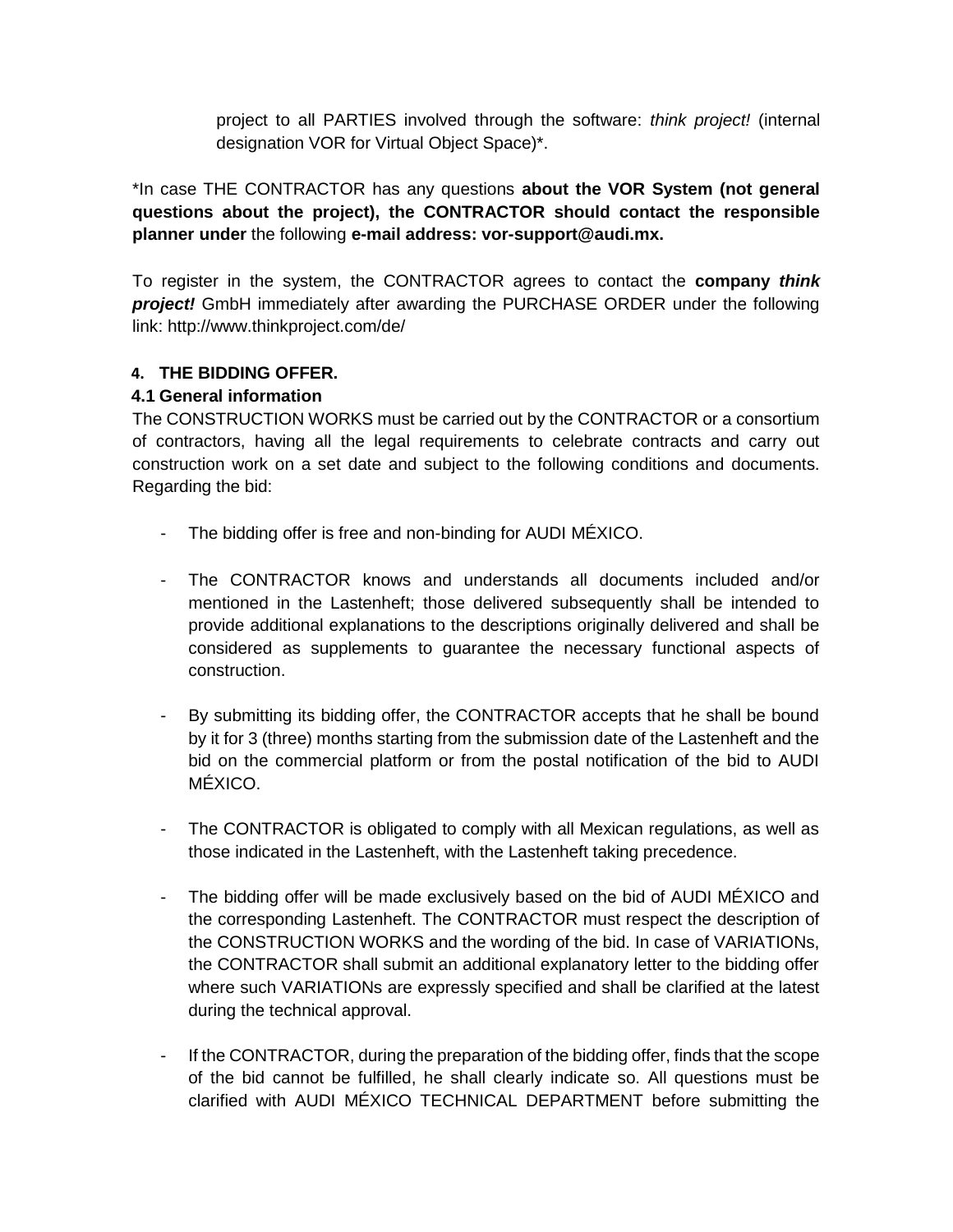project to all PARTIES involved through the software: *think project!* (internal designation VOR for Virtual Object Space)*.

*In case THE CONTRACTOR has any questions **about the VOR System (not general questions about the project), the CONTRACTOR should contact the responsible planner under** the following **e-mail address: vor-support@audi.mx.**

To register in the system, the CONTRACTOR agrees to contact the **company *think project!*** GmbH immediately after awarding the PURCHASE ORDER under the following link: http://www.thinkproject.com/de/

## 4. THE BIDDING OFFER.

### 4.1 General information

The CONSTRUCTION WORKS must be carried out by the CONTRACTOR or a consortium of contractors, having all the legal requirements to celebrate contracts and carry out construction work on a set date and subject to the following conditions and documents. Regarding the bid:

- The bidding offer is free and non-binding for AUDI MÉXICO.

- The CONTRACTOR knows and understands all documents included and/or mentioned in the Lastenheft; those delivered subsequently shall be intended to provide additional explanations to the descriptions originally delivered and shall be considered as supplements to guarantee the necessary functional aspects of construction.

- By submitting its bidding offer, the CONTRACTOR accepts that he shall be bound by it for 3 (three) months starting from the submission date of the Lastenheft and the bid on the commercial platform or from the postal notification of the bid to AUDI MÉXICO.

- The CONTRACTOR is obligated to comply with all Mexican regulations, as well as those indicated in the Lastenheft, with the Lastenheft taking precedence.

- The bidding offer will be made exclusively based on the bid of AUDI MÉXICO and the corresponding Lastenheft. The CONTRACTOR must respect the description of the CONSTRUCTION WORKS and the wording of the bid. In case of VARIATIONs, the CONTRACTOR shall submit an additional explanatory letter to the bidding offer where such VARIATIONs are expressly specified and shall be clarified at the latest during the technical approval.

- If the CONTRACTOR, during the preparation of the bidding offer, finds that the scope of the bid cannot be fulfilled, he shall clearly indicate so. All questions must be clarified with AUDI MÉXICO TECHNICAL DEPARTMENT before submitting the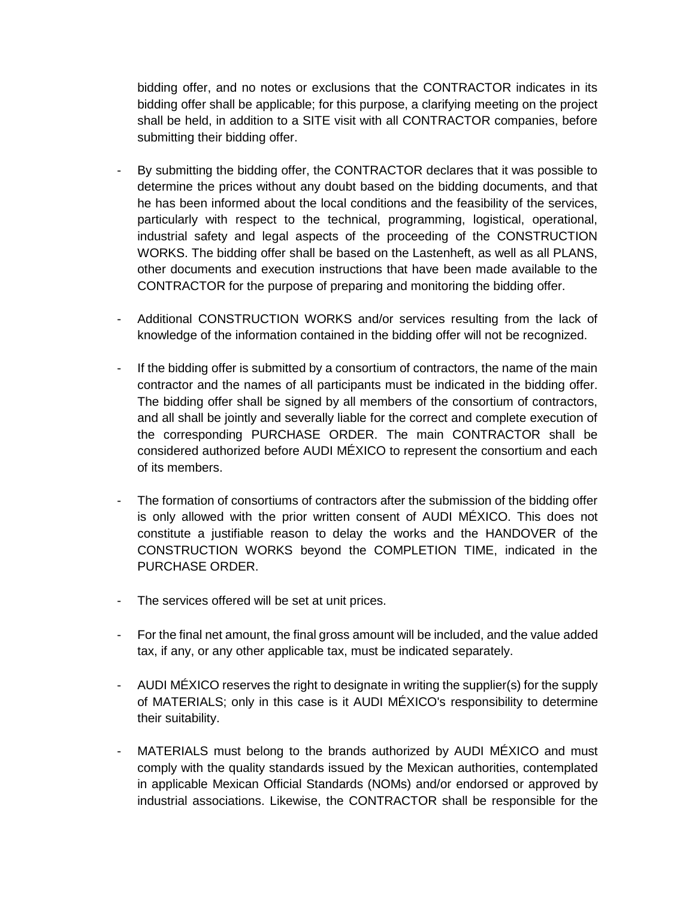bidding offer, and no notes or exclusions that the CONTRACTOR indicates in its bidding offer shall be applicable; for this purpose, a clarifying meeting on the project shall be held, in addition to a SITE visit with all CONTRACTOR companies, before submitting their bidding offer.

- By submitting the bidding offer, the CONTRACTOR declares that it was possible to determine the prices without any doubt based on the bidding documents, and that he has been informed about the local conditions and the feasibility of the services, particularly with respect to the technical, programming, logistical, operational, industrial safety and legal aspects of the proceeding of the CONSTRUCTION WORKS. The bidding offer shall be based on the Lastenheft, as well as all PLANS, other documents and execution instructions that have been made available to the CONTRACTOR for the purpose of preparing and monitoring the bidding offer.

- Additional CONSTRUCTION WORKS and/or services resulting from the lack of knowledge of the information contained in the bidding offer will not be recognized.

- If the bidding offer is submitted by a consortium of contractors, the name of the main contractor and the names of all participants must be indicated in the bidding offer. The bidding offer shall be signed by all members of the consortium of contractors, and all shall be jointly and severally liable for the correct and complete execution of the corresponding PURCHASE ORDER. The main CONTRACTOR shall be considered authorized before AUDI MÉXICO to represent the consortium and each of its members.

- The formation of consortiums of contractors after the submission of the bidding offer is only allowed with the prior written consent of AUDI MÉXICO. This does not constitute a justifiable reason to delay the works and the HANDOVER of the CONSTRUCTION WORKS beyond the COMPLETION TIME, indicated in the PURCHASE ORDER.

- The services offered will be set at unit prices.

- For the final net amount, the final gross amount will be included, and the value added tax, if any, or any other applicable tax, must be indicated separately.

- AUDI MÉXICO reserves the right to designate in writing the supplier(s) for the supply of MATERIALS; only in this case is it AUDI MÉXICO's responsibility to determine their suitability.

- MATERIALS must belong to the brands authorized by AUDI MÉXICO and must comply with the quality standards issued by the Mexican authorities, contemplated in applicable Mexican Official Standards (NOMs) and/or endorsed or approved by industrial associations. Likewise, the CONTRACTOR shall be responsible for the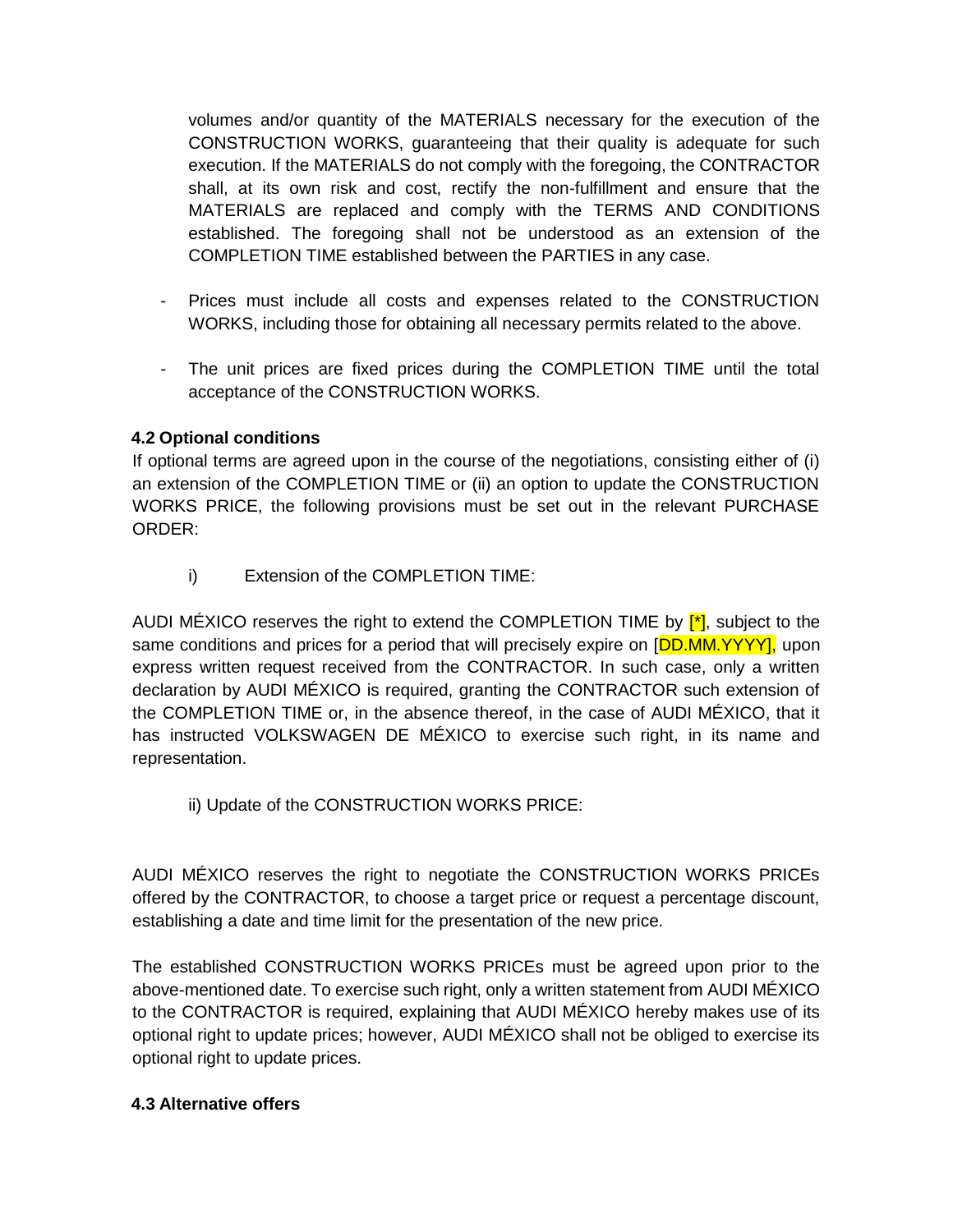volumes and/or quantity of the MATERIALS necessary for the execution of the CONSTRUCTION WORKS, guaranteeing that their quality is adequate for such execution. If the MATERIALS do not comply with the foregoing, the CONTRACTOR shall, at its own risk and cost, rectify the non-fulfillment and ensure that the MATERIALS are replaced and comply with the TERMS AND CONDITIONS established. The foregoing shall not be understood as an extension of the COMPLETION TIME established between the PARTIES in any case.

- Prices must include all costs and expenses related to the CONSTRUCTION WORKS, including those for obtaining all necessary permits related to the above.

- The unit prices are fixed prices during the COMPLETION TIME until the total acceptance of the CONSTRUCTION WORKS.

**4.2 Optional conditions**

If optional terms are agreed upon in the course of the negotiations, consisting either of (i) an extension of the COMPLETION TIME or (ii) an option to update the CONSTRUCTION WORKS PRICE, the following provisions must be set out in the relevant PURCHASE ORDER:

i) Extension of the COMPLETION TIME:

AUDI MÉXICO reserves the right to extend the COMPLETION TIME by [*], subject to the same conditions and prices for a period that will precisely expire on [DD.MM.YYYY], upon express written request received from the CONTRACTOR. In such case, only a written declaration by AUDI MÉXICO is required, granting the CONTRACTOR such extension of the COMPLETION TIME or, in the absence thereof, in the case of AUDI MÉXICO, that it has instructed VOLKSWAGEN DE MÉXICO to exercise such right, in its name and representation.

ii) Update of the CONSTRUCTION WORKS PRICE:

AUDI MÉXICO reserves the right to negotiate the CONSTRUCTION WORKS PRICEs offered by the CONTRACTOR, to choose a target price or request a percentage discount, establishing a date and time limit for the presentation of the new price.

The established CONSTRUCTION WORKS PRICEs must be agreed upon prior to the above-mentioned date. To exercise such right, only a written statement from AUDI MÉXICO to the CONTRACTOR is required, explaining that AUDI MÉXICO hereby makes use of its optional right to update prices; however, AUDI MÉXICO shall not be obliged to exercise its optional right to update prices.

**4.3 Alternative offers**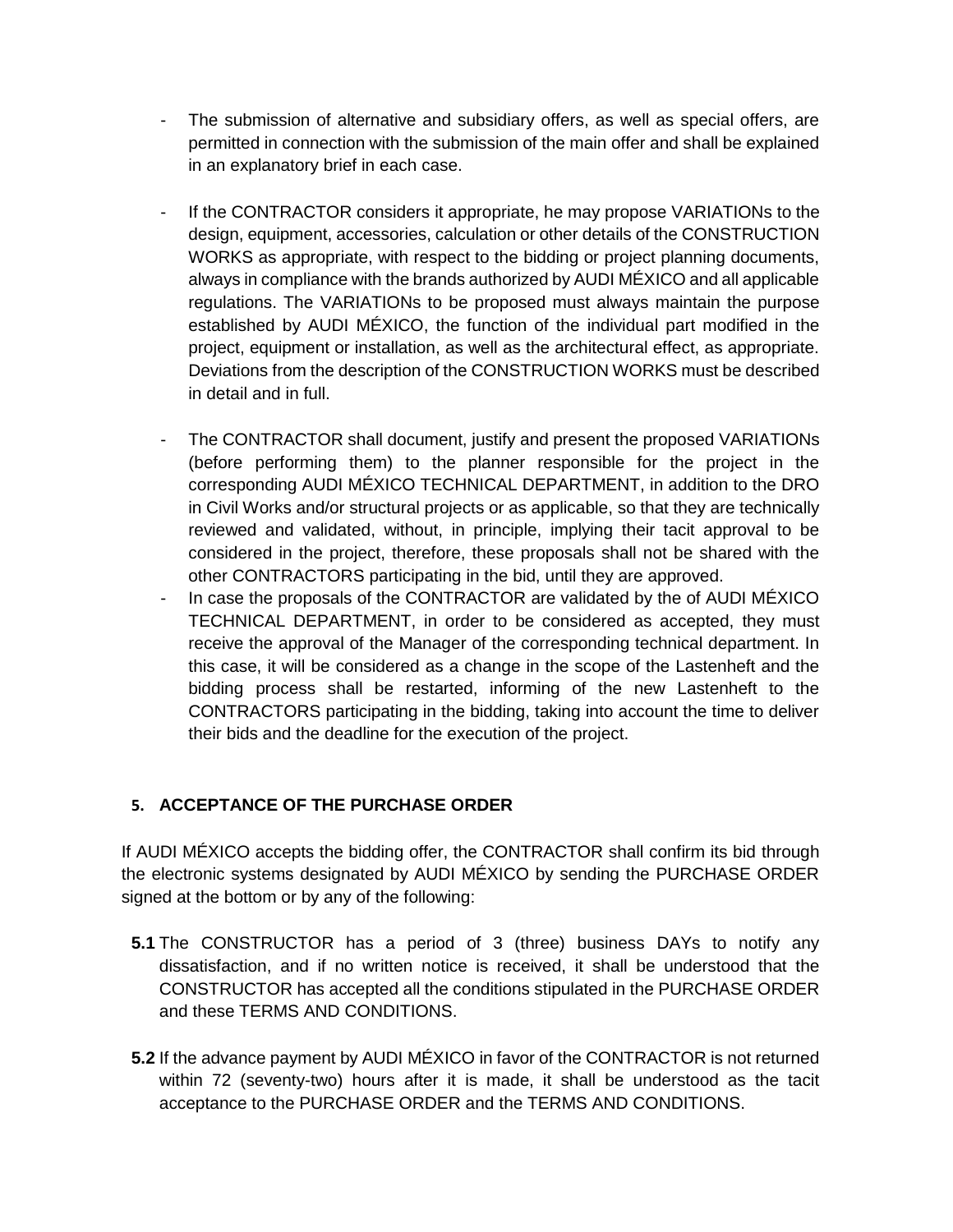- The submission of alternative and subsidiary offers, as well as special offers, are permitted in connection with the submission of the main offer and shall be explained in an explanatory brief in each case.

- If the CONTRACTOR considers it appropriate, he may propose VARIATIONs to the design, equipment, accessories, calculation or other details of the CONSTRUCTION WORKS as appropriate, with respect to the bidding or project planning documents, always in compliance with the brands authorized by AUDI MÉXICO and all applicable regulations. The VARIATIONs to be proposed must always maintain the purpose established by AUDI MÉXICO, the function of the individual part modified in the project, equipment or installation, as well as the architectural effect, as appropriate. Deviations from the description of the CONSTRUCTION WORKS must be described in detail and in full.

- The CONTRACTOR shall document, justify and present the proposed VARIATIONs (before performing them) to the planner responsible for the project in the corresponding AUDI MÉXICO TECHNICAL DEPARTMENT, in addition to the DRO in Civil Works and/or structural projects or as applicable, so that they are technically reviewed and validated, without, in principle, implying their tacit approval to be considered in the project, therefore, these proposals shall not be shared with the other CONTRACTORS participating in the bid, until they are approved.
- In case the proposals of the CONTRACTOR are validated by the of AUDI MÉXICO TECHNICAL DEPARTMENT, in order to be considered as accepted, they must receive the approval of the Manager of the corresponding technical department. In this case, it will be considered as a change in the scope of the Lastenheft and the bidding process shall be restarted, informing of the new Lastenheft to the CONTRACTORS participating in the bidding, taking into account the time to deliver their bids and the deadline for the execution of the project.

## 5. ACCEPTANCE OF THE PURCHASE ORDER

If AUDI MÉXICO accepts the bidding offer, the CONTRACTOR shall confirm its bid through the electronic systems designated by AUDI MÉXICO by sending the PURCHASE ORDER signed at the bottom or by any of the following:

**5.1** The CONSTRUCTOR has a period of 3 (three) business DAYs to notify any dissatisfaction, and if no written notice is received, it shall be understood that the CONSTRUCTOR has accepted all the conditions stipulated in the PURCHASE ORDER and these TERMS AND CONDITIONS.

**5.2** If the advance payment by AUDI MÉXICO in favor of the CONTRACTOR is not returned within 72 (seventy-two) hours after it is made, it shall be understood as the tacit acceptance to the PURCHASE ORDER and the TERMS AND CONDITIONS.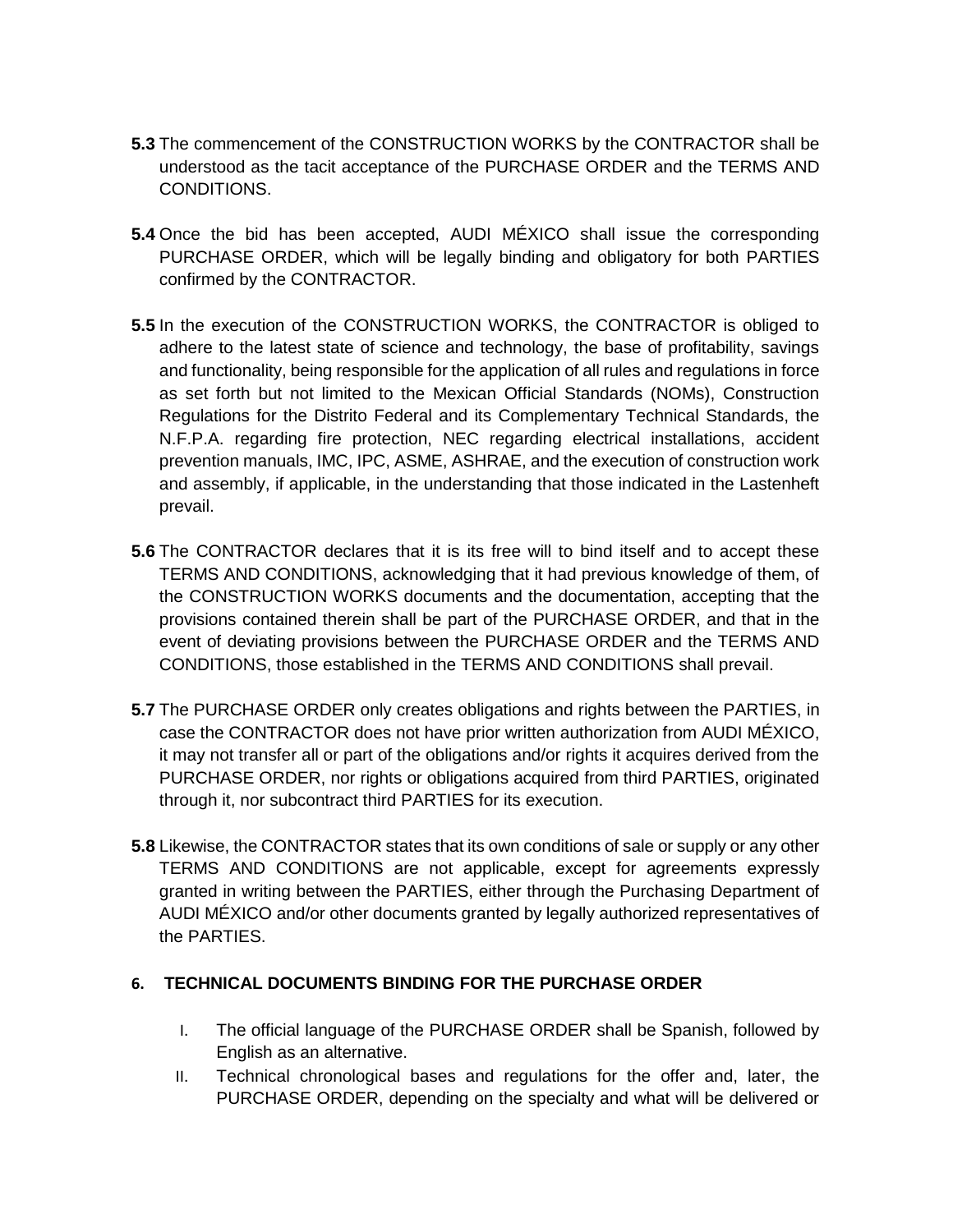**5.3** The commencement of the CONSTRUCTION WORKS by the CONTRACTOR shall be understood as the tacit acceptance of the PURCHASE ORDER and the TERMS AND CONDITIONS.

**5.4** Once the bid has been accepted, AUDI MÉXICO shall issue the corresponding PURCHASE ORDER, which will be legally binding and obligatory for both PARTIES confirmed by the CONTRACTOR.

**5.5** In the execution of the CONSTRUCTION WORKS, the CONTRACTOR is obliged to adhere to the latest state of science and technology, the base of profitability, savings and functionality, being responsible for the application of all rules and regulations in force as set forth but not limited to the Mexican Official Standards (NOMs), Construction Regulations for the Distrito Federal and its Complementary Technical Standards, the N.F.P.A. regarding fire protection, NEC regarding electrical installations, accident prevention manuals, IMC, IPC, ASME, ASHRAE, and the execution of construction work and assembly, if applicable, in the understanding that those indicated in the Lastenheft prevail.

**5.6** The CONTRACTOR declares that it is its free will to bind itself and to accept these TERMS AND CONDITIONS, acknowledging that it had previous knowledge of them, of the CONSTRUCTION WORKS documents and the documentation, accepting that the provisions contained therein shall be part of the PURCHASE ORDER, and that in the event of deviating provisions between the PURCHASE ORDER and the TERMS AND CONDITIONS, those established in the TERMS AND CONDITIONS shall prevail.

**5.7** The PURCHASE ORDER only creates obligations and rights between the PARTIES, in case the CONTRACTOR does not have prior written authorization from AUDI MÉXICO, it may not transfer all or part of the obligations and/or rights it acquires derived from the PURCHASE ORDER, nor rights or obligations acquired from third PARTIES, originated through it, nor subcontract third PARTIES for its execution.

**5.8** Likewise, the CONTRACTOR states that its own conditions of sale or supply or any other TERMS AND CONDITIONS are not applicable, except for agreements expressly granted in writing between the PARTIES, either through the Purchasing Department of AUDI MÉXICO and/or other documents granted by legally authorized representatives of the PARTIES.

## 6. TECHNICAL DOCUMENTS BINDING FOR THE PURCHASE ORDER

I. The official language of the PURCHASE ORDER shall be Spanish, followed by English as an alternative.

II. Technical chronological bases and regulations for the offer and, later, the PURCHASE ORDER, depending on the specialty and what will be delivered or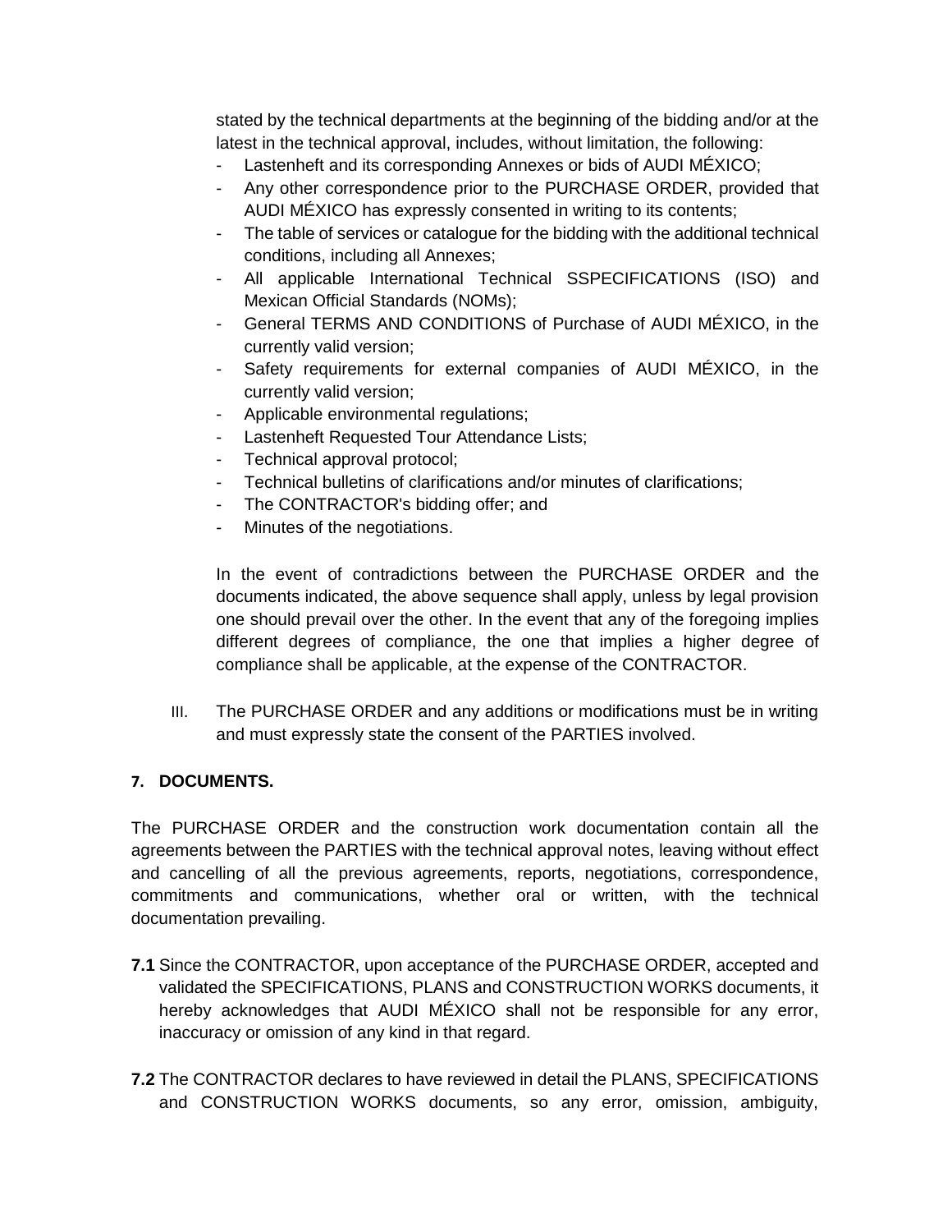stated by the technical departments at the beginning of the bidding and/or at the latest in the technical approval, includes, without limitation, the following:

- Lastenheft and its corresponding Annexes or bids of AUDI MÉXICO;
- Any other correspondence prior to the PURCHASE ORDER, provided that AUDI MÉXICO has expressly consented in writing to its contents;
- The table of services or catalogue for the bidding with the additional technical conditions, including all Annexes;
- All applicable International Technical SSPECIFICATIONS (ISO) and Mexican Official Standards (NOMs);
- General TERMS AND CONDITIONS of Purchase of AUDI MÉXICO, in the currently valid version;
- Safety requirements for external companies of AUDI MÉXICO, in the currently valid version;
- Applicable environmental regulations;
- Lastenheft Requested Tour Attendance Lists;
- Technical approval protocol;
- Technical bulletins of clarifications and/or minutes of clarifications;
- The CONTRACTOR's bidding offer; and
- Minutes of the negotiations.

In the event of contradictions between the PURCHASE ORDER and the documents indicated, the above sequence shall apply, unless by legal provision one should prevail over the other. In the event that any of the foregoing implies different degrees of compliance, the one that implies a higher degree of compliance shall be applicable, at the expense of the CONTRACTOR.

III. The PURCHASE ORDER and any additions or modifications must be in writing and must expressly state the consent of the PARTIES involved.

## 7. DOCUMENTS.

The PURCHASE ORDER and the construction work documentation contain all the agreements between the PARTIES with the technical approval notes, leaving without effect and cancelling of all the previous agreements, reports, negotiations, correspondence, commitments and communications, whether oral or written, with the technical documentation prevailing.

**7.1** Since the CONTRACTOR, upon acceptance of the PURCHASE ORDER, accepted and validated the SPECIFICATIONS, PLANS and CONSTRUCTION WORKS documents, it hereby acknowledges that AUDI MÉXICO shall not be responsible for any error, inaccuracy or omission of any kind in that regard.

**7.2** The CONTRACTOR declares to have reviewed in detail the PLANS, SPECIFICATIONS and CONSTRUCTION WORKS documents, so any error, omission, ambiguity,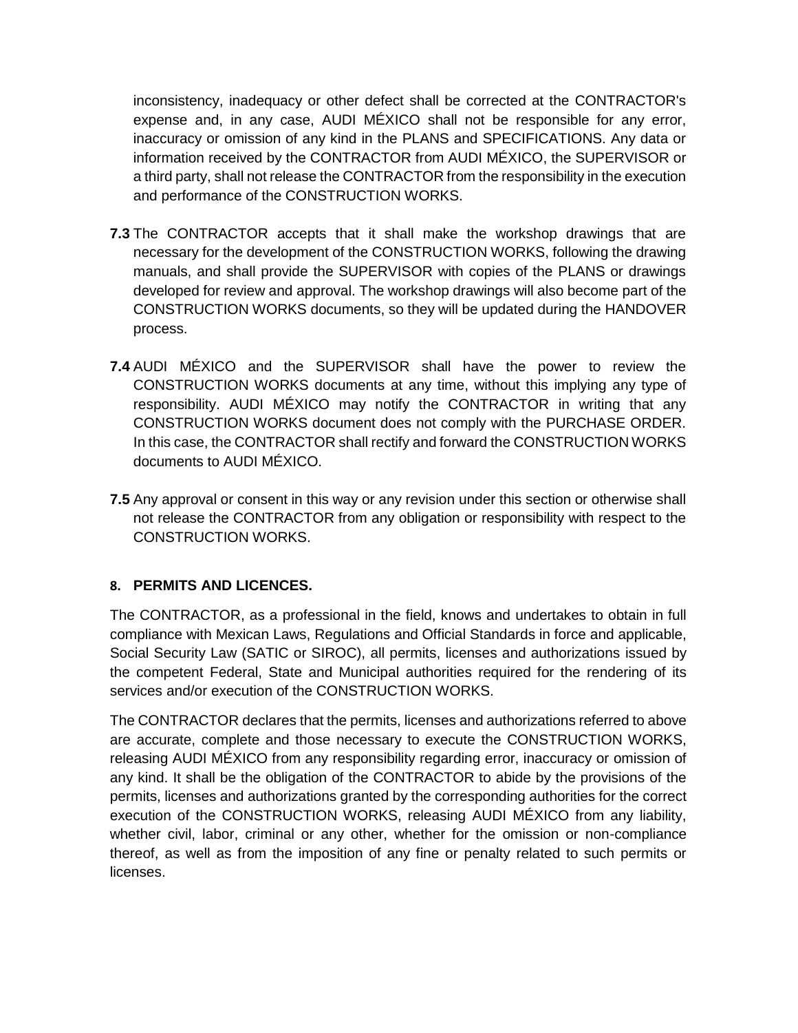inconsistency, inadequacy or other defect shall be corrected at the CONTRACTOR's expense and, in any case, AUDI MÉXICO shall not be responsible for any error, inaccuracy or omission of any kind in the PLANS and SPECIFICATIONS. Any data or information received by the CONTRACTOR from AUDI MÉXICO, the SUPERVISOR or a third party, shall not release the CONTRACTOR from the responsibility in the execution and performance of the CONSTRUCTION WORKS.

**7.3** The CONTRACTOR accepts that it shall make the workshop drawings that are necessary for the development of the CONSTRUCTION WORKS, following the drawing manuals, and shall provide the SUPERVISOR with copies of the PLANS or drawings developed for review and approval. The workshop drawings will also become part of the CONSTRUCTION WORKS documents, so they will be updated during the HANDOVER process.

**7.4** AUDI MÉXICO and the SUPERVISOR shall have the power to review the CONSTRUCTION WORKS documents at any time, without this implying any type of responsibility. AUDI MÉXICO may notify the CONTRACTOR in writing that any CONSTRUCTION WORKS document does not comply with the PURCHASE ORDER. In this case, the CONTRACTOR shall rectify and forward the CONSTRUCTION WORKS documents to AUDI MÉXICO.

**7.5** Any approval or consent in this way or any revision under this section or otherwise shall not release the CONTRACTOR from any obligation or responsibility with respect to the CONSTRUCTION WORKS.

## 8. PERMITS AND LICENCES.

The CONTRACTOR, as a professional in the field, knows and undertakes to obtain in full compliance with Mexican Laws, Regulations and Official Standards in force and applicable, Social Security Law (SATIC or SIROC), all permits, licenses and authorizations issued by the competent Federal, State and Municipal authorities required for the rendering of its services and/or execution of the CONSTRUCTION WORKS.

The CONTRACTOR declares that the permits, licenses and authorizations referred to above are accurate, complete and those necessary to execute the CONSTRUCTION WORKS, releasing AUDI MÉXICO from any responsibility regarding error, inaccuracy or omission of any kind. It shall be the obligation of the CONTRACTOR to abide by the provisions of the permits, licenses and authorizations granted by the corresponding authorities for the correct execution of the CONSTRUCTION WORKS, releasing AUDI MÉXICO from any liability, whether civil, labor, criminal or any other, whether for the omission or non-compliance thereof, as well as from the imposition of any fine or penalty related to such permits or licenses.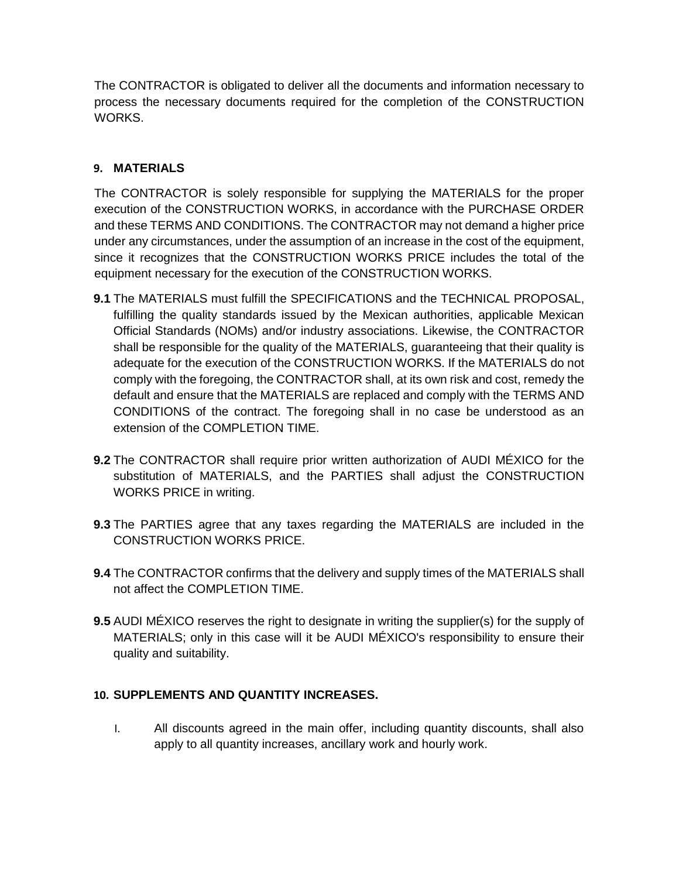The CONTRACTOR is obligated to deliver all the documents and information necessary to process the necessary documents required for the completion of the CONSTRUCTION WORKS.

## 9. MATERIALS

The CONTRACTOR is solely responsible for supplying the MATERIALS for the proper execution of the CONSTRUCTION WORKS, in accordance with the PURCHASE ORDER and these TERMS AND CONDITIONS. The CONTRACTOR may not demand a higher price under any circumstances, under the assumption of an increase in the cost of the equipment, since it recognizes that the CONSTRUCTION WORKS PRICE includes the total of the equipment necessary for the execution of the CONSTRUCTION WORKS.

**9.1** The MATERIALS must fulfill the SPECIFICATIONS and the TECHNICAL PROPOSAL, fulfilling the quality standards issued by the Mexican authorities, applicable Mexican Official Standards (NOMs) and/or industry associations. Likewise, the CONTRACTOR shall be responsible for the quality of the MATERIALS, guaranteeing that their quality is adequate for the execution of the CONSTRUCTION WORKS. If the MATERIALS do not comply with the foregoing, the CONTRACTOR shall, at its own risk and cost, remedy the default and ensure that the MATERIALS are replaced and comply with the TERMS AND CONDITIONS of the contract. The foregoing shall in no case be understood as an extension of the COMPLETION TIME.

**9.2** The CONTRACTOR shall require prior written authorization of AUDI MÉXICO for the substitution of MATERIALS, and the PARTIES shall adjust the CONSTRUCTION WORKS PRICE in writing.

**9.3** The PARTIES agree that any taxes regarding the MATERIALS are included in the CONSTRUCTION WORKS PRICE.

**9.4** The CONTRACTOR confirms that the delivery and supply times of the MATERIALS shall not affect the COMPLETION TIME.

**9.5** AUDI MÉXICO reserves the right to designate in writing the supplier(s) for the supply of MATERIALS; only in this case will it be AUDI MÉXICO's responsibility to ensure their quality and suitability.

## 10. SUPPLEMENTS AND QUANTITY INCREASES.

I. All discounts agreed in the main offer, including quantity discounts, shall also apply to all quantity increases, ancillary work and hourly work.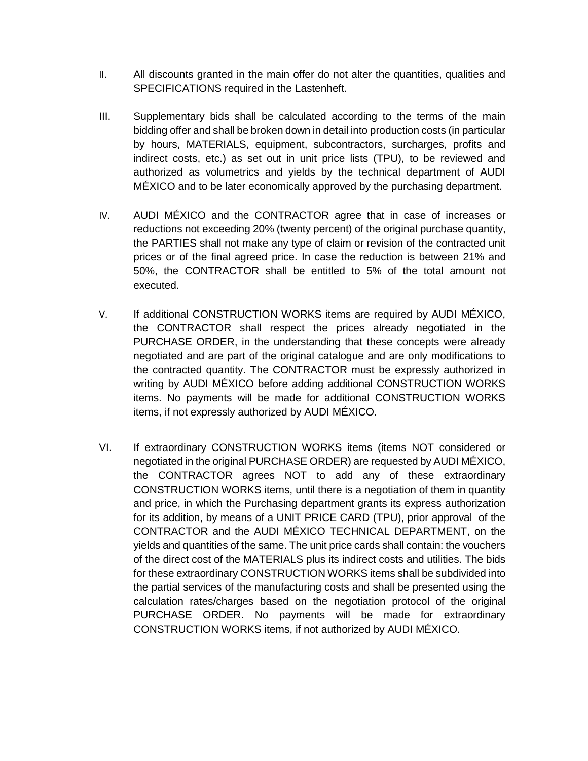II. All discounts granted in the main offer do not alter the quantities, qualities and SPECIFICATIONS required in the Lastenheft.

III. Supplementary bids shall be calculated according to the terms of the main bidding offer and shall be broken down in detail into production costs (in particular by hours, MATERIALS, equipment, subcontractors, surcharges, profits and indirect costs, etc.) as set out in unit price lists (TPU), to be reviewed and authorized as volumetrics and yields by the technical department of AUDI MÉXICO and to be later economically approved by the purchasing department.

IV. AUDI MÉXICO and the CONTRACTOR agree that in case of increases or reductions not exceeding 20% (twenty percent) of the original purchase quantity, the PARTIES shall not make any type of claim or revision of the contracted unit prices or of the final agreed price. In case the reduction is between 21% and 50%, the CONTRACTOR shall be entitled to 5% of the total amount not executed.

V. If additional CONSTRUCTION WORKS items are required by AUDI MÉXICO, the CONTRACTOR shall respect the prices already negotiated in the PURCHASE ORDER, in the understanding that these concepts were already negotiated and are part of the original catalogue and are only modifications to the contracted quantity. The CONTRACTOR must be expressly authorized in writing by AUDI MÉXICO before adding additional CONSTRUCTION WORKS items. No payments will be made for additional CONSTRUCTION WORKS items, if not expressly authorized by AUDI MÉXICO.

VI. If extraordinary CONSTRUCTION WORKS items (items NOT considered or negotiated in the original PURCHASE ORDER) are requested by AUDI MÉXICO, the CONTRACTOR agrees NOT to add any of these extraordinary CONSTRUCTION WORKS items, until there is a negotiation of them in quantity and price, in which the Purchasing department grants its express authorization for its addition, by means of a UNIT PRICE CARD (TPU), prior approval of the CONTRACTOR and the AUDI MÉXICO TECHNICAL DEPARTMENT, on the yields and quantities of the same. The unit price cards shall contain: the vouchers of the direct cost of the MATERIALS plus its indirect costs and utilities. The bids for these extraordinary CONSTRUCTION WORKS items shall be subdivided into the partial services of the manufacturing costs and shall be presented using the calculation rates/charges based on the negotiation protocol of the original PURCHASE ORDER. No payments will be made for extraordinary CONSTRUCTION WORKS items, if not authorized by AUDI MÉXICO.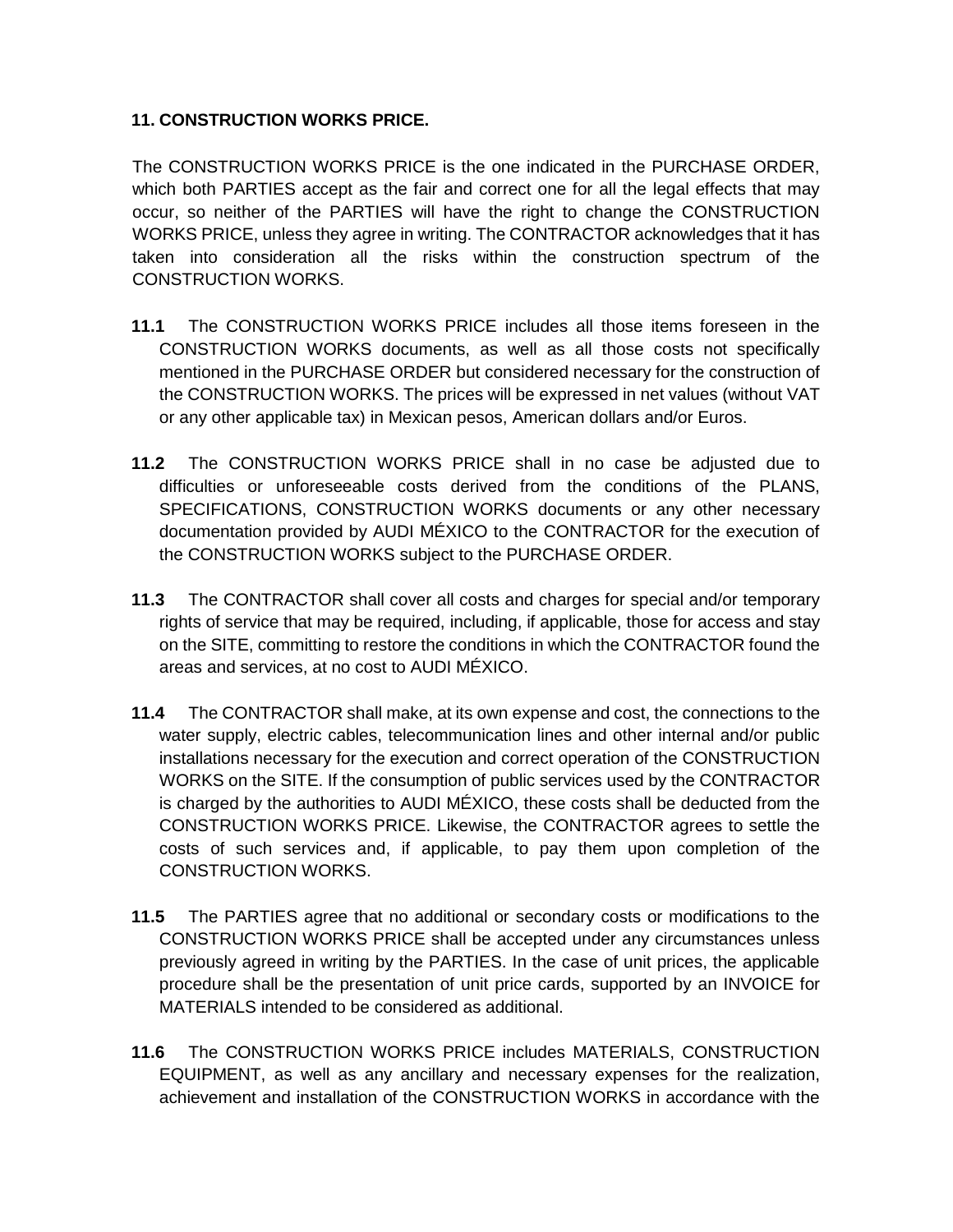**11. CONSTRUCTION WORKS PRICE.**

The CONSTRUCTION WORKS PRICE is the one indicated in the PURCHASE ORDER, which both PARTIES accept as the fair and correct one for all the legal effects that may occur, so neither of the PARTIES will have the right to change the CONSTRUCTION WORKS PRICE, unless they agree in writing. The CONTRACTOR acknowledges that it has taken into consideration all the risks within the construction spectrum of the CONSTRUCTION WORKS.

**11.1** The CONSTRUCTION WORKS PRICE includes all those items foreseen in the CONSTRUCTION WORKS documents, as well as all those costs not specifically mentioned in the PURCHASE ORDER but considered necessary for the construction of the CONSTRUCTION WORKS. The prices will be expressed in net values (without VAT or any other applicable tax) in Mexican pesos, American dollars and/or Euros.

**11.2** The CONSTRUCTION WORKS PRICE shall in no case be adjusted due to difficulties or unforeseeable costs derived from the conditions of the PLANS, SPECIFICATIONS, CONSTRUCTION WORKS documents or any other necessary documentation provided by AUDI MÉXICO to the CONTRACTOR for the execution of the CONSTRUCTION WORKS subject to the PURCHASE ORDER.

**11.3** The CONTRACTOR shall cover all costs and charges for special and/or temporary rights of service that may be required, including, if applicable, those for access and stay on the SITE, committing to restore the conditions in which the CONTRACTOR found the areas and services, at no cost to AUDI MÉXICO.

**11.4** The CONTRACTOR shall make, at its own expense and cost, the connections to the water supply, electric cables, telecommunication lines and other internal and/or public installations necessary for the execution and correct operation of the CONSTRUCTION WORKS on the SITE. If the consumption of public services used by the CONTRACTOR is charged by the authorities to AUDI MÉXICO, these costs shall be deducted from the CONSTRUCTION WORKS PRICE. Likewise, the CONTRACTOR agrees to settle the costs of such services and, if applicable, to pay them upon completion of the CONSTRUCTION WORKS.

**11.5** The PARTIES agree that no additional or secondary costs or modifications to the CONSTRUCTION WORKS PRICE shall be accepted under any circumstances unless previously agreed in writing by the PARTIES. In the case of unit prices, the applicable procedure shall be the presentation of unit price cards, supported by an INVOICE for MATERIALS intended to be considered as additional.

**11.6** The CONSTRUCTION WORKS PRICE includes MATERIALS, CONSTRUCTION EQUIPMENT, as well as any ancillary and necessary expenses for the realization, achievement and installation of the CONSTRUCTION WORKS in accordance with the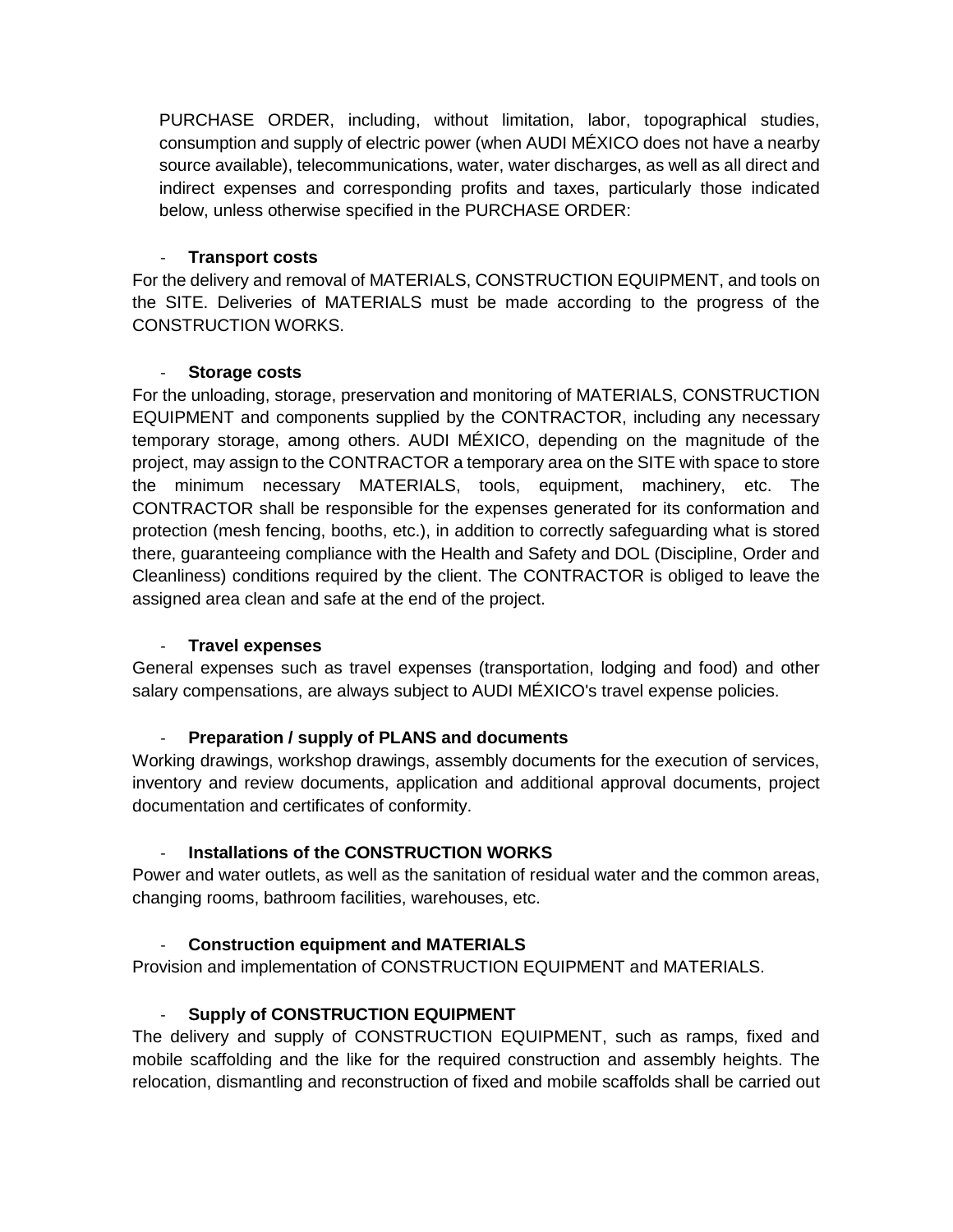PURCHASE ORDER, including, without limitation, labor, topographical studies, consumption and supply of electric power (when AUDI MÉXICO does not have a nearby source available), telecommunications, water, water discharges, as well as all direct and indirect expenses and corresponding profits and taxes, particularly those indicated below, unless otherwise specified in the PURCHASE ORDER:

- **Transport costs**

For the delivery and removal of MATERIALS, CONSTRUCTION EQUIPMENT, and tools on the SITE. Deliveries of MATERIALS must be made according to the progress of the CONSTRUCTION WORKS.

- **Storage costs**

For the unloading, storage, preservation and monitoring of MATERIALS, CONSTRUCTION EQUIPMENT and components supplied by the CONTRACTOR, including any necessary temporary storage, among others. AUDI MÉXICO, depending on the magnitude of the project, may assign to the CONTRACTOR a temporary area on the SITE with space to store the minimum necessary MATERIALS, tools, equipment, machinery, etc. The CONTRACTOR shall be responsible for the expenses generated for its conformation and protection (mesh fencing, booths, etc.), in addition to correctly safeguarding what is stored there, guaranteeing compliance with the Health and Safety and DOL (Discipline, Order and Cleanliness) conditions required by the client. The CONTRACTOR is obliged to leave the assigned area clean and safe at the end of the project.

- **Travel expenses**

General expenses such as travel expenses (transportation, lodging and food) and other salary compensations, are always subject to AUDI MÉXICO's travel expense policies.

- **Preparation / supply of PLANS and documents**

Working drawings, workshop drawings, assembly documents for the execution of services, inventory and review documents, application and additional approval documents, project documentation and certificates of conformity.

- **Installations of the CONSTRUCTION WORKS**

Power and water outlets, as well as the sanitation of residual water and the common areas, changing rooms, bathroom facilities, warehouses, etc.

- **Construction equipment and MATERIALS**

Provision and implementation of CONSTRUCTION EQUIPMENT and MATERIALS.

- **Supply of CONSTRUCTION EQUIPMENT**

The delivery and supply of CONSTRUCTION EQUIPMENT, such as ramps, fixed and mobile scaffolding and the like for the required construction and assembly heights. The relocation, dismantling and reconstruction of fixed and mobile scaffolds shall be carried out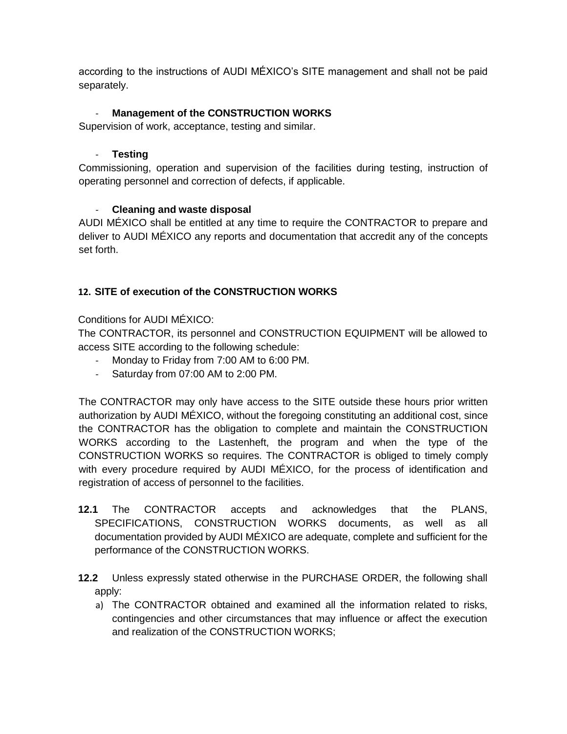according to the instructions of AUDI MÉXICO's SITE management and shall not be paid separately.

- **Management of the CONSTRUCTION WORKS**

Supervision of work, acceptance, testing and similar.

- **Testing**

Commissioning, operation and supervision of the facilities during testing, instruction of operating personnel and correction of defects, if applicable.

- **Cleaning and waste disposal**

AUDI MÉXICO shall be entitled at any time to require the CONTRACTOR to prepare and deliver to AUDI MÉXICO any reports and documentation that accredit any of the concepts set forth.

### 12. SITE of execution of the CONSTRUCTION WORKS

Conditions for AUDI MÉXICO:

The CONTRACTOR, its personnel and CONSTRUCTION EQUIPMENT will be allowed to access SITE according to the following schedule:

- Monday to Friday from 7:00 AM to 6:00 PM.
- Saturday from 07:00 AM to 2:00 PM.

The CONTRACTOR may only have access to the SITE outside these hours prior written authorization by AUDI MÉXICO, without the foregoing constituting an additional cost, since the CONTRACTOR has the obligation to complete and maintain the CONSTRUCTION WORKS according to the Lastenheft, the program and when the type of the CONSTRUCTION WORKS so requires. The CONTRACTOR is obliged to timely comply with every procedure required by AUDI MÉXICO, for the process of identification and registration of access of personnel to the facilities.

**12.1** The CONTRACTOR accepts and acknowledges that the PLANS, SPECIFICATIONS, CONSTRUCTION WORKS documents, as well as all documentation provided by AUDI MÉXICO are adequate, complete and sufficient for the performance of the CONSTRUCTION WORKS.

**12.2** Unless expressly stated otherwise in the PURCHASE ORDER, the following shall apply:

a) The CONTRACTOR obtained and examined all the information related to risks, contingencies and other circumstances that may influence or affect the execution and realization of the CONSTRUCTION WORKS;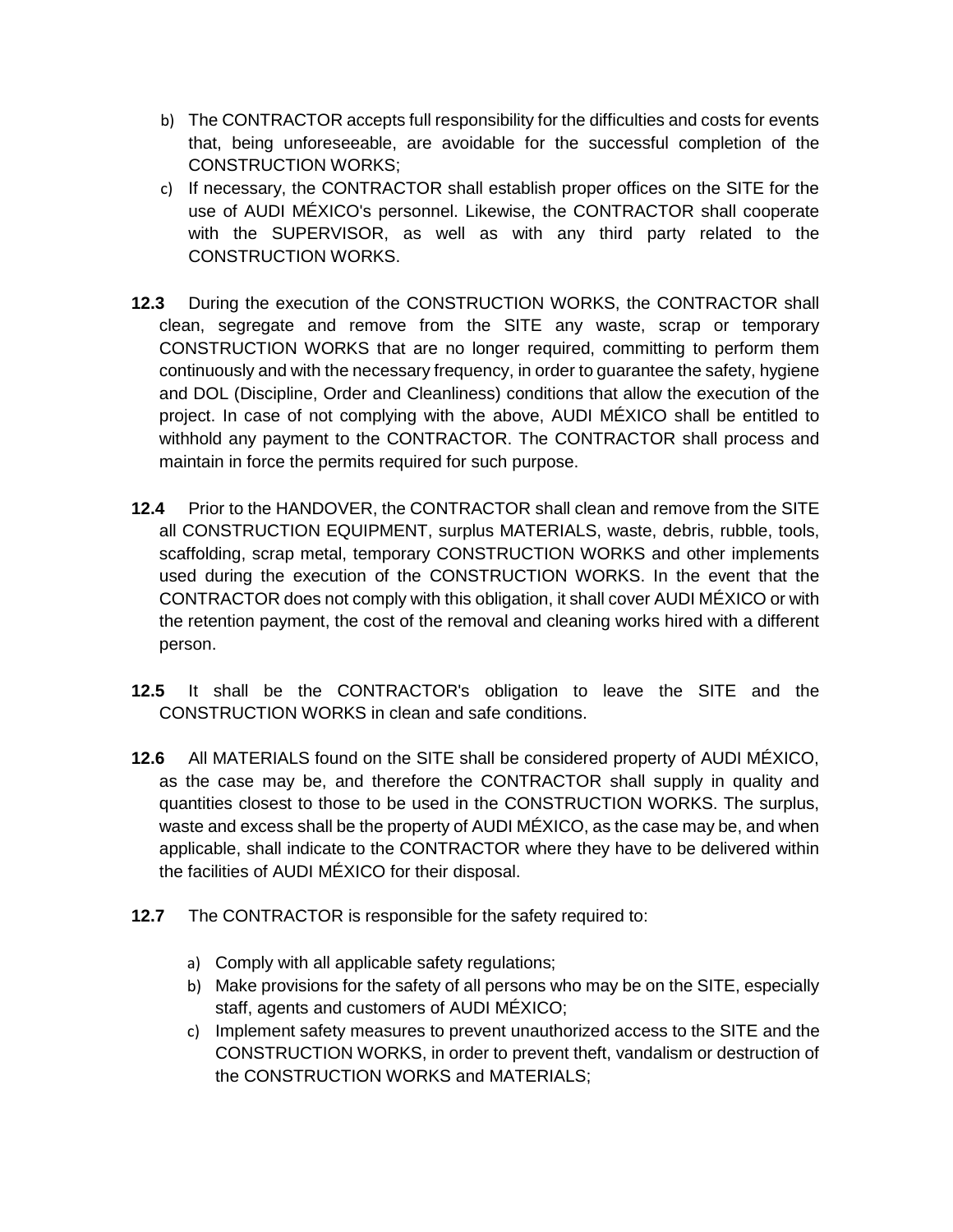b) The CONTRACTOR accepts full responsibility for the difficulties and costs for events that, being unforeseeable, are avoidable for the successful completion of the CONSTRUCTION WORKS;
c) If necessary, the CONTRACTOR shall establish proper offices on the SITE for the use of AUDI MÉXICO's personnel. Likewise, the CONTRACTOR shall cooperate with the SUPERVISOR, as well as with any third party related to the CONSTRUCTION WORKS.

**12.3** During the execution of the CONSTRUCTION WORKS, the CONTRACTOR shall clean, segregate and remove from the SITE any waste, scrap or temporary CONSTRUCTION WORKS that are no longer required, committing to perform them continuously and with the necessary frequency, in order to guarantee the safety, hygiene and DOL (Discipline, Order and Cleanliness) conditions that allow the execution of the project. In case of not complying with the above, AUDI MÉXICO shall be entitled to withhold any payment to the CONTRACTOR. The CONTRACTOR shall process and maintain in force the permits required for such purpose.

**12.4** Prior to the HANDOVER, the CONTRACTOR shall clean and remove from the SITE all CONSTRUCTION EQUIPMENT, surplus MATERIALS, waste, debris, rubble, tools, scaffolding, scrap metal, temporary CONSTRUCTION WORKS and other implements used during the execution of the CONSTRUCTION WORKS. In the event that the CONTRACTOR does not comply with this obligation, it shall cover AUDI MÉXICO or with the retention payment, the cost of the removal and cleaning works hired with a different person.

**12.5** It shall be the CONTRACTOR's obligation to leave the SITE and the CONSTRUCTION WORKS in clean and safe conditions.

**12.6** All MATERIALS found on the SITE shall be considered property of AUDI MÉXICO, as the case may be, and therefore the CONTRACTOR shall supply in quality and quantities closest to those to be used in the CONSTRUCTION WORKS. The surplus, waste and excess shall be the property of AUDI MÉXICO, as the case may be, and when applicable, shall indicate to the CONTRACTOR where they have to be delivered within the facilities of AUDI MÉXICO for their disposal.

**12.7** The CONTRACTOR is responsible for the safety required to:

a) Comply with all applicable safety regulations;
b) Make provisions for the safety of all persons who may be on the SITE, especially staff, agents and customers of AUDI MÉXICO;
c) Implement safety measures to prevent unauthorized access to the SITE and the CONSTRUCTION WORKS, in order to prevent theft, vandalism or destruction of the CONSTRUCTION WORKS and MATERIALS;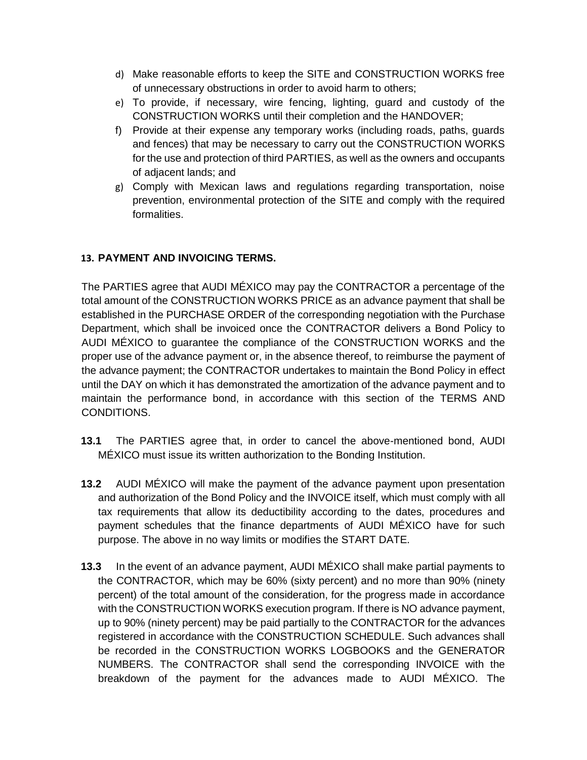d) Make reasonable efforts to keep the SITE and CONSTRUCTION WORKS free of unnecessary obstructions in order to avoid harm to others;
e) To provide, if necessary, wire fencing, lighting, guard and custody of the CONSTRUCTION WORKS until their completion and the HANDOVER;
f) Provide at their expense any temporary works (including roads, paths, guards and fences) that may be necessary to carry out the CONSTRUCTION WORKS for the use and protection of third PARTIES, as well as the owners and occupants of adjacent lands; and
g) Comply with Mexican laws and regulations regarding transportation, noise prevention, environmental protection of the SITE and comply with the required formalities.

## 13. PAYMENT AND INVOICING TERMS.

The PARTIES agree that AUDI MÉXICO may pay the CONTRACTOR a percentage of the total amount of the CONSTRUCTION WORKS PRICE as an advance payment that shall be established in the PURCHASE ORDER of the corresponding negotiation with the Purchase Department, which shall be invoiced once the CONTRACTOR delivers a Bond Policy to AUDI MÉXICO to guarantee the compliance of the CONSTRUCTION WORKS and the proper use of the advance payment or, in the absence thereof, to reimburse the payment of the advance payment; the CONTRACTOR undertakes to maintain the Bond Policy in effect until the DAY on which it has demonstrated the amortization of the advance payment and to maintain the performance bond, in accordance with this section of the TERMS AND CONDITIONS.

**13.1** The PARTIES agree that, in order to cancel the above-mentioned bond, AUDI MÉXICO must issue its written authorization to the Bonding Institution.

**13.2** AUDI MÉXICO will make the payment of the advance payment upon presentation and authorization of the Bond Policy and the INVOICE itself, which must comply with all tax requirements that allow its deductibility according to the dates, procedures and payment schedules that the finance departments of AUDI MÉXICO have for such purpose. The above in no way limits or modifies the START DATE.

**13.3** In the event of an advance payment, AUDI MÉXICO shall make partial payments to the CONTRACTOR, which may be 60% (sixty percent) and no more than 90% (ninety percent) of the total amount of the consideration, for the progress made in accordance with the CONSTRUCTION WORKS execution program. If there is NO advance payment, up to 90% (ninety percent) may be paid partially to the CONTRACTOR for the advances registered in accordance with the CONSTRUCTION SCHEDULE. Such advances shall be recorded in the CONSTRUCTION WORKS LOGBOOKS and the GENERATOR NUMBERS. The CONTRACTOR shall send the corresponding INVOICE with the breakdown of the payment for the advances made to AUDI MÉXICO. The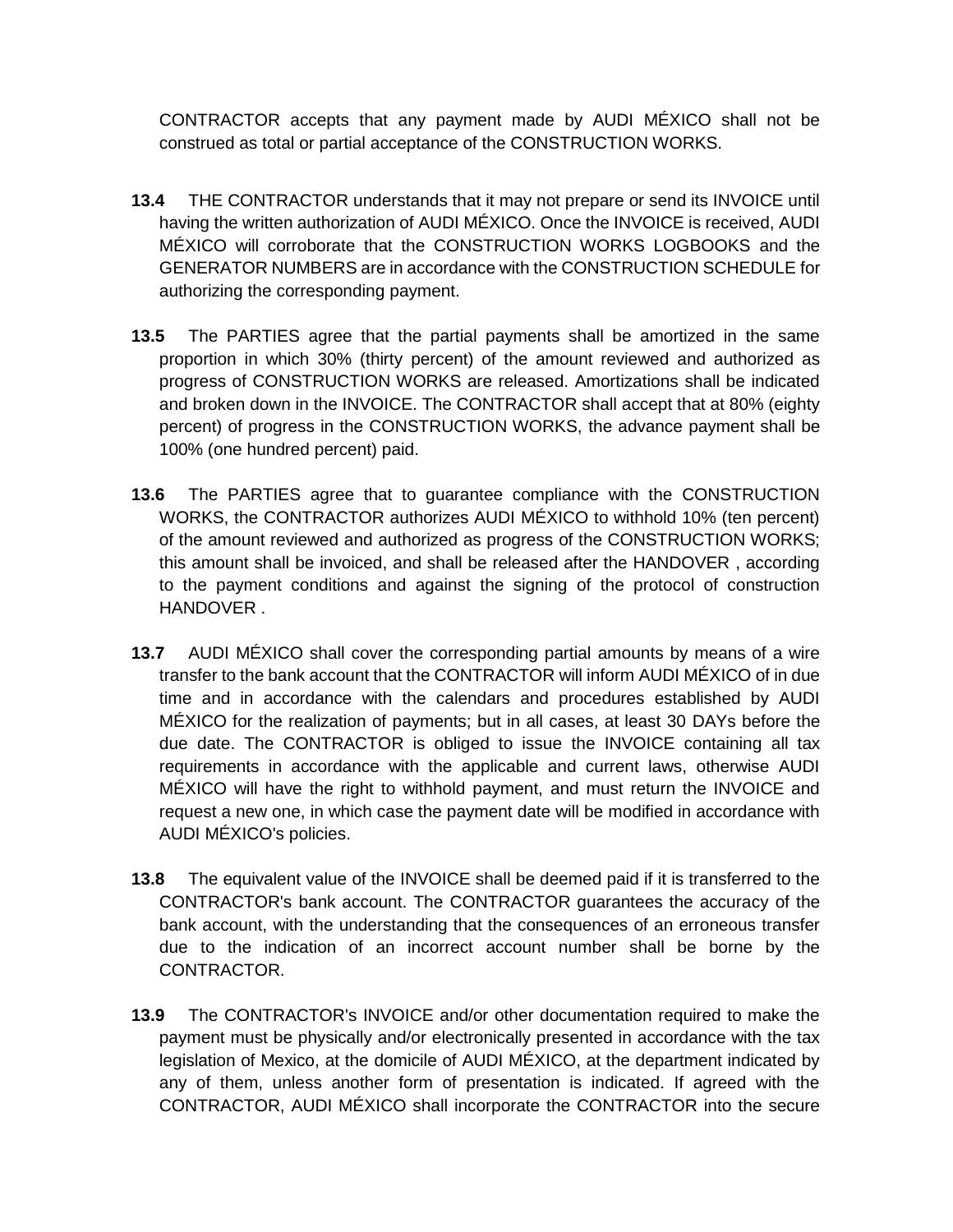CONTRACTOR accepts that any payment made by AUDI MÉXICO shall not be construed as total or partial acceptance of the CONSTRUCTION WORKS.

**13.4** THE CONTRACTOR understands that it may not prepare or send its INVOICE until having the written authorization of AUDI MÉXICO. Once the INVOICE is received, AUDI MÉXICO will corroborate that the CONSTRUCTION WORKS LOGBOOKS and the GENERATOR NUMBERS are in accordance with the CONSTRUCTION SCHEDULE for authorizing the corresponding payment.

**13.5** The PARTIES agree that the partial payments shall be amortized in the same proportion in which 30% (thirty percent) of the amount reviewed and authorized as progress of CONSTRUCTION WORKS are released. Amortizations shall be indicated and broken down in the INVOICE. The CONTRACTOR shall accept that at 80% (eighty percent) of progress in the CONSTRUCTION WORKS, the advance payment shall be 100% (one hundred percent) paid.

**13.6** The PARTIES agree that to guarantee compliance with the CONSTRUCTION WORKS, the CONTRACTOR authorizes AUDI MÉXICO to withhold 10% (ten percent) of the amount reviewed and authorized as progress of the CONSTRUCTION WORKS; this amount shall be invoiced, and shall be released after the HANDOVER , according to the payment conditions and against the signing of the protocol of construction HANDOVER .

**13.7** AUDI MÉXICO shall cover the corresponding partial amounts by means of a wire transfer to the bank account that the CONTRACTOR will inform AUDI MÉXICO of in due time and in accordance with the calendars and procedures established by AUDI MÉXICO for the realization of payments; but in all cases, at least 30 DAYs before the due date. The CONTRACTOR is obliged to issue the INVOICE containing all tax requirements in accordance with the applicable and current laws, otherwise AUDI MÉXICO will have the right to withhold payment, and must return the INVOICE and request a new one, in which case the payment date will be modified in accordance with AUDI MÉXICO's policies.

**13.8** The equivalent value of the INVOICE shall be deemed paid if it is transferred to the CONTRACTOR's bank account. The CONTRACTOR guarantees the accuracy of the bank account, with the understanding that the consequences of an erroneous transfer due to the indication of an incorrect account number shall be borne by the CONTRACTOR.

**13.9** The CONTRACTOR's INVOICE and/or other documentation required to make the payment must be physically and/or electronically presented in accordance with the tax legislation of Mexico, at the domicile of AUDI MÉXICO, at the department indicated by any of them, unless another form of presentation is indicated. If agreed with the CONTRACTOR, AUDI MÉXICO shall incorporate the CONTRACTOR into the secure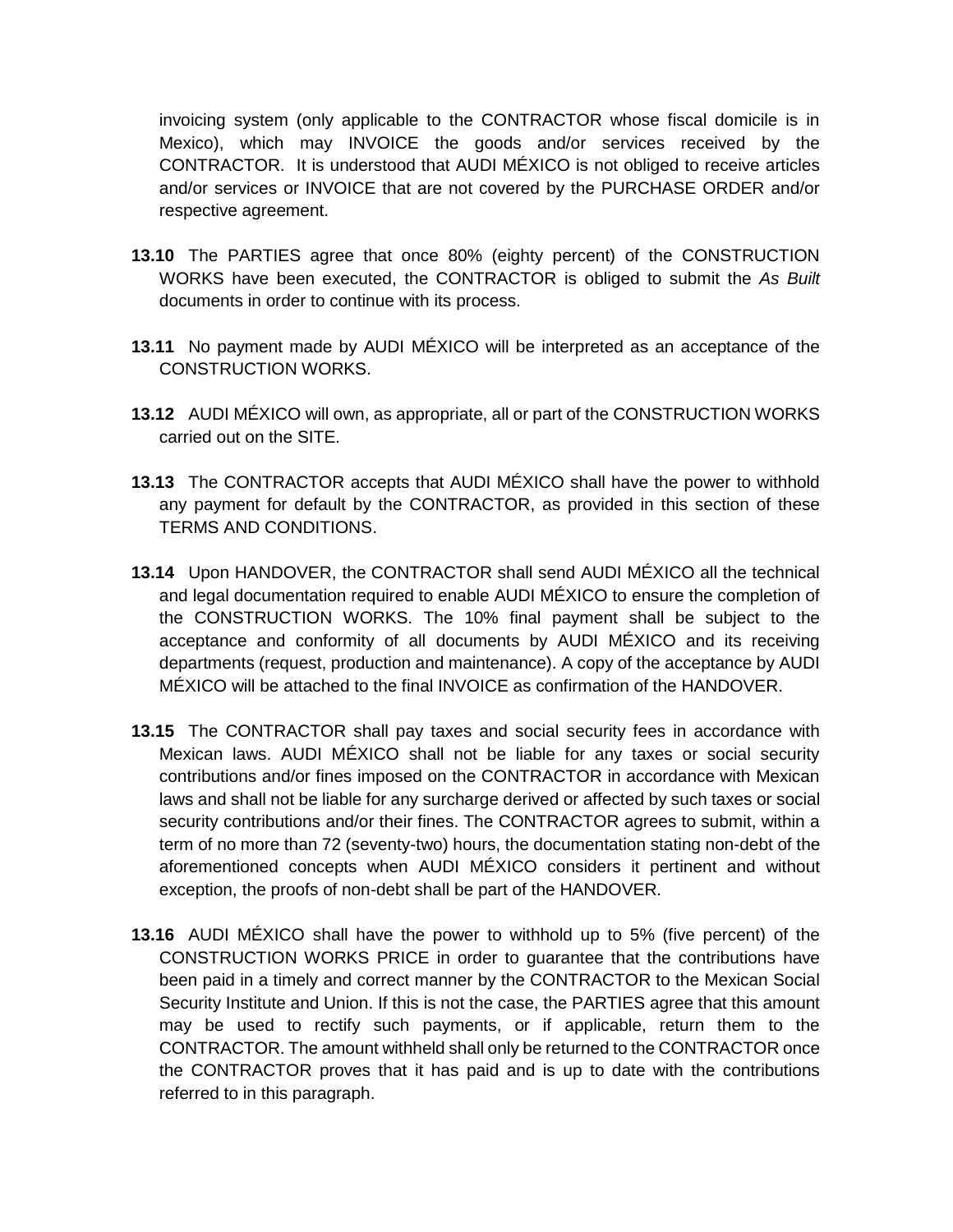invoicing system (only applicable to the CONTRACTOR whose fiscal domicile is in Mexico), which may INVOICE the goods and/or services received by the CONTRACTOR. It is understood that AUDI MÉXICO is not obliged to receive articles and/or services or INVOICE that are not covered by the PURCHASE ORDER and/or respective agreement.

**13.10** The PARTIES agree that once 80% (eighty percent) of the CONSTRUCTION WORKS have been executed, the CONTRACTOR is obliged to submit the *As Built* documents in order to continue with its process.

**13.11** No payment made by AUDI MÉXICO will be interpreted as an acceptance of the CONSTRUCTION WORKS.

**13.12** AUDI MÉXICO will own, as appropriate, all or part of the CONSTRUCTION WORKS carried out on the SITE.

**13.13** The CONTRACTOR accepts that AUDI MÉXICO shall have the power to withhold any payment for default by the CONTRACTOR, as provided in this section of these TERMS AND CONDITIONS.

**13.14** Upon HANDOVER, the CONTRACTOR shall send AUDI MÉXICO all the technical and legal documentation required to enable AUDI MÉXICO to ensure the completion of the CONSTRUCTION WORKS. The 10% final payment shall be subject to the acceptance and conformity of all documents by AUDI MÉXICO and its receiving departments (request, production and maintenance). A copy of the acceptance by AUDI MÉXICO will be attached to the final INVOICE as confirmation of the HANDOVER.

**13.15** The CONTRACTOR shall pay taxes and social security fees in accordance with Mexican laws. AUDI MÉXICO shall not be liable for any taxes or social security contributions and/or fines imposed on the CONTRACTOR in accordance with Mexican laws and shall not be liable for any surcharge derived or affected by such taxes or social security contributions and/or their fines. The CONTRACTOR agrees to submit, within a term of no more than 72 (seventy-two) hours, the documentation stating non-debt of the aforementioned concepts when AUDI MÉXICO considers it pertinent and without exception, the proofs of non-debt shall be part of the HANDOVER.

**13.16** AUDI MÉXICO shall have the power to withhold up to 5% (five percent) of the CONSTRUCTION WORKS PRICE in order to guarantee that the contributions have been paid in a timely and correct manner by the CONTRACTOR to the Mexican Social Security Institute and Union. If this is not the case, the PARTIES agree that this amount may be used to rectify such payments, or if applicable, return them to the CONTRACTOR. The amount withheld shall only be returned to the CONTRACTOR once the CONTRACTOR proves that it has paid and is up to date with the contributions referred to in this paragraph.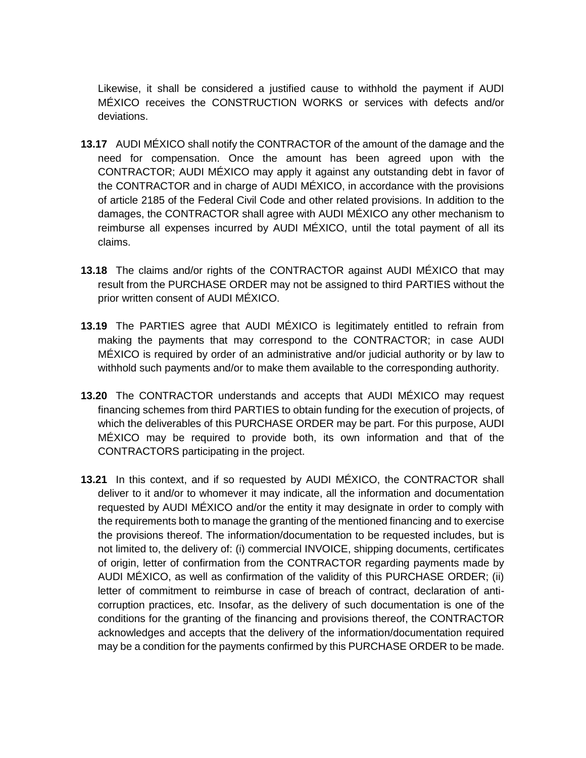Likewise, it shall be considered a justified cause to withhold the payment if AUDI MÉXICO receives the CONSTRUCTION WORKS or services with defects and/or deviations.

**13.17** AUDI MÉXICO shall notify the CONTRACTOR of the amount of the damage and the need for compensation. Once the amount has been agreed upon with the CONTRACTOR; AUDI MÉXICO may apply it against any outstanding debt in favor of the CONTRACTOR and in charge of AUDI MÉXICO, in accordance with the provisions of article 2185 of the Federal Civil Code and other related provisions. In addition to the damages, the CONTRACTOR shall agree with AUDI MÉXICO any other mechanism to reimburse all expenses incurred by AUDI MÉXICO, until the total payment of all its claims.

**13.18** The claims and/or rights of the CONTRACTOR against AUDI MÉXICO that may result from the PURCHASE ORDER may not be assigned to third PARTIES without the prior written consent of AUDI MÉXICO.

**13.19** The PARTIES agree that AUDI MÉXICO is legitimately entitled to refrain from making the payments that may correspond to the CONTRACTOR; in case AUDI MÉXICO is required by order of an administrative and/or judicial authority or by law to withhold such payments and/or to make them available to the corresponding authority.

**13.20** The CONTRACTOR understands and accepts that AUDI MÉXICO may request financing schemes from third PARTIES to obtain funding for the execution of projects, of which the deliverables of this PURCHASE ORDER may be part. For this purpose, AUDI MÉXICO may be required to provide both, its own information and that of the CONTRACTORS participating in the project.

**13.21** In this context, and if so requested by AUDI MÉXICO, the CONTRACTOR shall deliver to it and/or to whomever it may indicate, all the information and documentation requested by AUDI MÉXICO and/or the entity it may designate in order to comply with the requirements both to manage the granting of the mentioned financing and to exercise the provisions thereof. The information/documentation to be requested includes, but is not limited to, the delivery of: (i) commercial INVOICE, shipping documents, certificates of origin, letter of confirmation from the CONTRACTOR regarding payments made by AUDI MÉXICO, as well as confirmation of the validity of this PURCHASE ORDER; (ii) letter of commitment to reimburse in case of breach of contract, declaration of anti-corruption practices, etc. Insofar, as the delivery of such documentation is one of the conditions for the granting of the financing and provisions thereof, the CONTRACTOR acknowledges and accepts that the delivery of the information/documentation required may be a condition for the payments confirmed by this PURCHASE ORDER to be made.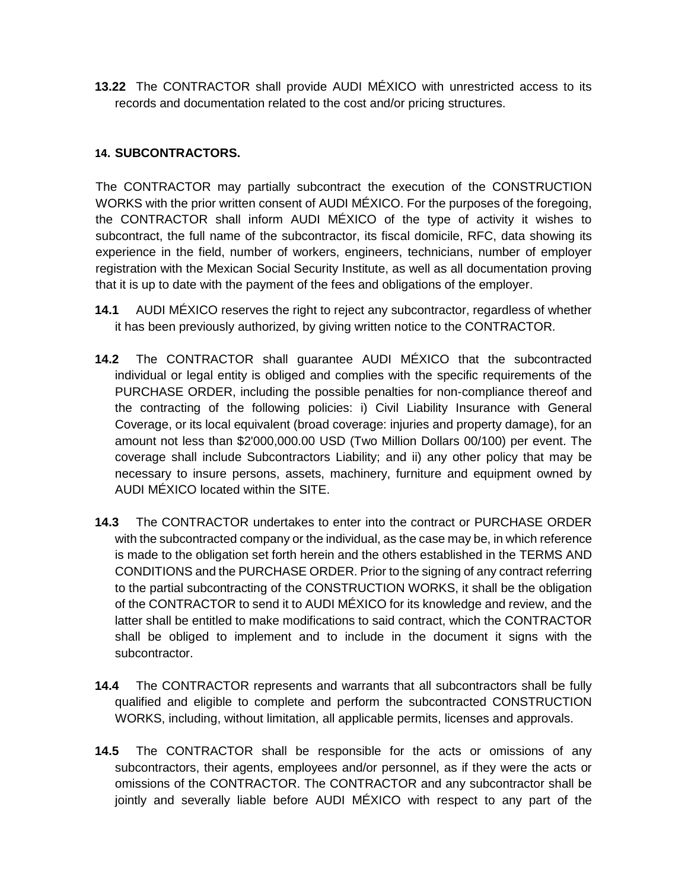**13.22** The CONTRACTOR shall provide AUDI MÉXICO with unrestricted access to its records and documentation related to the cost and/or pricing structures.

## 14. SUBCONTRACTORS.

The CONTRACTOR may partially subcontract the execution of the CONSTRUCTION WORKS with the prior written consent of AUDI MÉXICO. For the purposes of the foregoing, the CONTRACTOR shall inform AUDI MÉXICO of the type of activity it wishes to subcontract, the full name of the subcontractor, its fiscal domicile, RFC, data showing its experience in the field, number of workers, engineers, technicians, number of employer registration with the Mexican Social Security Institute, as well as all documentation proving that it is up to date with the payment of the fees and obligations of the employer.

**14.1** AUDI MÉXICO reserves the right to reject any subcontractor, regardless of whether it has been previously authorized, by giving written notice to the CONTRACTOR.

**14.2** The CONTRACTOR shall guarantee AUDI MÉXICO that the subcontracted individual or legal entity is obliged and complies with the specific requirements of the PURCHASE ORDER, including the possible penalties for non-compliance thereof and the contracting of the following policies: i) Civil Liability Insurance with General Coverage, or its local equivalent (broad coverage: injuries and property damage), for an amount not less than $2'000,000.00 USD (Two Million Dollars 00/100) per event. The coverage shall include Subcontractors Liability; and ii) any other policy that may be necessary to insure persons, assets, machinery, furniture and equipment owned by AUDI MÉXICO located within the SITE.

**14.3** The CONTRACTOR undertakes to enter into the contract or PURCHASE ORDER with the subcontracted company or the individual, as the case may be, in which reference is made to the obligation set forth herein and the others established in the TERMS AND CONDITIONS and the PURCHASE ORDER. Prior to the signing of any contract referring to the partial subcontracting of the CONSTRUCTION WORKS, it shall be the obligation of the CONTRACTOR to send it to AUDI MÉXICO for its knowledge and review, and the latter shall be entitled to make modifications to said contract, which the CONTRACTOR shall be obliged to implement and to include in the document it signs with the subcontractor.

**14.4** The CONTRACTOR represents and warrants that all subcontractors shall be fully qualified and eligible to complete and perform the subcontracted CONSTRUCTION WORKS, including, without limitation, all applicable permits, licenses and approvals.

**14.5** The CONTRACTOR shall be responsible for the acts or omissions of any subcontractors, their agents, employees and/or personnel, as if they were the acts or omissions of the CONTRACTOR. The CONTRACTOR and any subcontractor shall be jointly and severally liable before AUDI MÉXICO with respect to any part of the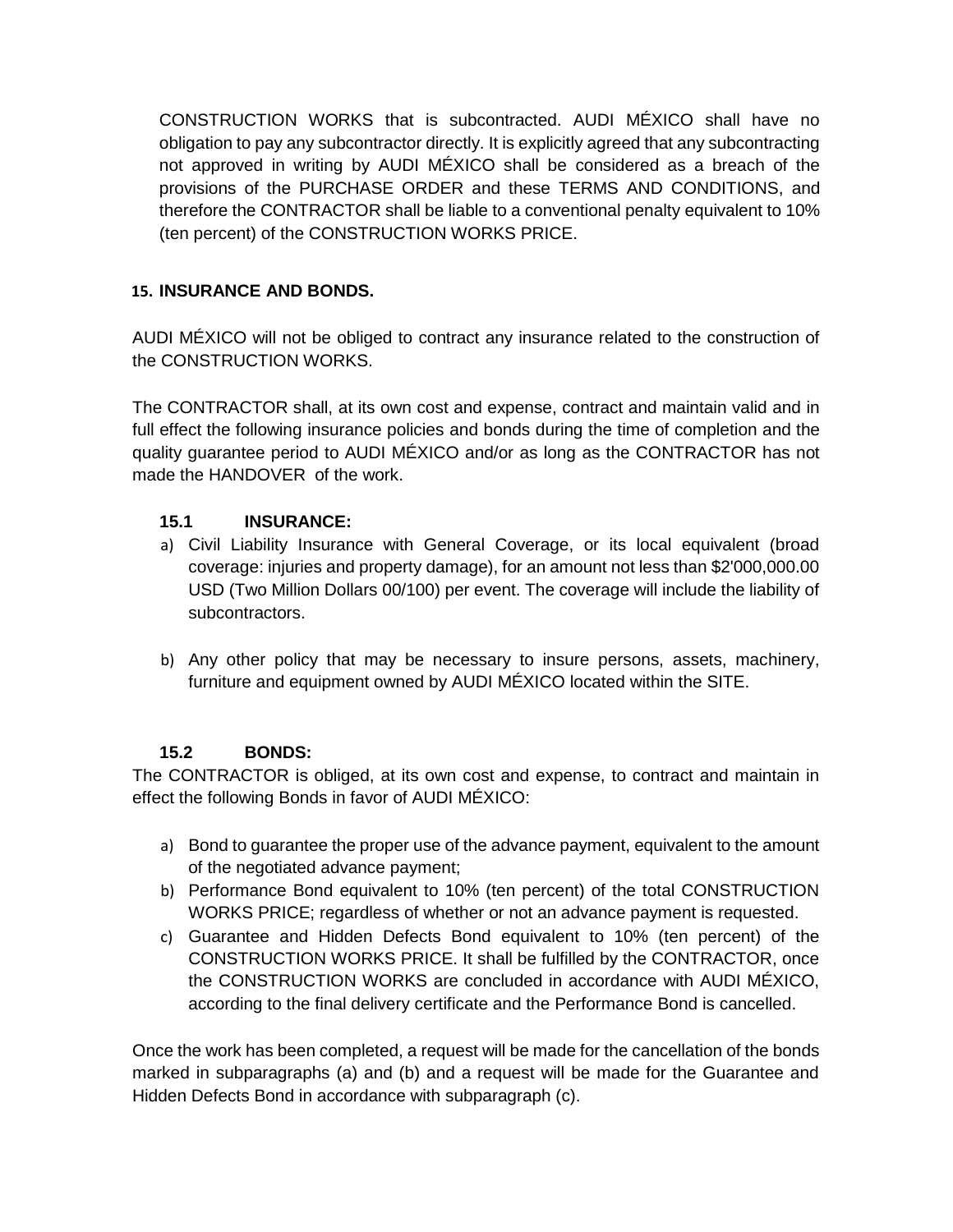CONSTRUCTION WORKS that is subcontracted. AUDI MÉXICO shall have no obligation to pay any subcontractor directly. It is explicitly agreed that any subcontracting not approved in writing by AUDI MÉXICO shall be considered as a breach of the provisions of the PURCHASE ORDER and these TERMS AND CONDITIONS, and therefore the CONTRACTOR shall be liable to a conventional penalty equivalent to 10% (ten percent) of the CONSTRUCTION WORKS PRICE.

## 15. INSURANCE AND BONDS.

AUDI MÉXICO will not be obliged to contract any insurance related to the construction of the CONSTRUCTION WORKS.

The CONTRACTOR shall, at its own cost and expense, contract and maintain valid and in full effect the following insurance policies and bonds during the time of completion and the quality guarantee period to AUDI MÉXICO and/or as long as the CONTRACTOR has not made the HANDOVER of the work.

### 15.1 INSURANCE:

a) Civil Liability Insurance with General Coverage, or its local equivalent (broad coverage: injuries and property damage), for an amount not less than $2'000,000.00 USD (Two Million Dollars 00/100) per event. The coverage will include the liability of subcontractors.

b) Any other policy that may be necessary to insure persons, assets, machinery, furniture and equipment owned by AUDI MÉXICO located within the SITE.

### 15.2 BONDS:

The CONTRACTOR is obliged, at its own cost and expense, to contract and maintain in effect the following Bonds in favor of AUDI MÉXICO:

a) Bond to guarantee the proper use of the advance payment, equivalent to the amount of the negotiated advance payment;
b) Performance Bond equivalent to 10% (ten percent) of the total CONSTRUCTION WORKS PRICE; regardless of whether or not an advance payment is requested.
c) Guarantee and Hidden Defects Bond equivalent to 10% (ten percent) of the CONSTRUCTION WORKS PRICE. It shall be fulfilled by the CONTRACTOR, once the CONSTRUCTION WORKS are concluded in accordance with AUDI MÉXICO, according to the final delivery certificate and the Performance Bond is cancelled.

Once the work has been completed, a request will be made for the cancellation of the bonds marked in subparagraphs (a) and (b) and a request will be made for the Guarantee and Hidden Defects Bond in accordance with subparagraph (c).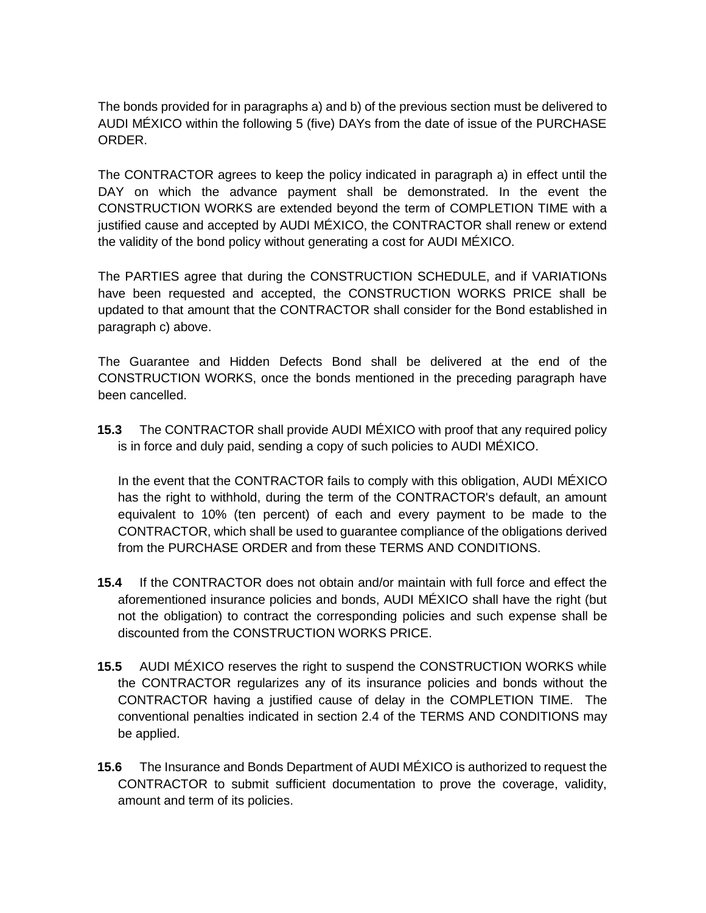The bonds provided for in paragraphs a) and b) of the previous section must be delivered to AUDI MÉXICO within the following 5 (five) DAYs from the date of issue of the PURCHASE ORDER.

The CONTRACTOR agrees to keep the policy indicated in paragraph a) in effect until the DAY on which the advance payment shall be demonstrated. In the event the CONSTRUCTION WORKS are extended beyond the term of COMPLETION TIME with a justified cause and accepted by AUDI MÉXICO, the CONTRACTOR shall renew or extend the validity of the bond policy without generating a cost for AUDI MÉXICO.

The PARTIES agree that during the CONSTRUCTION SCHEDULE, and if VARIATIONs have been requested and accepted, the CONSTRUCTION WORKS PRICE shall be updated to that amount that the CONTRACTOR shall consider for the Bond established in paragraph c) above.

The Guarantee and Hidden Defects Bond shall be delivered at the end of the CONSTRUCTION WORKS, once the bonds mentioned in the preceding paragraph have been cancelled.

**15.3** The CONTRACTOR shall provide AUDI MÉXICO with proof that any required policy is in force and duly paid, sending a copy of such policies to AUDI MÉXICO.

In the event that the CONTRACTOR fails to comply with this obligation, AUDI MÉXICO has the right to withhold, during the term of the CONTRACTOR's default, an amount equivalent to 10% (ten percent) of each and every payment to be made to the CONTRACTOR, which shall be used to guarantee compliance of the obligations derived from the PURCHASE ORDER and from these TERMS AND CONDITIONS.

**15.4** If the CONTRACTOR does not obtain and/or maintain with full force and effect the aforementioned insurance policies and bonds, AUDI MÉXICO shall have the right (but not the obligation) to contract the corresponding policies and such expense shall be discounted from the CONSTRUCTION WORKS PRICE.

**15.5** AUDI MÉXICO reserves the right to suspend the CONSTRUCTION WORKS while the CONTRACTOR regularizes any of its insurance policies and bonds without the CONTRACTOR having a justified cause of delay in the COMPLETION TIME. The conventional penalties indicated in section 2.4 of the TERMS AND CONDITIONS may be applied.

**15.6** The Insurance and Bonds Department of AUDI MÉXICO is authorized to request the CONTRACTOR to submit sufficient documentation to prove the coverage, validity, amount and term of its policies.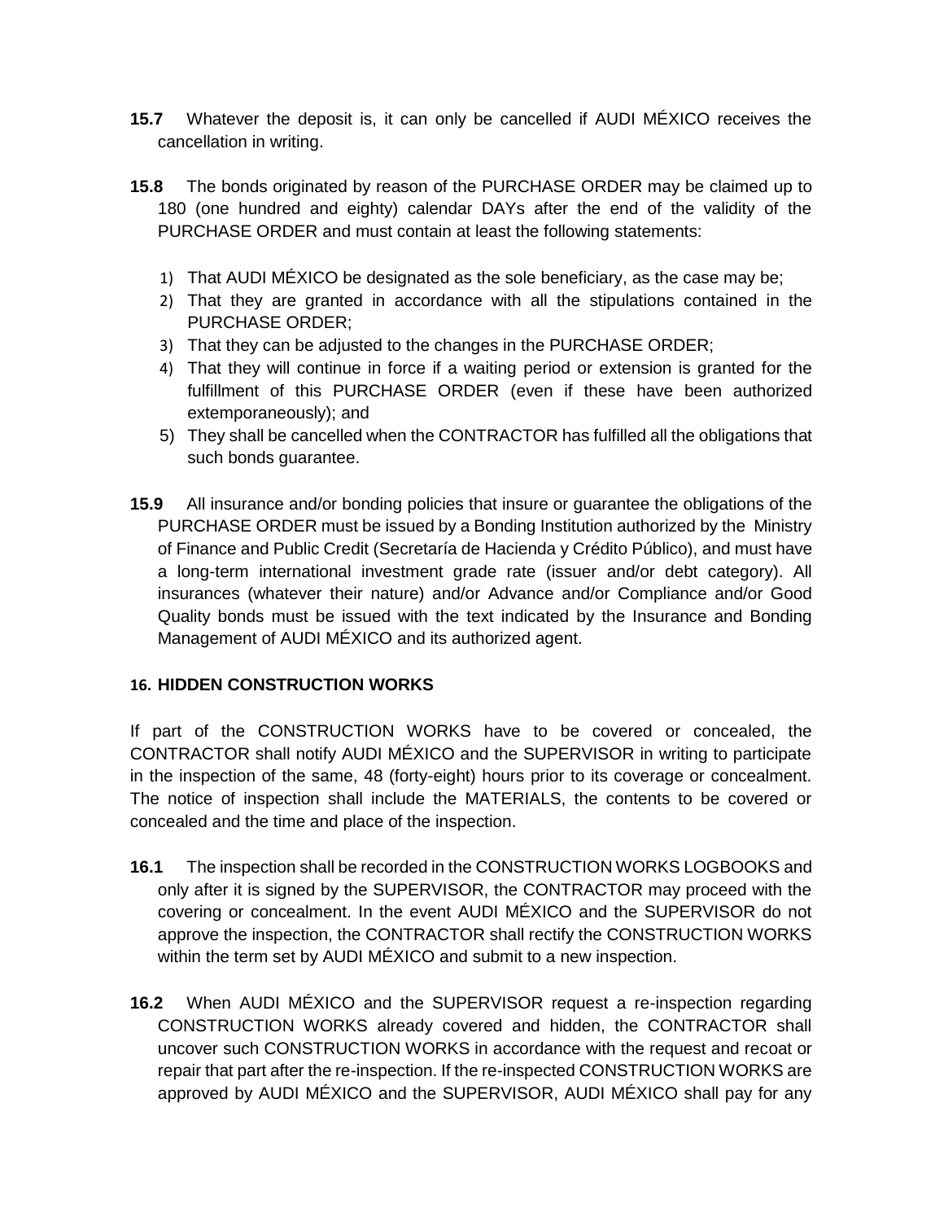**15.7** Whatever the deposit is, it can only be cancelled if AUDI MÉXICO receives the cancellation in writing.

**15.8** The bonds originated by reason of the PURCHASE ORDER may be claimed up to 180 (one hundred and eighty) calendar DAYs after the end of the validity of the PURCHASE ORDER and must contain at least the following statements:

1) That AUDI MÉXICO be designated as the sole beneficiary, as the case may be;
2) That they are granted in accordance with all the stipulations contained in the PURCHASE ORDER;
3) That they can be adjusted to the changes in the PURCHASE ORDER;
4) That they will continue in force if a waiting period or extension is granted for the fulfillment of this PURCHASE ORDER (even if these have been authorized extemporaneously); and
5) They shall be cancelled when the CONTRACTOR has fulfilled all the obligations that such bonds guarantee.

**15.9** All insurance and/or bonding policies that insure or guarantee the obligations of the PURCHASE ORDER must be issued by a Bonding Institution authorized by the Ministry of Finance and Public Credit (Secretaría de Hacienda y Crédito Público), and must have a long-term international investment grade rate (issuer and/or debt category). All insurances (whatever their nature) and/or Advance and/or Compliance and/or Good Quality bonds must be issued with the text indicated by the Insurance and Bonding Management of AUDI MÉXICO and its authorized agent.

## 16. HIDDEN CONSTRUCTION WORKS

If part of the CONSTRUCTION WORKS have to be covered or concealed, the CONTRACTOR shall notify AUDI MÉXICO and the SUPERVISOR in writing to participate in the inspection of the same, 48 (forty-eight) hours prior to its coverage or concealment. The notice of inspection shall include the MATERIALS, the contents to be covered or concealed and the time and place of the inspection.

**16.1** The inspection shall be recorded in the CONSTRUCTION WORKS LOGBOOKS and only after it is signed by the SUPERVISOR, the CONTRACTOR may proceed with the covering or concealment. In the event AUDI MÉXICO and the SUPERVISOR do not approve the inspection, the CONTRACTOR shall rectify the CONSTRUCTION WORKS within the term set by AUDI MÉXICO and submit to a new inspection.

**16.2** When AUDI MÉXICO and the SUPERVISOR request a re-inspection regarding CONSTRUCTION WORKS already covered and hidden, the CONTRACTOR shall uncover such CONSTRUCTION WORKS in accordance with the request and recoat or repair that part after the re-inspection. If the re-inspected CONSTRUCTION WORKS are approved by AUDI MÉXICO and the SUPERVISOR, AUDI MÉXICO shall pay for any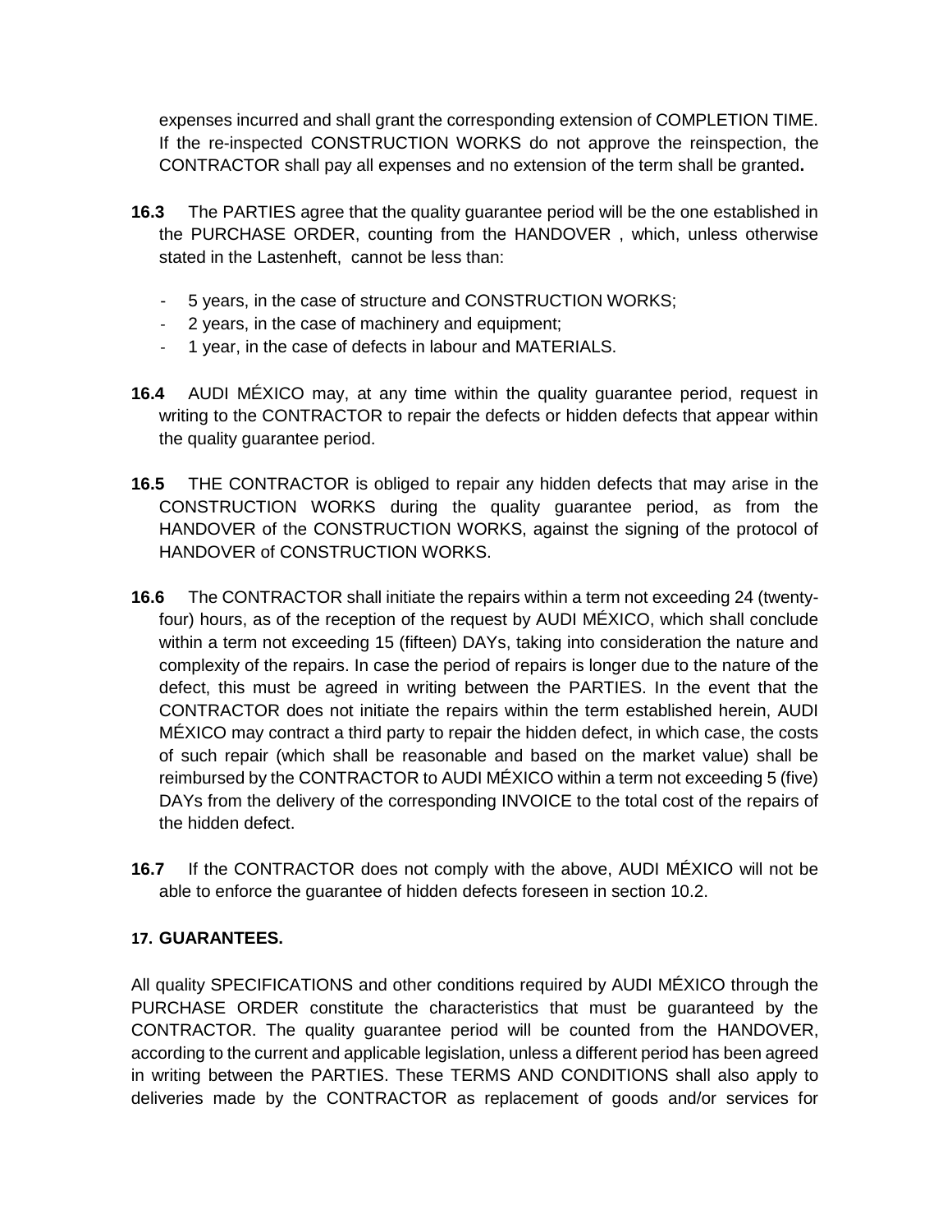expenses incurred and shall grant the corresponding extension of COMPLETION TIME. If the re-inspected CONSTRUCTION WORKS do not approve the reinspection, the CONTRACTOR shall pay all expenses and no extension of the term shall be granted**.**

**16.3** The PARTIES agree that the quality guarantee period will be the one established in the PURCHASE ORDER, counting from the HANDOVER , which, unless otherwise stated in the Lastenheft, cannot be less than:

- 5 years, in the case of structure and CONSTRUCTION WORKS;
- 2 years, in the case of machinery and equipment;
- 1 year, in the case of defects in labour and MATERIALS.

**16.4** AUDI MÉXICO may, at any time within the quality guarantee period, request in writing to the CONTRACTOR to repair the defects or hidden defects that appear within the quality guarantee period.

**16.5** THE CONTRACTOR is obliged to repair any hidden defects that may arise in the CONSTRUCTION WORKS during the quality guarantee period, as from the HANDOVER of the CONSTRUCTION WORKS, against the signing of the protocol of HANDOVER of CONSTRUCTION WORKS.

**16.6** The CONTRACTOR shall initiate the repairs within a term not exceeding 24 (twenty-four) hours, as of the reception of the request by AUDI MÉXICO, which shall conclude within a term not exceeding 15 (fifteen) DAYs, taking into consideration the nature and complexity of the repairs. In case the period of repairs is longer due to the nature of the defect, this must be agreed in writing between the PARTIES. In the event that the CONTRACTOR does not initiate the repairs within the term established herein, AUDI MÉXICO may contract a third party to repair the hidden defect, in which case, the costs of such repair (which shall be reasonable and based on the market value) shall be reimbursed by the CONTRACTOR to AUDI MÉXICO within a term not exceeding 5 (five) DAYs from the delivery of the corresponding INVOICE to the total cost of the repairs of the hidden defect.

**16.7** If the CONTRACTOR does not comply with the above, AUDI MÉXICO will not be able to enforce the guarantee of hidden defects foreseen in section 10.2.

## 17. GUARANTEES.

All quality SPECIFICATIONS and other conditions required by AUDI MÉXICO through the PURCHASE ORDER constitute the characteristics that must be guaranteed by the CONTRACTOR. The quality guarantee period will be counted from the HANDOVER, according to the current and applicable legislation, unless a different period has been agreed in writing between the PARTIES. These TERMS AND CONDITIONS shall also apply to deliveries made by the CONTRACTOR as replacement of goods and/or services for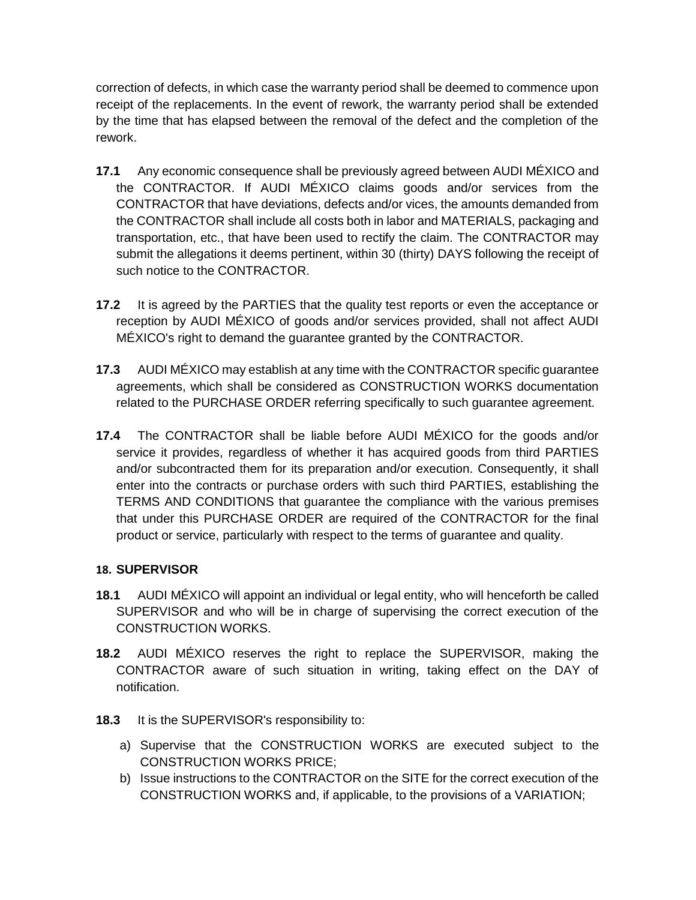correction of defects, in which case the warranty period shall be deemed to commence upon receipt of the replacements. In the event of rework, the warranty period shall be extended by the time that has elapsed between the removal of the defect and the completion of the rework.

**17.1** Any economic consequence shall be previously agreed between AUDI MÉXICO and the CONTRACTOR. If AUDI MÉXICO claims goods and/or services from the CONTRACTOR that have deviations, defects and/or vices, the amounts demanded from the CONTRACTOR shall include all costs both in labor and MATERIALS, packaging and transportation, etc., that have been used to rectify the claim. The CONTRACTOR may submit the allegations it deems pertinent, within 30 (thirty) DAYS following the receipt of such notice to the CONTRACTOR.

**17.2** It is agreed by the PARTIES that the quality test reports or even the acceptance or reception by AUDI MÉXICO of goods and/or services provided, shall not affect AUDI MÉXICO's right to demand the guarantee granted by the CONTRACTOR.

**17.3** AUDI MÉXICO may establish at any time with the CONTRACTOR specific guarantee agreements, which shall be considered as CONSTRUCTION WORKS documentation related to the PURCHASE ORDER referring specifically to such guarantee agreement.

**17.4** The CONTRACTOR shall be liable before AUDI MÉXICO for the goods and/or service it provides, regardless of whether it has acquired goods from third PARTIES and/or subcontracted them for its preparation and/or execution. Consequently, it shall enter into the contracts or purchase orders with such third PARTIES, establishing the TERMS AND CONDITIONS that guarantee the compliance with the various premises that under this PURCHASE ORDER are required of the CONTRACTOR for the final product or service, particularly with respect to the terms of guarantee and quality.

## 18. SUPERVISOR

**18.1** AUDI MÉXICO will appoint an individual or legal entity, who will henceforth be called SUPERVISOR and who will be in charge of supervising the correct execution of the CONSTRUCTION WORKS.

**18.2** AUDI MÉXICO reserves the right to replace the SUPERVISOR, making the CONTRACTOR aware of such situation in writing, taking effect on the DAY of notification.

**18.3** It is the SUPERVISOR's responsibility to:

a) Supervise that the CONSTRUCTION WORKS are executed subject to the CONSTRUCTION WORKS PRICE;
b) Issue instructions to the CONTRACTOR on the SITE for the correct execution of the CONSTRUCTION WORKS and, if applicable, to the provisions of a VARIATION;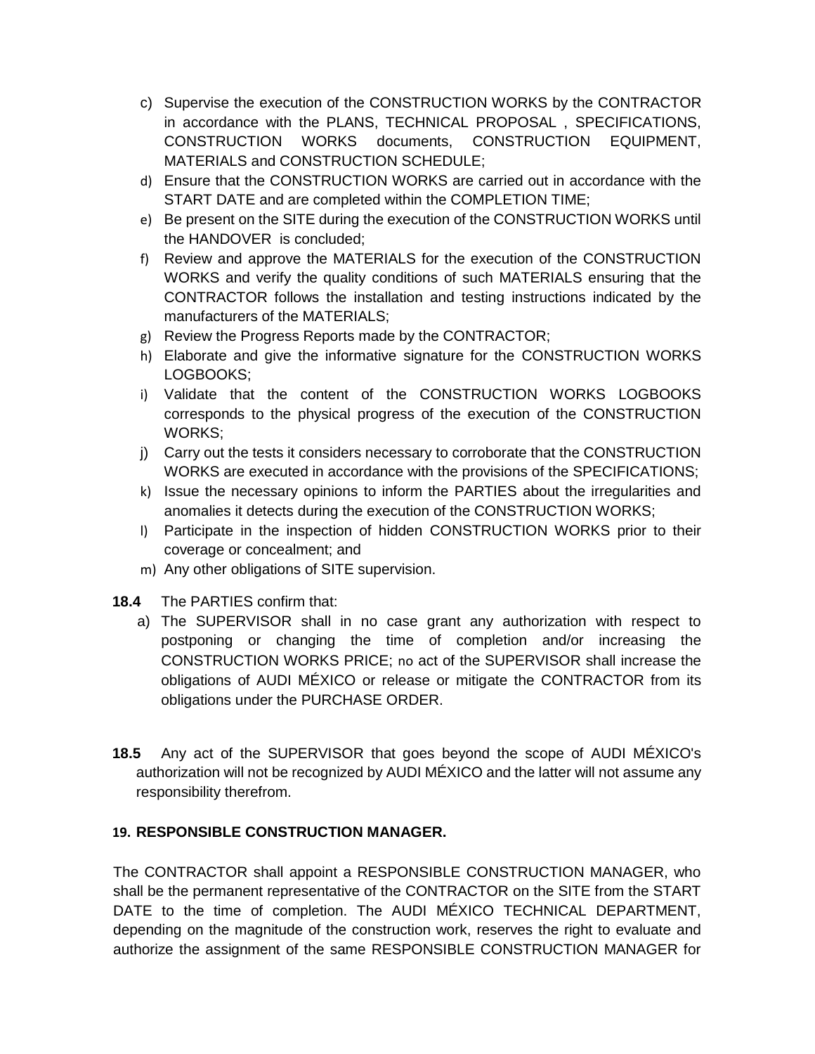c) Supervise the execution of the CONSTRUCTION WORKS by the CONTRACTOR in accordance with the PLANS, TECHNICAL PROPOSAL , SPECIFICATIONS, CONSTRUCTION WORKS documents, CONSTRUCTION EQUIPMENT, MATERIALS and CONSTRUCTION SCHEDULE;
d) Ensure that the CONSTRUCTION WORKS are carried out in accordance with the START DATE and are completed within the COMPLETION TIME;
e) Be present on the SITE during the execution of the CONSTRUCTION WORKS until the HANDOVER is concluded;
f) Review and approve the MATERIALS for the execution of the CONSTRUCTION WORKS and verify the quality conditions of such MATERIALS ensuring that the CONTRACTOR follows the installation and testing instructions indicated by the manufacturers of the MATERIALS;
g) Review the Progress Reports made by the CONTRACTOR;
h) Elaborate and give the informative signature for the CONSTRUCTION WORKS LOGBOOKS;
i) Validate that the content of the CONSTRUCTION WORKS LOGBOOKS corresponds to the physical progress of the execution of the CONSTRUCTION WORKS;
j) Carry out the tests it considers necessary to corroborate that the CONSTRUCTION WORKS are executed in accordance with the provisions of the SPECIFICATIONS;
k) Issue the necessary opinions to inform the PARTIES about the irregularities and anomalies it detects during the execution of the CONSTRUCTION WORKS;
l) Participate in the inspection of hidden CONSTRUCTION WORKS prior to their coverage or concealment; and
m) Any other obligations of SITE supervision.

**18.4** The PARTIES confirm that:

a) The SUPERVISOR shall in no case grant any authorization with respect to postponing or changing the time of completion and/or increasing the CONSTRUCTION WORKS PRICE; no act of the SUPERVISOR shall increase the obligations of AUDI MÉXICO or release or mitigate the CONTRACTOR from its obligations under the PURCHASE ORDER.

**18.5** Any act of the SUPERVISOR that goes beyond the scope of AUDI MÉXICO's authorization will not be recognized by AUDI MÉXICO and the latter will not assume any responsibility therefrom.

## 19. RESPONSIBLE CONSTRUCTION MANAGER.

The CONTRACTOR shall appoint a RESPONSIBLE CONSTRUCTION MANAGER, who shall be the permanent representative of the CONTRACTOR on the SITE from the START DATE to the time of completion. The AUDI MÉXICO TECHNICAL DEPARTMENT, depending on the magnitude of the construction work, reserves the right to evaluate and authorize the assignment of the same RESPONSIBLE CONSTRUCTION MANAGER for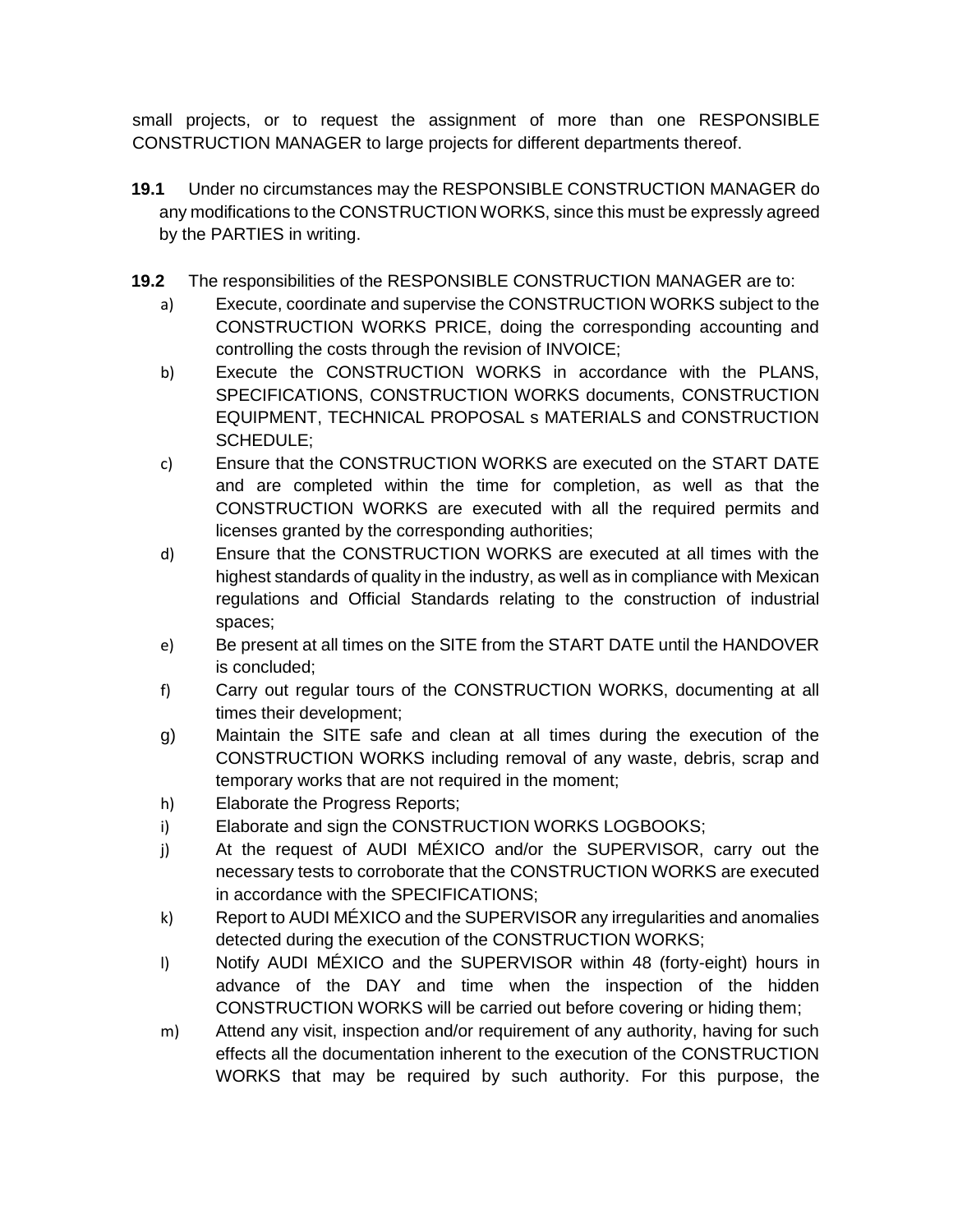small projects, or to request the assignment of more than one RESPONSIBLE CONSTRUCTION MANAGER to large projects for different departments thereof.

**19.1** Under no circumstances may the RESPONSIBLE CONSTRUCTION MANAGER do any modifications to the CONSTRUCTION WORKS, since this must be expressly agreed by the PARTIES in writing.

**19.2** The responsibilities of the RESPONSIBLE CONSTRUCTION MANAGER are to:

a) Execute, coordinate and supervise the CONSTRUCTION WORKS subject to the CONSTRUCTION WORKS PRICE, doing the corresponding accounting and controlling the costs through the revision of INVOICE;

b) Execute the CONSTRUCTION WORKS in accordance with the PLANS, SPECIFICATIONS, CONSTRUCTION WORKS documents, CONSTRUCTION EQUIPMENT, TECHNICAL PROPOSAL s MATERIALS and CONSTRUCTION SCHEDULE;

c) Ensure that the CONSTRUCTION WORKS are executed on the START DATE and are completed within the time for completion, as well as that the CONSTRUCTION WORKS are executed with all the required permits and licenses granted by the corresponding authorities;

d) Ensure that the CONSTRUCTION WORKS are executed at all times with the highest standards of quality in the industry, as well as in compliance with Mexican regulations and Official Standards relating to the construction of industrial spaces;

e) Be present at all times on the SITE from the START DATE until the HANDOVER is concluded;

f) Carry out regular tours of the CONSTRUCTION WORKS, documenting at all times their development;

g) Maintain the SITE safe and clean at all times during the execution of the CONSTRUCTION WORKS including removal of any waste, debris, scrap and temporary works that are not required in the moment;

h) Elaborate the Progress Reports;

i) Elaborate and sign the CONSTRUCTION WORKS LOGBOOKS;

j) At the request of AUDI MÉXICO and/or the SUPERVISOR, carry out the necessary tests to corroborate that the CONSTRUCTION WORKS are executed in accordance with the SPECIFICATIONS;

k) Report to AUDI MÉXICO and the SUPERVISOR any irregularities and anomalies detected during the execution of the CONSTRUCTION WORKS;

l) Notify AUDI MÉXICO and the SUPERVISOR within 48 (forty-eight) hours in advance of the DAY and time when the inspection of the hidden CONSTRUCTION WORKS will be carried out before covering or hiding them;

m) Attend any visit, inspection and/or requirement of any authority, having for such effects all the documentation inherent to the execution of the CONSTRUCTION WORKS that may be required by such authority. For this purpose, the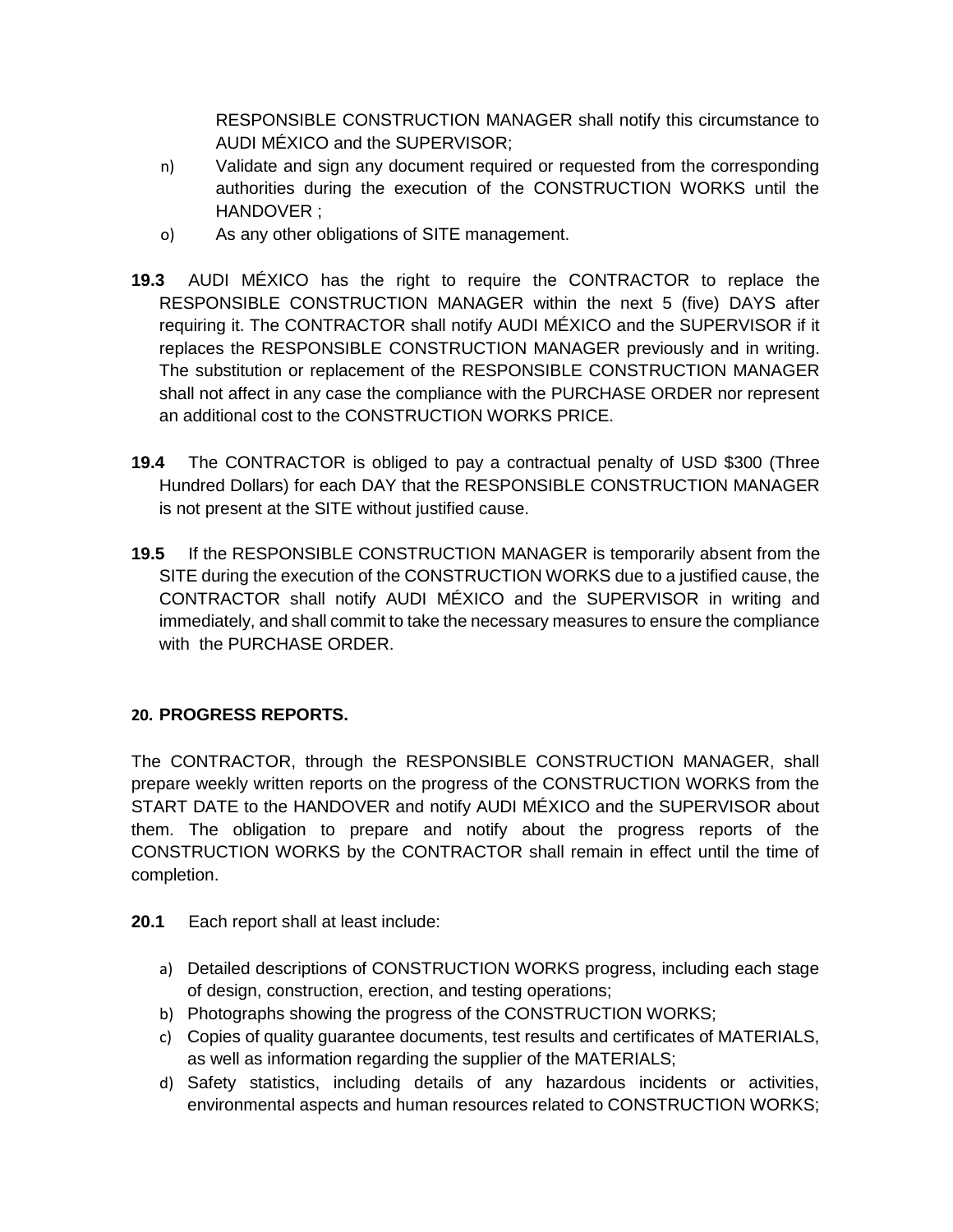RESPONSIBLE CONSTRUCTION MANAGER shall notify this circumstance to AUDI MÉXICO and the SUPERVISOR;

n) Validate and sign any document required or requested from the corresponding authorities during the execution of the CONSTRUCTION WORKS until the HANDOVER ;

o) As any other obligations of SITE management.

**19.3** AUDI MÉXICO has the right to require the CONTRACTOR to replace the RESPONSIBLE CONSTRUCTION MANAGER within the next 5 (five) DAYS after requiring it. The CONTRACTOR shall notify AUDI MÉXICO and the SUPERVISOR if it replaces the RESPONSIBLE CONSTRUCTION MANAGER previously and in writing. The substitution or replacement of the RESPONSIBLE CONSTRUCTION MANAGER shall not affect in any case the compliance with the PURCHASE ORDER nor represent an additional cost to the CONSTRUCTION WORKS PRICE.

**19.4** The CONTRACTOR is obliged to pay a contractual penalty of USD $300 (Three Hundred Dollars) for each DAY that the RESPONSIBLE CONSTRUCTION MANAGER is not present at the SITE without justified cause.

**19.5** If the RESPONSIBLE CONSTRUCTION MANAGER is temporarily absent from the SITE during the execution of the CONSTRUCTION WORKS due to a justified cause, the CONTRACTOR shall notify AUDI MÉXICO and the SUPERVISOR in writing and immediately, and shall commit to take the necessary measures to ensure the compliance with the PURCHASE ORDER.

## 20. PROGRESS REPORTS.

The CONTRACTOR, through the RESPONSIBLE CONSTRUCTION MANAGER, shall prepare weekly written reports on the progress of the CONSTRUCTION WORKS from the START DATE to the HANDOVER and notify AUDI MÉXICO and the SUPERVISOR about them. The obligation to prepare and notify about the progress reports of the CONSTRUCTION WORKS by the CONTRACTOR shall remain in effect until the time of completion.

**20.1** Each report shall at least include:

a) Detailed descriptions of CONSTRUCTION WORKS progress, including each stage of design, construction, erection, and testing operations;
b) Photographs showing the progress of the CONSTRUCTION WORKS;
c) Copies of quality guarantee documents, test results and certificates of MATERIALS, as well as information regarding the supplier of the MATERIALS;
d) Safety statistics, including details of any hazardous incidents or activities, environmental aspects and human resources related to CONSTRUCTION WORKS;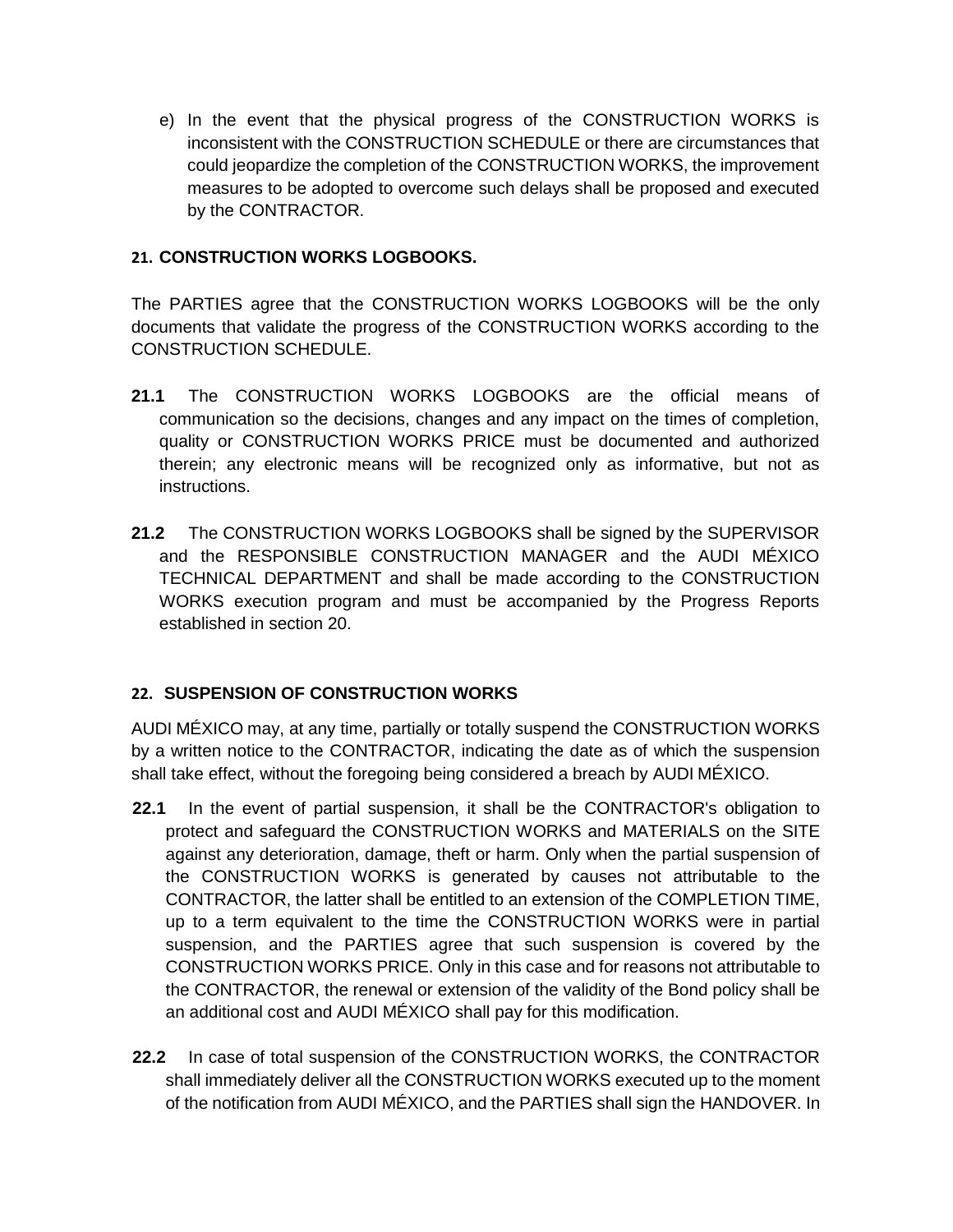e) In the event that the physical progress of the CONSTRUCTION WORKS is inconsistent with the CONSTRUCTION SCHEDULE or there are circumstances that could jeopardize the completion of the CONSTRUCTION WORKS, the improvement measures to be adopted to overcome such delays shall be proposed and executed by the CONTRACTOR.

## 21. CONSTRUCTION WORKS LOGBOOKS.

The PARTIES agree that the CONSTRUCTION WORKS LOGBOOKS will be the only documents that validate the progress of the CONSTRUCTION WORKS according to the CONSTRUCTION SCHEDULE.

**21.1** The CONSTRUCTION WORKS LOGBOOKS are the official means of communication so the decisions, changes and any impact on the times of completion, quality or CONSTRUCTION WORKS PRICE must be documented and authorized therein; any electronic means will be recognized only as informative, but not as instructions.

**21.2** The CONSTRUCTION WORKS LOGBOOKS shall be signed by the SUPERVISOR and the RESPONSIBLE CONSTRUCTION MANAGER and the AUDI MÉXICO TECHNICAL DEPARTMENT and shall be made according to the CONSTRUCTION WORKS execution program and must be accompanied by the Progress Reports established in section 20.

## 22. SUSPENSION OF CONSTRUCTION WORKS

AUDI MÉXICO may, at any time, partially or totally suspend the CONSTRUCTION WORKS by a written notice to the CONTRACTOR, indicating the date as of which the suspension shall take effect, without the foregoing being considered a breach by AUDI MÉXICO.

**22.1** In the event of partial suspension, it shall be the CONTRACTOR's obligation to protect and safeguard the CONSTRUCTION WORKS and MATERIALS on the SITE against any deterioration, damage, theft or harm. Only when the partial suspension of the CONSTRUCTION WORKS is generated by causes not attributable to the CONTRACTOR, the latter shall be entitled to an extension of the COMPLETION TIME, up to a term equivalent to the time the CONSTRUCTION WORKS were in partial suspension, and the PARTIES agree that such suspension is covered by the CONSTRUCTION WORKS PRICE. Only in this case and for reasons not attributable to the CONTRACTOR, the renewal or extension of the validity of the Bond policy shall be an additional cost and AUDI MÉXICO shall pay for this modification.

**22.2** In case of total suspension of the CONSTRUCTION WORKS, the CONTRACTOR shall immediately deliver all the CONSTRUCTION WORKS executed up to the moment of the notification from AUDI MÉXICO, and the PARTIES shall sign the HANDOVER. In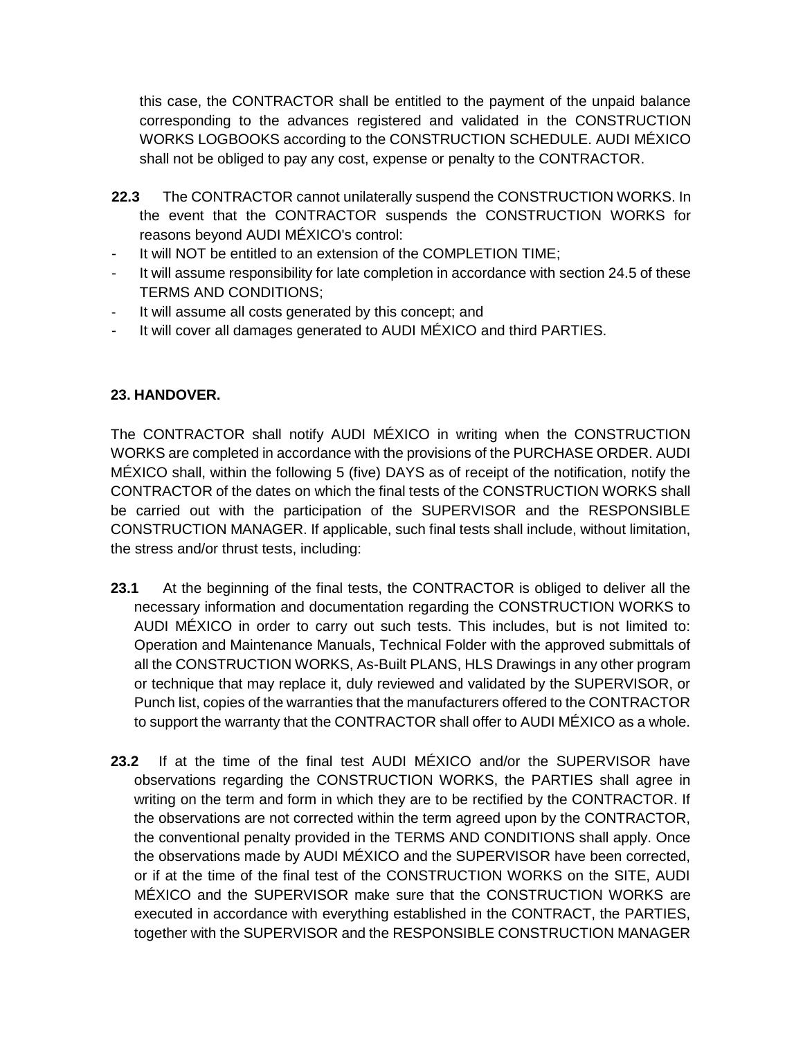this case, the CONTRACTOR shall be entitled to the payment of the unpaid balance corresponding to the advances registered and validated in the CONSTRUCTION WORKS LOGBOOKS according to the CONSTRUCTION SCHEDULE. AUDI MÉXICO shall not be obliged to pay any cost, expense or penalty to the CONTRACTOR.

**22.3** The CONTRACTOR cannot unilaterally suspend the CONSTRUCTION WORKS. In the event that the CONTRACTOR suspends the CONSTRUCTION WORKS for reasons beyond AUDI MÉXICO's control:

- It will NOT be entitled to an extension of the COMPLETION TIME;
- It will assume responsibility for late completion in accordance with section 24.5 of these TERMS AND CONDITIONS;
- It will assume all costs generated by this concept; and
- It will cover all damages generated to AUDI MÉXICO and third PARTIES.

## 23. HANDOVER.

The CONTRACTOR shall notify AUDI MÉXICO in writing when the CONSTRUCTION WORKS are completed in accordance with the provisions of the PURCHASE ORDER. AUDI MÉXICO shall, within the following 5 (five) DAYS as of receipt of the notification, notify the CONTRACTOR of the dates on which the final tests of the CONSTRUCTION WORKS shall be carried out with the participation of the SUPERVISOR and the RESPONSIBLE CONSTRUCTION MANAGER. If applicable, such final tests shall include, without limitation, the stress and/or thrust tests, including:

**23.1** At the beginning of the final tests, the CONTRACTOR is obliged to deliver all the necessary information and documentation regarding the CONSTRUCTION WORKS to AUDI MÉXICO in order to carry out such tests. This includes, but is not limited to: Operation and Maintenance Manuals, Technical Folder with the approved submittals of all the CONSTRUCTION WORKS, As-Built PLANS, HLS Drawings in any other program or technique that may replace it, duly reviewed and validated by the SUPERVISOR, or Punch list, copies of the warranties that the manufacturers offered to the CONTRACTOR to support the warranty that the CONTRACTOR shall offer to AUDI MÉXICO as a whole.

**23.2** If at the time of the final test AUDI MÉXICO and/or the SUPERVISOR have observations regarding the CONSTRUCTION WORKS, the PARTIES shall agree in writing on the term and form in which they are to be rectified by the CONTRACTOR. If the observations are not corrected within the term agreed upon by the CONTRACTOR, the conventional penalty provided in the TERMS AND CONDITIONS shall apply. Once the observations made by AUDI MÉXICO and the SUPERVISOR have been corrected, or if at the time of the final test of the CONSTRUCTION WORKS on the SITE, AUDI MÉXICO and the SUPERVISOR make sure that the CONSTRUCTION WORKS are executed in accordance with everything established in the CONTRACT, the PARTIES, together with the SUPERVISOR and the RESPONSIBLE CONSTRUCTION MANAGER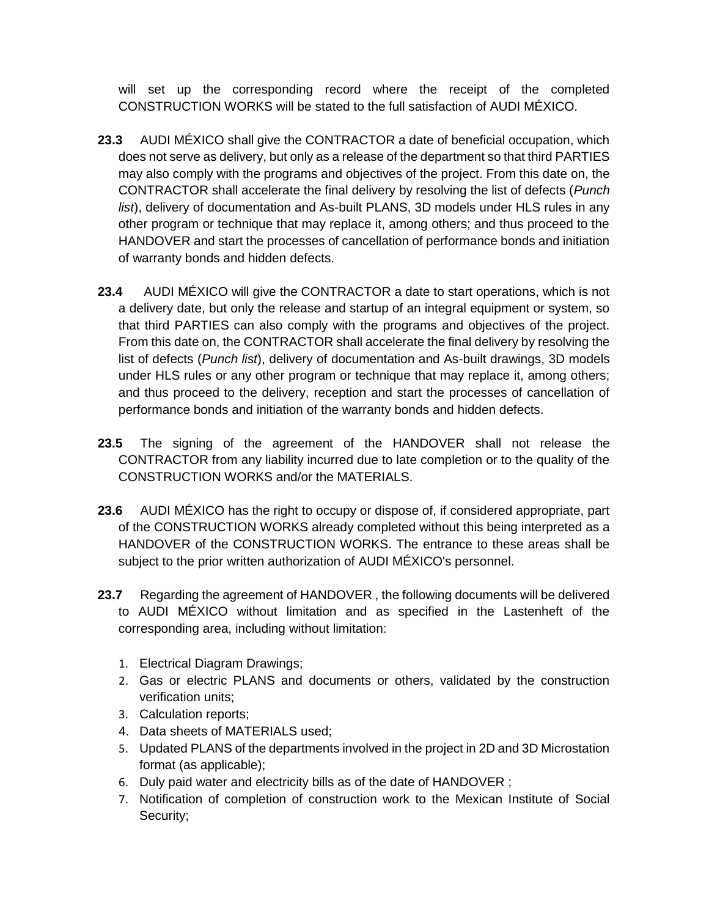will set up the corresponding record where the receipt of the completed CONSTRUCTION WORKS will be stated to the full satisfaction of AUDI MÉXICO.

**23.3** AUDI MÉXICO shall give the CONTRACTOR a date of beneficial occupation, which does not serve as delivery, but only as a release of the department so that third PARTIES may also comply with the programs and objectives of the project. From this date on, the CONTRACTOR shall accelerate the final delivery by resolving the list of defects (*Punch list*), delivery of documentation and As-built PLANS, 3D models under HLS rules in any other program or technique that may replace it, among others; and thus proceed to the HANDOVER and start the processes of cancellation of performance bonds and initiation of warranty bonds and hidden defects.

**23.4** AUDI MÉXICO will give the CONTRACTOR a date to start operations, which is not a delivery date, but only the release and startup of an integral equipment or system, so that third PARTIES can also comply with the programs and objectives of the project. From this date on, the CONTRACTOR shall accelerate the final delivery by resolving the list of defects (*Punch list*), delivery of documentation and As-built drawings, 3D models under HLS rules or any other program or technique that may replace it, among others; and thus proceed to the delivery, reception and start the processes of cancellation of performance bonds and initiation of the warranty bonds and hidden defects.

**23.5** The signing of the agreement of the HANDOVER shall not release the CONTRACTOR from any liability incurred due to late completion or to the quality of the CONSTRUCTION WORKS and/or the MATERIALS.

**23.6** AUDI MÉXICO has the right to occupy or dispose of, if considered appropriate, part of the CONSTRUCTION WORKS already completed without this being interpreted as a HANDOVER of the CONSTRUCTION WORKS. The entrance to these areas shall be subject to the prior written authorization of AUDI MÉXICO's personnel.

**23.7** Regarding the agreement of HANDOVER , the following documents will be delivered to AUDI MÉXICO without limitation and as specified in the Lastenheft of the corresponding area, including without limitation:

1. Electrical Diagram Drawings;
2. Gas or electric PLANS and documents or others, validated by the construction verification units;
3. Calculation reports;
4. Data sheets of MATERIALS used;
5. Updated PLANS of the departments involved in the project in 2D and 3D Microstation format (as applicable);
6. Duly paid water and electricity bills as of the date of HANDOVER ;
7. Notification of completion of construction work to the Mexican Institute of Social Security;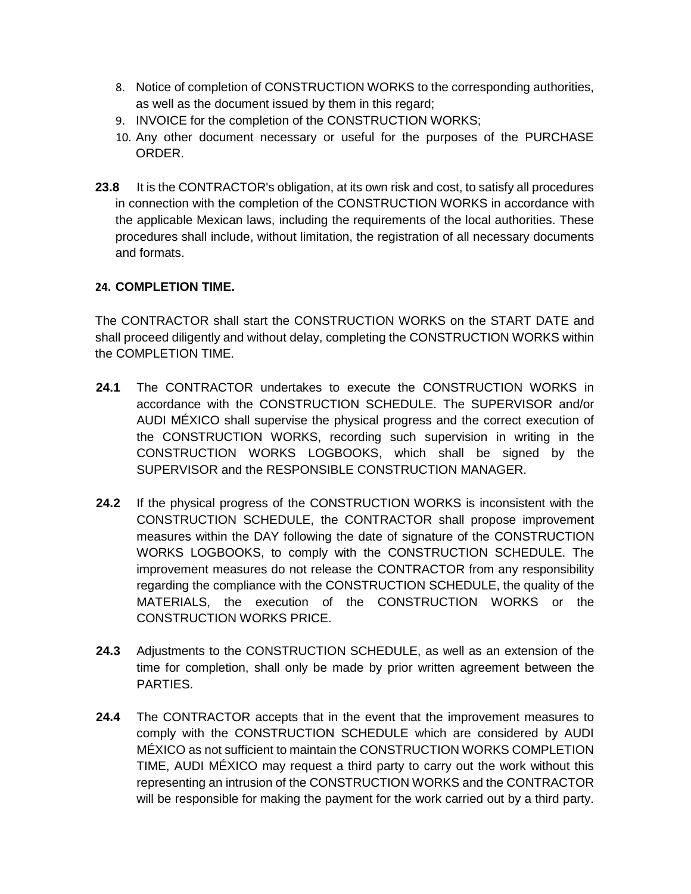8. Notice of completion of CONSTRUCTION WORKS to the corresponding authorities, as well as the document issued by them in this regard;
9. INVOICE for the completion of the CONSTRUCTION WORKS;
10. Any other document necessary or useful for the purposes of the PURCHASE ORDER.

**23.8** It is the CONTRACTOR's obligation, at its own risk and cost, to satisfy all procedures in connection with the completion of the CONSTRUCTION WORKS in accordance with the applicable Mexican laws, including the requirements of the local authorities. These procedures shall include, without limitation, the registration of all necessary documents and formats.

## 24. COMPLETION TIME.

The CONTRACTOR shall start the CONSTRUCTION WORKS on the START DATE and shall proceed diligently and without delay, completing the CONSTRUCTION WORKS within the COMPLETION TIME.

**24.1** The CONTRACTOR undertakes to execute the CONSTRUCTION WORKS in accordance with the CONSTRUCTION SCHEDULE. The SUPERVISOR and/or AUDI MÉXICO shall supervise the physical progress and the correct execution of the CONSTRUCTION WORKS, recording such supervision in writing in the CONSTRUCTION WORKS LOGBOOKS, which shall be signed by the SUPERVISOR and the RESPONSIBLE CONSTRUCTION MANAGER.

**24.2** If the physical progress of the CONSTRUCTION WORKS is inconsistent with the CONSTRUCTION SCHEDULE, the CONTRACTOR shall propose improvement measures within the DAY following the date of signature of the CONSTRUCTION WORKS LOGBOOKS, to comply with the CONSTRUCTION SCHEDULE. The improvement measures do not release the CONTRACTOR from any responsibility regarding the compliance with the CONSTRUCTION SCHEDULE, the quality of the MATERIALS, the execution of the CONSTRUCTION WORKS or the CONSTRUCTION WORKS PRICE.

**24.3** Adjustments to the CONSTRUCTION SCHEDULE, as well as an extension of the time for completion, shall only be made by prior written agreement between the PARTIES.

**24.4** The CONTRACTOR accepts that in the event that the improvement measures to comply with the CONSTRUCTION SCHEDULE which are considered by AUDI MÉXICO as not sufficient to maintain the CONSTRUCTION WORKS COMPLETION TIME, AUDI MÉXICO may request a third party to carry out the work without this representing an intrusion of the CONSTRUCTION WORKS and the CONTRACTOR will be responsible for making the payment for the work carried out by a third party.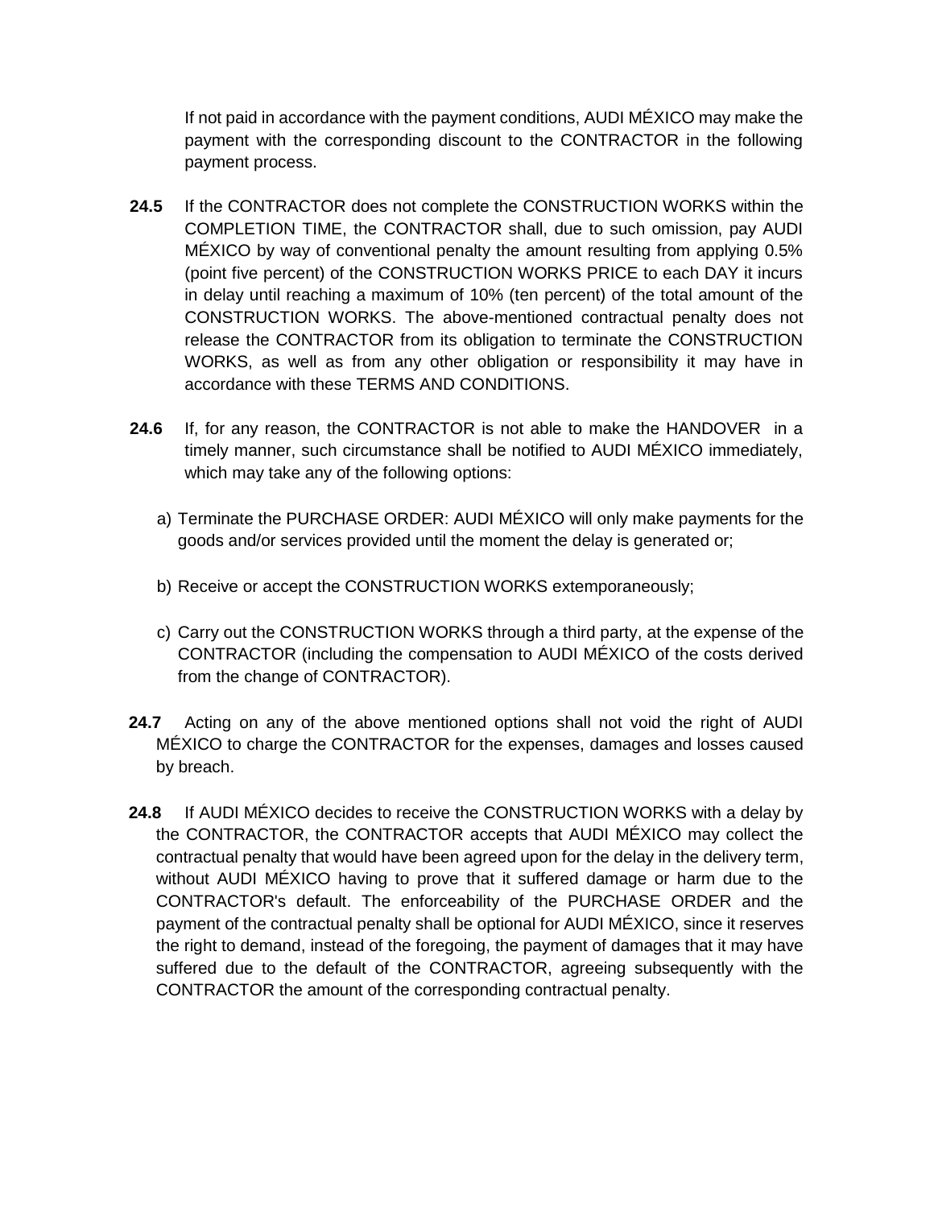If not paid in accordance with the payment conditions, AUDI MÉXICO may make the payment with the corresponding discount to the CONTRACTOR in the following payment process.

**24.5** If the CONTRACTOR does not complete the CONSTRUCTION WORKS within the COMPLETION TIME, the CONTRACTOR shall, due to such omission, pay AUDI MÉXICO by way of conventional penalty the amount resulting from applying 0.5% (point five percent) of the CONSTRUCTION WORKS PRICE to each DAY it incurs in delay until reaching a maximum of 10% (ten percent) of the total amount of the CONSTRUCTION WORKS. The above-mentioned contractual penalty does not release the CONTRACTOR from its obligation to terminate the CONSTRUCTION WORKS, as well as from any other obligation or responsibility it may have in accordance with these TERMS AND CONDITIONS.

**24.6** If, for any reason, the CONTRACTOR is not able to make the HANDOVER in a timely manner, such circumstance shall be notified to AUDI MÉXICO immediately, which may take any of the following options:

a) Terminate the PURCHASE ORDER: AUDI MÉXICO will only make payments for the goods and/or services provided until the moment the delay is generated or;

b) Receive or accept the CONSTRUCTION WORKS extemporaneously;

c) Carry out the CONSTRUCTION WORKS through a third party, at the expense of the CONTRACTOR (including the compensation to AUDI MÉXICO of the costs derived from the change of CONTRACTOR).

**24.7** Acting on any of the above mentioned options shall not void the right of AUDI MÉXICO to charge the CONTRACTOR for the expenses, damages and losses caused by breach.

**24.8** If AUDI MÉXICO decides to receive the CONSTRUCTION WORKS with a delay by the CONTRACTOR, the CONTRACTOR accepts that AUDI MÉXICO may collect the contractual penalty that would have been agreed upon for the delay in the delivery term, without AUDI MÉXICO having to prove that it suffered damage or harm due to the CONTRACTOR's default. The enforceability of the PURCHASE ORDER and the payment of the contractual penalty shall be optional for AUDI MÉXICO, since it reserves the right to demand, instead of the foregoing, the payment of damages that it may have suffered due to the default of the CONTRACTOR, agreeing subsequently with the CONTRACTOR the amount of the corresponding contractual penalty.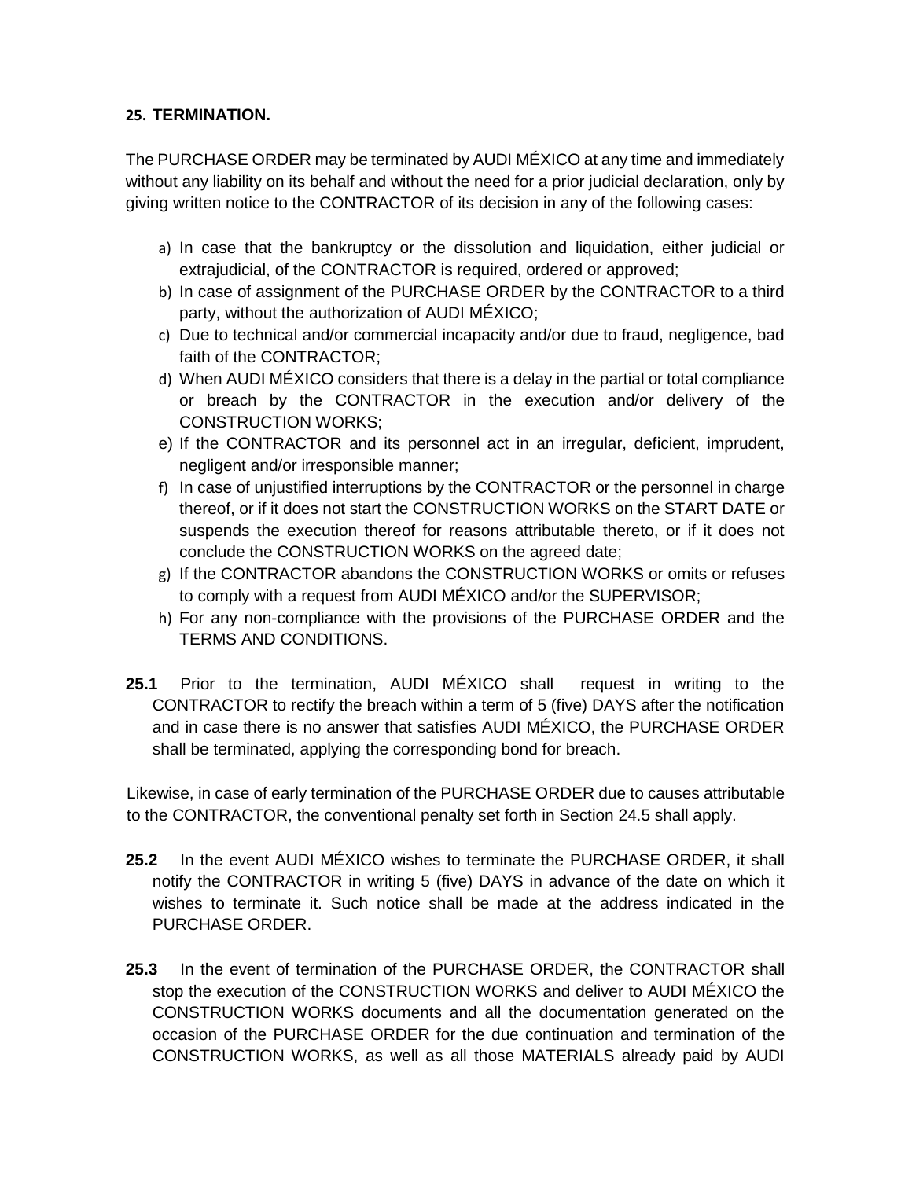## 25. TERMINATION.

The PURCHASE ORDER may be terminated by AUDI MÉXICO at any time and immediately without any liability on its behalf and without the need for a prior judicial declaration, only by giving written notice to the CONTRACTOR of its decision in any of the following cases:

a) In case that the bankruptcy or the dissolution and liquidation, either judicial or extrajudicial, of the CONTRACTOR is required, ordered or approved;
b) In case of assignment of the PURCHASE ORDER by the CONTRACTOR to a third party, without the authorization of AUDI MÉXICO;
c) Due to technical and/or commercial incapacity and/or due to fraud, negligence, bad faith of the CONTRACTOR;
d) When AUDI MÉXICO considers that there is a delay in the partial or total compliance or breach by the CONTRACTOR in the execution and/or delivery of the CONSTRUCTION WORKS;
e) If the CONTRACTOR and its personnel act in an irregular, deficient, imprudent, negligent and/or irresponsible manner;
f) In case of unjustified interruptions by the CONTRACTOR or the personnel in charge thereof, or if it does not start the CONSTRUCTION WORKS on the START DATE or suspends the execution thereof for reasons attributable thereto, or if it does not conclude the CONSTRUCTION WORKS on the agreed date;
g) If the CONTRACTOR abandons the CONSTRUCTION WORKS or omits or refuses to comply with a request from AUDI MÉXICO and/or the SUPERVISOR;
h) For any non-compliance with the provisions of the PURCHASE ORDER and the TERMS AND CONDITIONS.

**25.1** Prior to the termination, AUDI MÉXICO shall request in writing to the CONTRACTOR to rectify the breach within a term of 5 (five) DAYS after the notification and in case there is no answer that satisfies AUDI MÉXICO, the PURCHASE ORDER shall be terminated, applying the corresponding bond for breach.

Likewise, in case of early termination of the PURCHASE ORDER due to causes attributable to the CONTRACTOR, the conventional penalty set forth in Section 24.5 shall apply.

**25.2** In the event AUDI MÉXICO wishes to terminate the PURCHASE ORDER, it shall notify the CONTRACTOR in writing 5 (five) DAYS in advance of the date on which it wishes to terminate it. Such notice shall be made at the address indicated in the PURCHASE ORDER.

**25.3** In the event of termination of the PURCHASE ORDER, the CONTRACTOR shall stop the execution of the CONSTRUCTION WORKS and deliver to AUDI MÉXICO the CONSTRUCTION WORKS documents and all the documentation generated on the occasion of the PURCHASE ORDER for the due continuation and termination of the CONSTRUCTION WORKS, as well as all those MATERIALS already paid by AUDI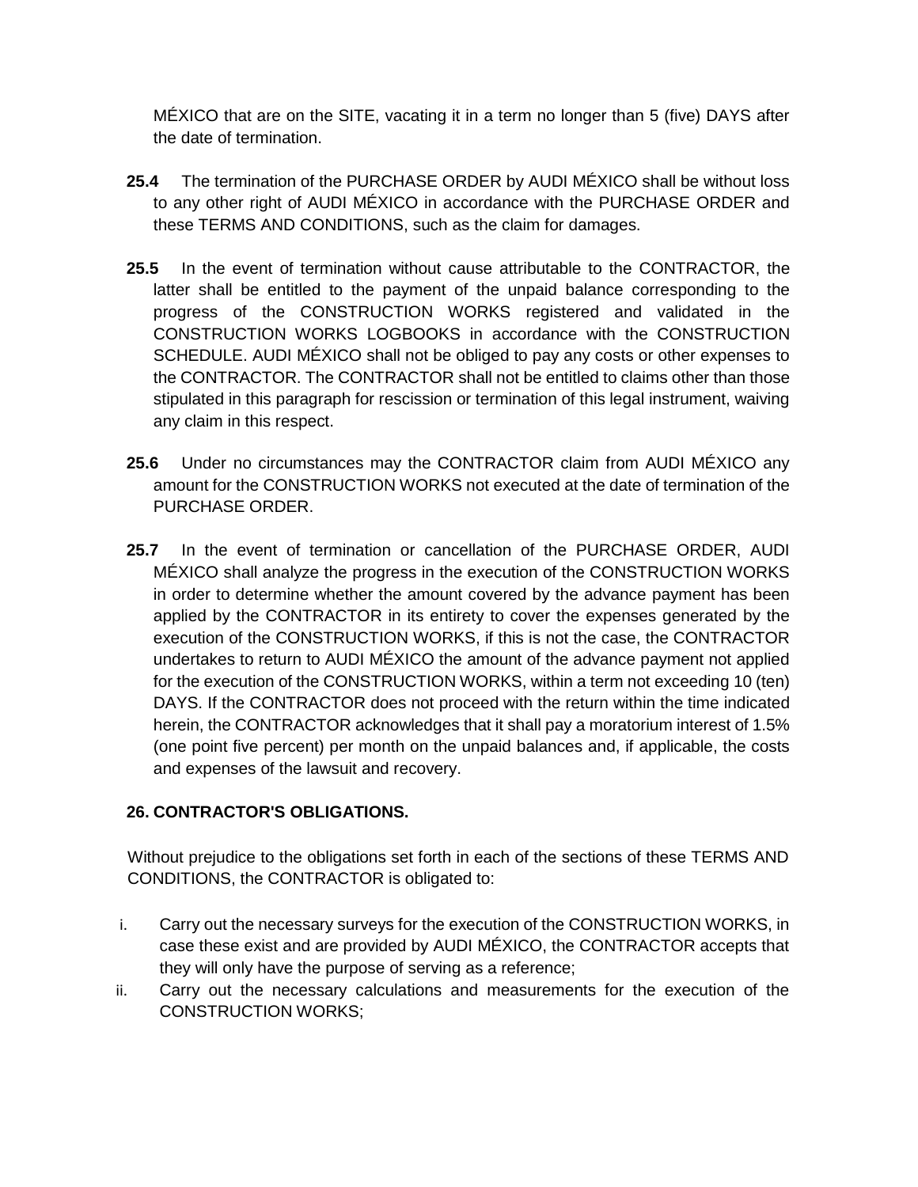MÉXICO that are on the SITE, vacating it in a term no longer than 5 (five) DAYS after the date of termination.

**25.4** The termination of the PURCHASE ORDER by AUDI MÉXICO shall be without loss to any other right of AUDI MÉXICO in accordance with the PURCHASE ORDER and these TERMS AND CONDITIONS, such as the claim for damages.

**25.5** In the event of termination without cause attributable to the CONTRACTOR, the latter shall be entitled to the payment of the unpaid balance corresponding to the progress of the CONSTRUCTION WORKS registered and validated in the CONSTRUCTION WORKS LOGBOOKS in accordance with the CONSTRUCTION SCHEDULE. AUDI MÉXICO shall not be obliged to pay any costs or other expenses to the CONTRACTOR. The CONTRACTOR shall not be entitled to claims other than those stipulated in this paragraph for rescission or termination of this legal instrument, waiving any claim in this respect.

**25.6** Under no circumstances may the CONTRACTOR claim from AUDI MÉXICO any amount for the CONSTRUCTION WORKS not executed at the date of termination of the PURCHASE ORDER.

**25.7** In the event of termination or cancellation of the PURCHASE ORDER, AUDI MÉXICO shall analyze the progress in the execution of the CONSTRUCTION WORKS in order to determine whether the amount covered by the advance payment has been applied by the CONTRACTOR in its entirety to cover the expenses generated by the execution of the CONSTRUCTION WORKS, if this is not the case, the CONTRACTOR undertakes to return to AUDI MÉXICO the amount of the advance payment not applied for the execution of the CONSTRUCTION WORKS, within a term not exceeding 10 (ten) DAYS. If the CONTRACTOR does not proceed with the return within the time indicated herein, the CONTRACTOR acknowledges that it shall pay a moratorium interest of 1.5% (one point five percent) per month on the unpaid balances and, if applicable, the costs and expenses of the lawsuit and recovery.

**26. CONTRACTOR'S OBLIGATIONS.**

Without prejudice to the obligations set forth in each of the sections of these TERMS AND CONDITIONS, the CONTRACTOR is obligated to:

i. Carry out the necessary surveys for the execution of the CONSTRUCTION WORKS, in case these exist and are provided by AUDI MÉXICO, the CONTRACTOR accepts that they will only have the purpose of serving as a reference;

ii. Carry out the necessary calculations and measurements for the execution of the CONSTRUCTION WORKS;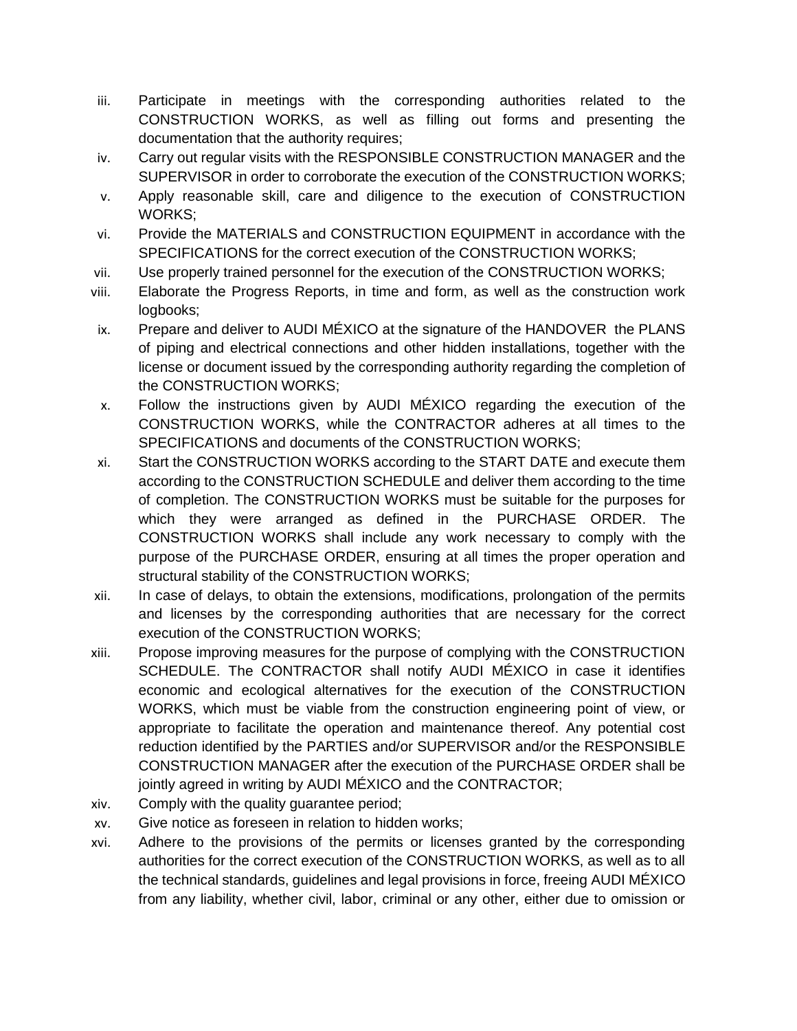iii. Participate in meetings with the corresponding authorities related to the CONSTRUCTION WORKS, as well as filling out forms and presenting the documentation that the authority requires;

iv. Carry out regular visits with the RESPONSIBLE CONSTRUCTION MANAGER and the SUPERVISOR in order to corroborate the execution of the CONSTRUCTION WORKS;

v. Apply reasonable skill, care and diligence to the execution of CONSTRUCTION WORKS;

vi. Provide the MATERIALS and CONSTRUCTION EQUIPMENT in accordance with the SPECIFICATIONS for the correct execution of the CONSTRUCTION WORKS;

vii. Use properly trained personnel for the execution of the CONSTRUCTION WORKS;

viii. Elaborate the Progress Reports, in time and form, as well as the construction work logbooks;

ix. Prepare and deliver to AUDI MÉXICO at the signature of the HANDOVER the PLANS of piping and electrical connections and other hidden installations, together with the license or document issued by the corresponding authority regarding the completion of the CONSTRUCTION WORKS;

x. Follow the instructions given by AUDI MÉXICO regarding the execution of the CONSTRUCTION WORKS, while the CONTRACTOR adheres at all times to the SPECIFICATIONS and documents of the CONSTRUCTION WORKS;

xi. Start the CONSTRUCTION WORKS according to the START DATE and execute them according to the CONSTRUCTION SCHEDULE and deliver them according to the time of completion. The CONSTRUCTION WORKS must be suitable for the purposes for which they were arranged as defined in the PURCHASE ORDER. The CONSTRUCTION WORKS shall include any work necessary to comply with the purpose of the PURCHASE ORDER, ensuring at all times the proper operation and structural stability of the CONSTRUCTION WORKS;

xii. In case of delays, to obtain the extensions, modifications, prolongation of the permits and licenses by the corresponding authorities that are necessary for the correct execution of the CONSTRUCTION WORKS;

xiii. Propose improving measures for the purpose of complying with the CONSTRUCTION SCHEDULE. The CONTRACTOR shall notify AUDI MÉXICO in case it identifies economic and ecological alternatives for the execution of the CONSTRUCTION WORKS, which must be viable from the construction engineering point of view, or appropriate to facilitate the operation and maintenance thereof. Any potential cost reduction identified by the PARTIES and/or SUPERVISOR and/or the RESPONSIBLE CONSTRUCTION MANAGER after the execution of the PURCHASE ORDER shall be jointly agreed in writing by AUDI MÉXICO and the CONTRACTOR;

xiv. Comply with the quality guarantee period;

xv. Give notice as foreseen in relation to hidden works;

xvi. Adhere to the provisions of the permits or licenses granted by the corresponding authorities for the correct execution of the CONSTRUCTION WORKS, as well as to all the technical standards, guidelines and legal provisions in force, freeing AUDI MÉXICO from any liability, whether civil, labor, criminal or any other, either due to omission or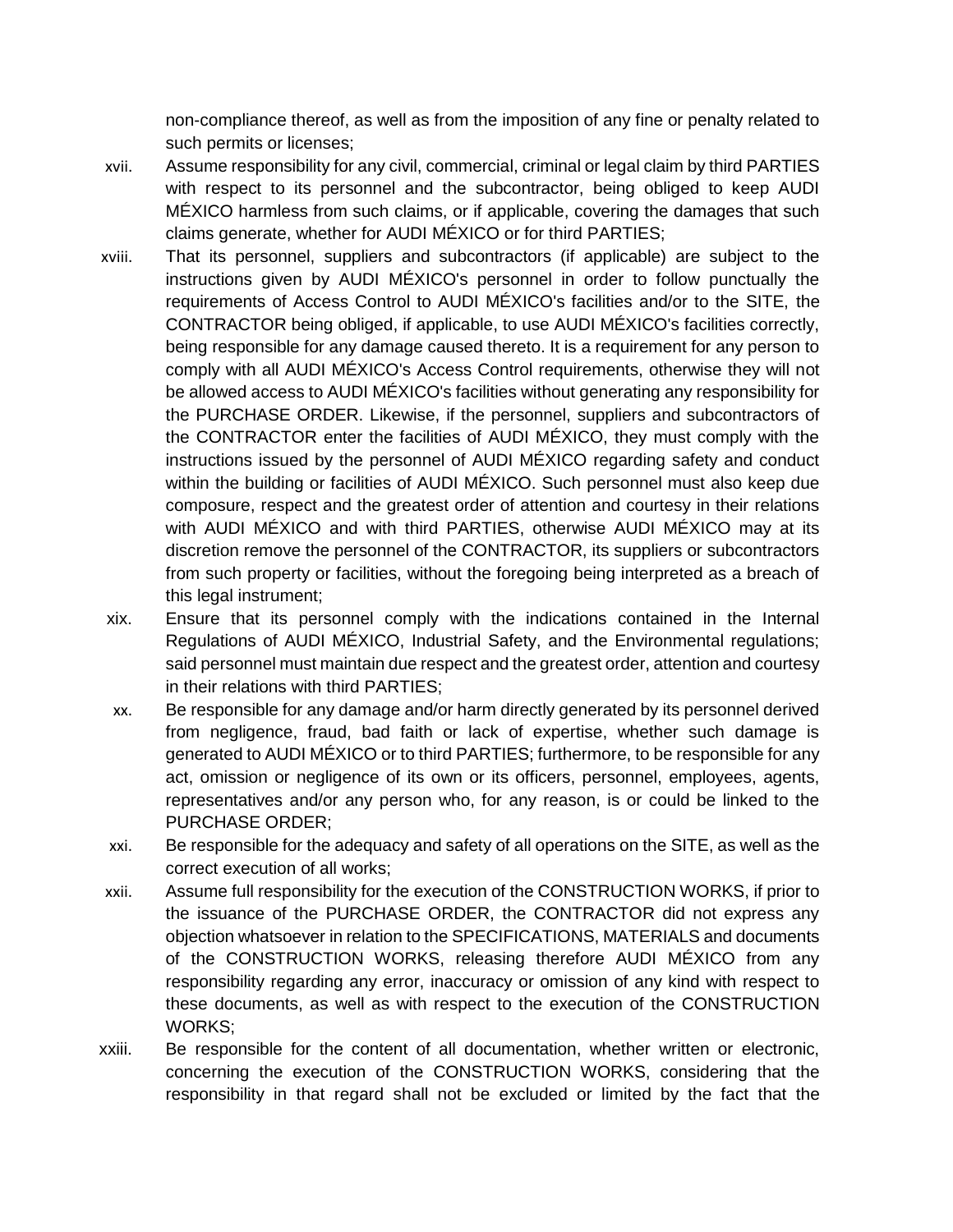non-compliance thereof, as well as from the imposition of any fine or penalty related to such permits or licenses;

xvii. Assume responsibility for any civil, commercial, criminal or legal claim by third PARTIES with respect to its personnel and the subcontractor, being obliged to keep AUDI MÉXICO harmless from such claims, or if applicable, covering the damages that such claims generate, whether for AUDI MÉXICO or for third PARTIES;

xviii. That its personnel, suppliers and subcontractors (if applicable) are subject to the instructions given by AUDI MÉXICO's personnel in order to follow punctually the requirements of Access Control to AUDI MÉXICO's facilities and/or to the SITE, the CONTRACTOR being obliged, if applicable, to use AUDI MÉXICO's facilities correctly, being responsible for any damage caused thereto. It is a requirement for any person to comply with all AUDI MÉXICO's Access Control requirements, otherwise they will not be allowed access to AUDI MÉXICO's facilities without generating any responsibility for the PURCHASE ORDER. Likewise, if the personnel, suppliers and subcontractors of the CONTRACTOR enter the facilities of AUDI MÉXICO, they must comply with the instructions issued by the personnel of AUDI MÉXICO regarding safety and conduct within the building or facilities of AUDI MÉXICO. Such personnel must also keep due composure, respect and the greatest order of attention and courtesy in their relations with AUDI MÉXICO and with third PARTIES, otherwise AUDI MÉXICO may at its discretion remove the personnel of the CONTRACTOR, its suppliers or subcontractors from such property or facilities, without the foregoing being interpreted as a breach of this legal instrument;

xix. Ensure that its personnel comply with the indications contained in the Internal Regulations of AUDI MÉXICO, Industrial Safety, and the Environmental regulations; said personnel must maintain due respect and the greatest order, attention and courtesy in their relations with third PARTIES;

xx. Be responsible for any damage and/or harm directly generated by its personnel derived from negligence, fraud, bad faith or lack of expertise, whether such damage is generated to AUDI MÉXICO or to third PARTIES; furthermore, to be responsible for any act, omission or negligence of its own or its officers, personnel, employees, agents, representatives and/or any person who, for any reason, is or could be linked to the PURCHASE ORDER;

xxi. Be responsible for the adequacy and safety of all operations on the SITE, as well as the correct execution of all works;

xxii. Assume full responsibility for the execution of the CONSTRUCTION WORKS, if prior to the issuance of the PURCHASE ORDER, the CONTRACTOR did not express any objection whatsoever in relation to the SPECIFICATIONS, MATERIALS and documents of the CONSTRUCTION WORKS, releasing therefore AUDI MÉXICO from any responsibility regarding any error, inaccuracy or omission of any kind with respect to these documents, as well as with respect to the execution of the CONSTRUCTION WORKS;

xxiii. Be responsible for the content of all documentation, whether written or electronic, concerning the execution of the CONSTRUCTION WORKS, considering that the responsibility in that regard shall not be excluded or limited by the fact that the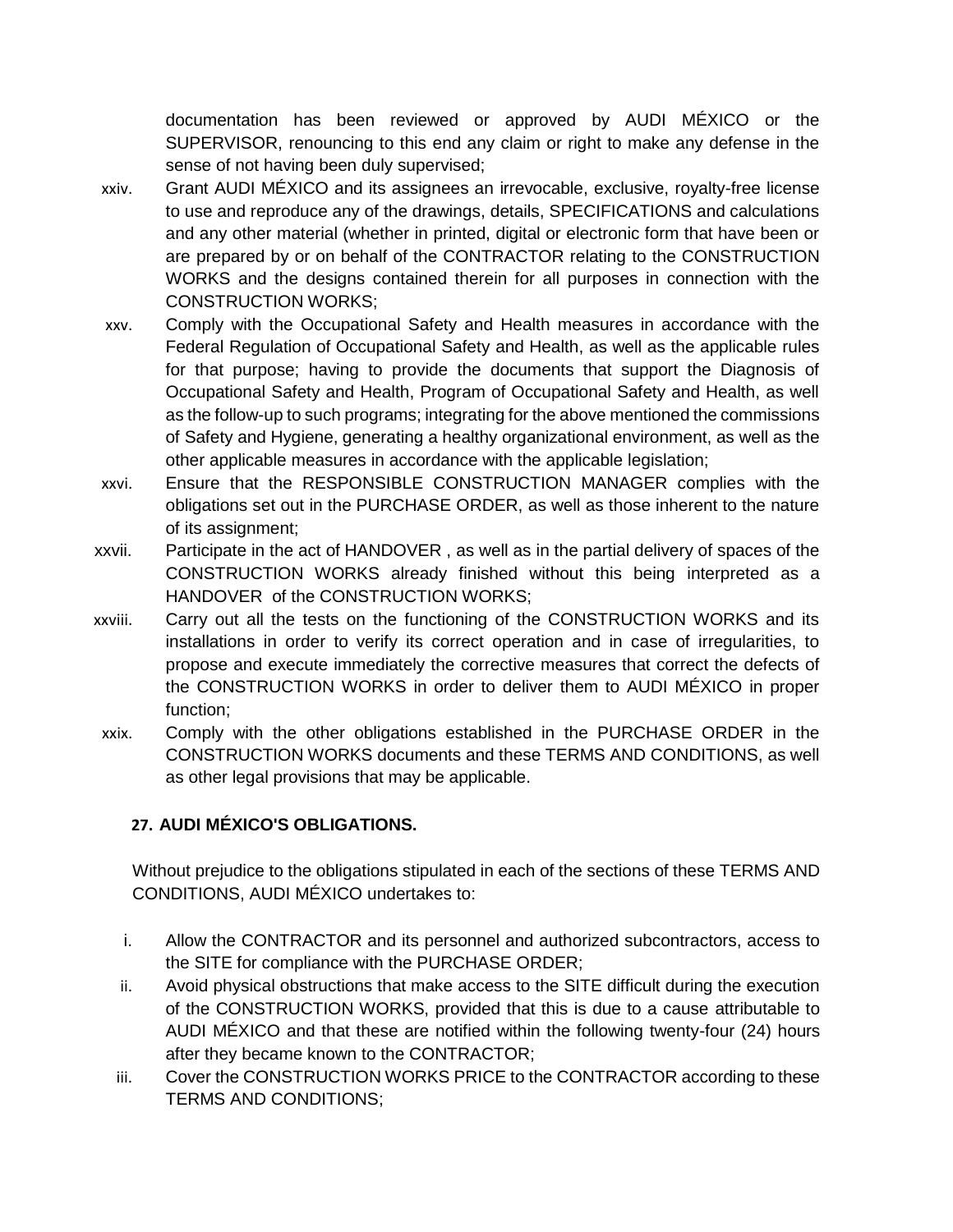documentation has been reviewed or approved by AUDI MÉXICO or the SUPERVISOR, renouncing to this end any claim or right to make any defense in the sense of not having been duly supervised;

xxiv. Grant AUDI MÉXICO and its assignees an irrevocable, exclusive, royalty-free license to use and reproduce any of the drawings, details, SPECIFICATIONS and calculations and any other material (whether in printed, digital or electronic form that have been or are prepared by or on behalf of the CONTRACTOR relating to the CONSTRUCTION WORKS and the designs contained therein for all purposes in connection with the CONSTRUCTION WORKS;

xxv. Comply with the Occupational Safety and Health measures in accordance with the Federal Regulation of Occupational Safety and Health, as well as the applicable rules for that purpose; having to provide the documents that support the Diagnosis of Occupational Safety and Health, Program of Occupational Safety and Health, as well as the follow-up to such programs; integrating for the above mentioned the commissions of Safety and Hygiene, generating a healthy organizational environment, as well as the other applicable measures in accordance with the applicable legislation;

xxvi. Ensure that the RESPONSIBLE CONSTRUCTION MANAGER complies with the obligations set out in the PURCHASE ORDER, as well as those inherent to the nature of its assignment;

xxvii. Participate in the act of HANDOVER , as well as in the partial delivery of spaces of the CONSTRUCTION WORKS already finished without this being interpreted as a HANDOVER of the CONSTRUCTION WORKS;

xxviii. Carry out all the tests on the functioning of the CONSTRUCTION WORKS and its installations in order to verify its correct operation and in case of irregularities, to propose and execute immediately the corrective measures that correct the defects of the CONSTRUCTION WORKS in order to deliver them to AUDI MÉXICO in proper function;

xxix. Comply with the other obligations established in the PURCHASE ORDER in the CONSTRUCTION WORKS documents and these TERMS AND CONDITIONS, as well as other legal provisions that may be applicable.

## 27. AUDI MÉXICO'S OBLIGATIONS.

Without prejudice to the obligations stipulated in each of the sections of these TERMS AND CONDITIONS, AUDI MÉXICO undertakes to:

i. Allow the CONTRACTOR and its personnel and authorized subcontractors, access to the SITE for compliance with the PURCHASE ORDER;

ii. Avoid physical obstructions that make access to the SITE difficult during the execution of the CONSTRUCTION WORKS, provided that this is due to a cause attributable to AUDI MÉXICO and that these are notified within the following twenty-four (24) hours after they became known to the CONTRACTOR;

iii. Cover the CONSTRUCTION WORKS PRICE to the CONTRACTOR according to these TERMS AND CONDITIONS;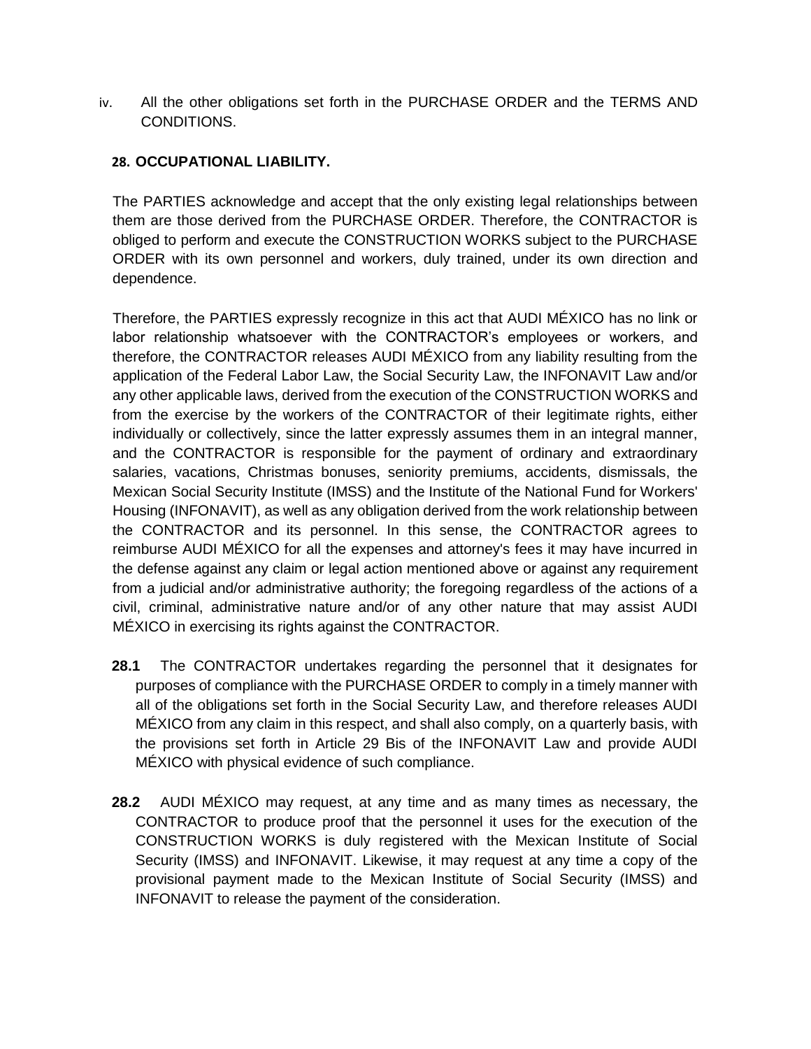iv. All the other obligations set forth in the PURCHASE ORDER and the TERMS AND CONDITIONS.

## 28. OCCUPATIONAL LIABILITY.

The PARTIES acknowledge and accept that the only existing legal relationships between them are those derived from the PURCHASE ORDER. Therefore, the CONTRACTOR is obliged to perform and execute the CONSTRUCTION WORKS subject to the PURCHASE ORDER with its own personnel and workers, duly trained, under its own direction and dependence.

Therefore, the PARTIES expressly recognize in this act that AUDI MÉXICO has no link or labor relationship whatsoever with the CONTRACTOR's employees or workers, and therefore, the CONTRACTOR releases AUDI MÉXICO from any liability resulting from the application of the Federal Labor Law, the Social Security Law, the INFONAVIT Law and/or any other applicable laws, derived from the execution of the CONSTRUCTION WORKS and from the exercise by the workers of the CONTRACTOR of their legitimate rights, either individually or collectively, since the latter expressly assumes them in an integral manner, and the CONTRACTOR is responsible for the payment of ordinary and extraordinary salaries, vacations, Christmas bonuses, seniority premiums, accidents, dismissals, the Mexican Social Security Institute (IMSS) and the Institute of the National Fund for Workers' Housing (INFONAVIT), as well as any obligation derived from the work relationship between the CONTRACTOR and its personnel. In this sense, the CONTRACTOR agrees to reimburse AUDI MÉXICO for all the expenses and attorney's fees it may have incurred in the defense against any claim or legal action mentioned above or against any requirement from a judicial and/or administrative authority; the foregoing regardless of the actions of a civil, criminal, administrative nature and/or of any other nature that may assist AUDI MÉXICO in exercising its rights against the CONTRACTOR.

**28.1** The CONTRACTOR undertakes regarding the personnel that it designates for purposes of compliance with the PURCHASE ORDER to comply in a timely manner with all of the obligations set forth in the Social Security Law, and therefore releases AUDI MÉXICO from any claim in this respect, and shall also comply, on a quarterly basis, with the provisions set forth in Article 29 Bis of the INFONAVIT Law and provide AUDI MÉXICO with physical evidence of such compliance.

**28.2** AUDI MÉXICO may request, at any time and as many times as necessary, the CONTRACTOR to produce proof that the personnel it uses for the execution of the CONSTRUCTION WORKS is duly registered with the Mexican Institute of Social Security (IMSS) and INFONAVIT. Likewise, it may request at any time a copy of the provisional payment made to the Mexican Institute of Social Security (IMSS) and INFONAVIT to release the payment of the consideration.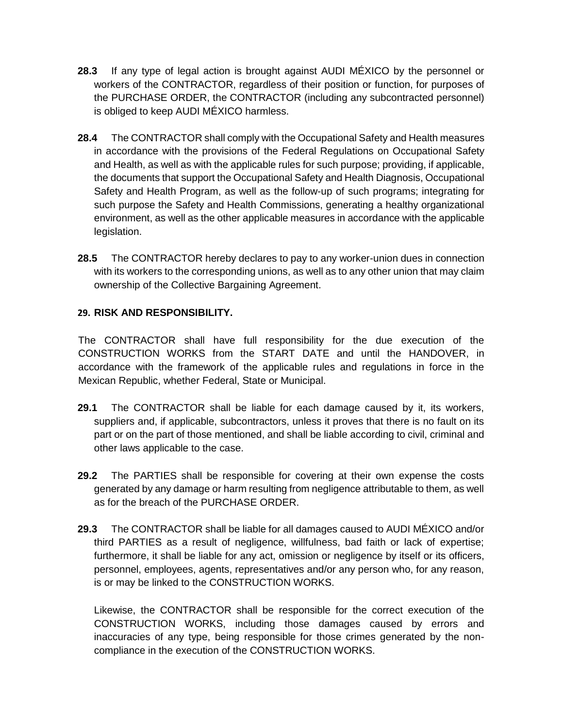**28.3** If any type of legal action is brought against AUDI MÉXICO by the personnel or workers of the CONTRACTOR, regardless of their position or function, for purposes of the PURCHASE ORDER, the CONTRACTOR (including any subcontracted personnel) is obliged to keep AUDI MÉXICO harmless.

**28.4** The CONTRACTOR shall comply with the Occupational Safety and Health measures in accordance with the provisions of the Federal Regulations on Occupational Safety and Health, as well as with the applicable rules for such purpose; providing, if applicable, the documents that support the Occupational Safety and Health Diagnosis, Occupational Safety and Health Program, as well as the follow-up of such programs; integrating for such purpose the Safety and Health Commissions, generating a healthy organizational environment, as well as the other applicable measures in accordance with the applicable legislation.

**28.5** The CONTRACTOR hereby declares to pay to any worker-union dues in connection with its workers to the corresponding unions, as well as to any other union that may claim ownership of the Collective Bargaining Agreement.

## 29. RISK AND RESPONSIBILITY.

The CONTRACTOR shall have full responsibility for the due execution of the CONSTRUCTION WORKS from the START DATE and until the HANDOVER, in accordance with the framework of the applicable rules and regulations in force in the Mexican Republic, whether Federal, State or Municipal.

**29.1** The CONTRACTOR shall be liable for each damage caused by it, its workers, suppliers and, if applicable, subcontractors, unless it proves that there is no fault on its part or on the part of those mentioned, and shall be liable according to civil, criminal and other laws applicable to the case.

**29.2** The PARTIES shall be responsible for covering at their own expense the costs generated by any damage or harm resulting from negligence attributable to them, as well as for the breach of the PURCHASE ORDER.

**29.3** The CONTRACTOR shall be liable for all damages caused to AUDI MÉXICO and/or third PARTIES as a result of negligence, willfulness, bad faith or lack of expertise; furthermore, it shall be liable for any act, omission or negligence by itself or its officers, personnel, employees, agents, representatives and/or any person who, for any reason, is or may be linked to the CONSTRUCTION WORKS.

Likewise, the CONTRACTOR shall be responsible for the correct execution of the CONSTRUCTION WORKS, including those damages caused by errors and inaccuracies of any type, being responsible for those crimes generated by the non-compliance in the execution of the CONSTRUCTION WORKS.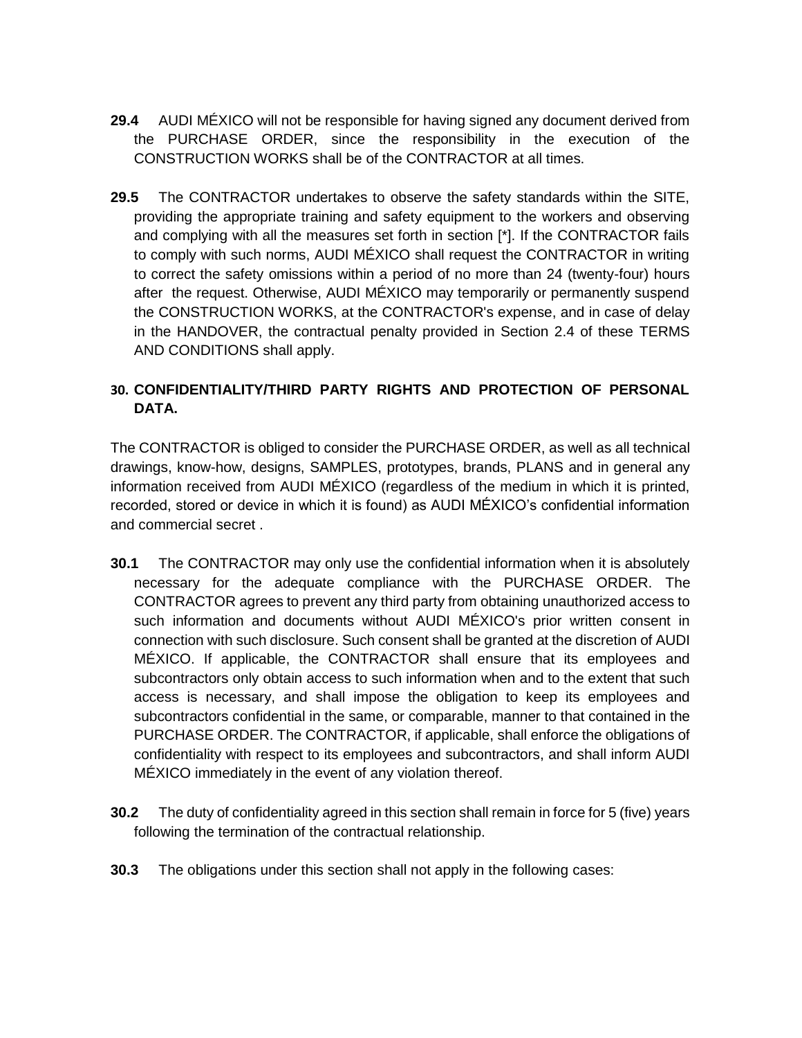**29.4** AUDI MÉXICO will not be responsible for having signed any document derived from the PURCHASE ORDER, since the responsibility in the execution of the CONSTRUCTION WORKS shall be of the CONTRACTOR at all times.

**29.5** The CONTRACTOR undertakes to observe the safety standards within the SITE, providing the appropriate training and safety equipment to the workers and observing and complying with all the measures set forth in section [*]. If the CONTRACTOR fails to comply with such norms, AUDI MÉXICO shall request the CONTRACTOR in writing to correct the safety omissions within a period of no more than 24 (twenty-four) hours after the request. Otherwise, AUDI MÉXICO may temporarily or permanently suspend the CONSTRUCTION WORKS, at the CONTRACTOR's expense, and in case of delay in the HANDOVER, the contractual penalty provided in Section 2.4 of these TERMS AND CONDITIONS shall apply.

## 30. CONFIDENTIALITY/THIRD PARTY RIGHTS AND PROTECTION OF PERSONAL DATA.

The CONTRACTOR is obliged to consider the PURCHASE ORDER, as well as all technical drawings, know-how, designs, SAMPLES, prototypes, brands, PLANS and in general any information received from AUDI MÉXICO (regardless of the medium in which it is printed, recorded, stored or device in which it is found) as AUDI MÉXICO's confidential information and commercial secret .

**30.1** The CONTRACTOR may only use the confidential information when it is absolutely necessary for the adequate compliance with the PURCHASE ORDER. The CONTRACTOR agrees to prevent any third party from obtaining unauthorized access to such information and documents without AUDI MÉXICO's prior written consent in connection with such disclosure. Such consent shall be granted at the discretion of AUDI MÉXICO. If applicable, the CONTRACTOR shall ensure that its employees and subcontractors only obtain access to such information when and to the extent that such access is necessary, and shall impose the obligation to keep its employees and subcontractors confidential in the same, or comparable, manner to that contained in the PURCHASE ORDER. The CONTRACTOR, if applicable, shall enforce the obligations of confidentiality with respect to its employees and subcontractors, and shall inform AUDI MÉXICO immediately in the event of any violation thereof.

**30.2** The duty of confidentiality agreed in this section shall remain in force for 5 (five) years following the termination of the contractual relationship.

**30.3** The obligations under this section shall not apply in the following cases: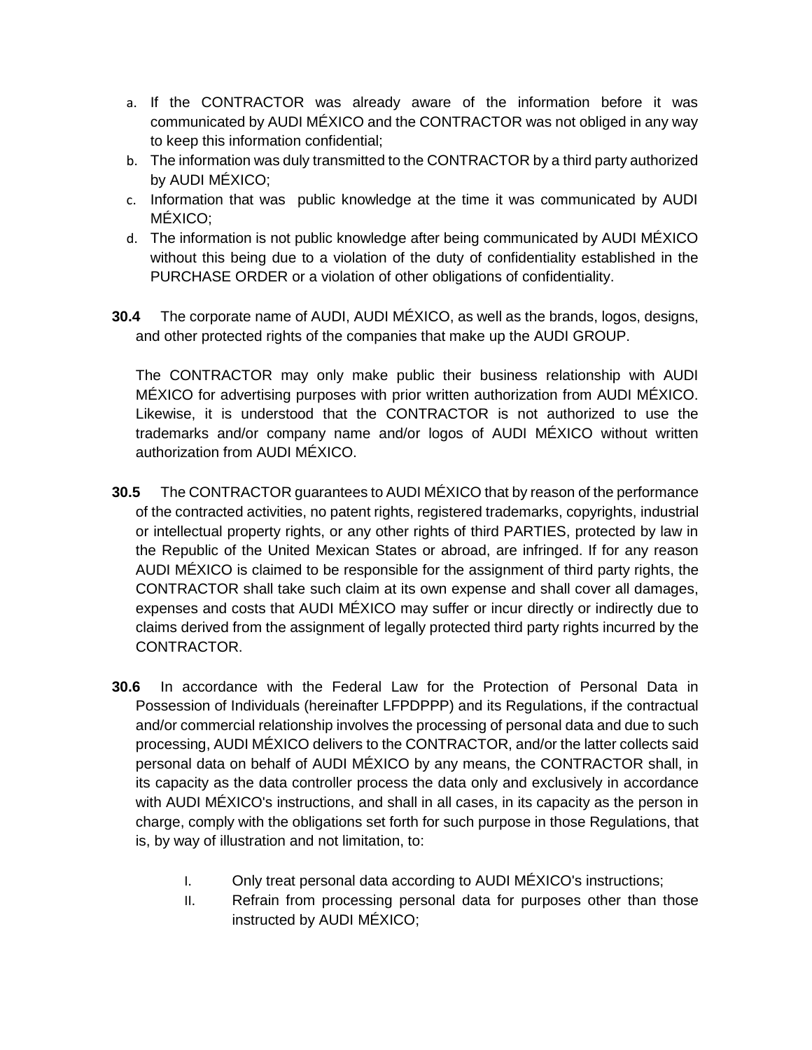a. If the CONTRACTOR was already aware of the information before it was communicated by AUDI MÉXICO and the CONTRACTOR was not obliged in any way to keep this information confidential;
b. The information was duly transmitted to the CONTRACTOR by a third party authorized by AUDI MÉXICO;
c. Information that was public knowledge at the time it was communicated by AUDI MÉXICO;
d. The information is not public knowledge after being communicated by AUDI MÉXICO without this being due to a violation of the duty of confidentiality established in the PURCHASE ORDER or a violation of other obligations of confidentiality.

**30.4** The corporate name of AUDI, AUDI MÉXICO, as well as the brands, logos, designs, and other protected rights of the companies that make up the AUDI GROUP.

The CONTRACTOR may only make public their business relationship with AUDI MÉXICO for advertising purposes with prior written authorization from AUDI MÉXICO. Likewise, it is understood that the CONTRACTOR is not authorized to use the trademarks and/or company name and/or logos of AUDI MÉXICO without written authorization from AUDI MÉXICO.

**30.5** The CONTRACTOR guarantees to AUDI MÉXICO that by reason of the performance of the contracted activities, no patent rights, registered trademarks, copyrights, industrial or intellectual property rights, or any other rights of third PARTIES, protected by law in the Republic of the United Mexican States or abroad, are infringed. If for any reason AUDI MÉXICO is claimed to be responsible for the assignment of third party rights, the CONTRACTOR shall take such claim at its own expense and shall cover all damages, expenses and costs that AUDI MÉXICO may suffer or incur directly or indirectly due to claims derived from the assignment of legally protected third party rights incurred by the CONTRACTOR.

**30.6** In accordance with the Federal Law for the Protection of Personal Data in Possession of Individuals (hereinafter LFPDPPP) and its Regulations, if the contractual and/or commercial relationship involves the processing of personal data and due to such processing, AUDI MÉXICO delivers to the CONTRACTOR, and/or the latter collects said personal data on behalf of AUDI MÉXICO by any means, the CONTRACTOR shall, in its capacity as the data controller process the data only and exclusively in accordance with AUDI MÉXICO's instructions, and shall in all cases, in its capacity as the person in charge, comply with the obligations set forth for such purpose in those Regulations, that is, by way of illustration and not limitation, to:

I. Only treat personal data according to AUDI MÉXICO's instructions;
II. Refrain from processing personal data for purposes other than those instructed by AUDI MÉXICO;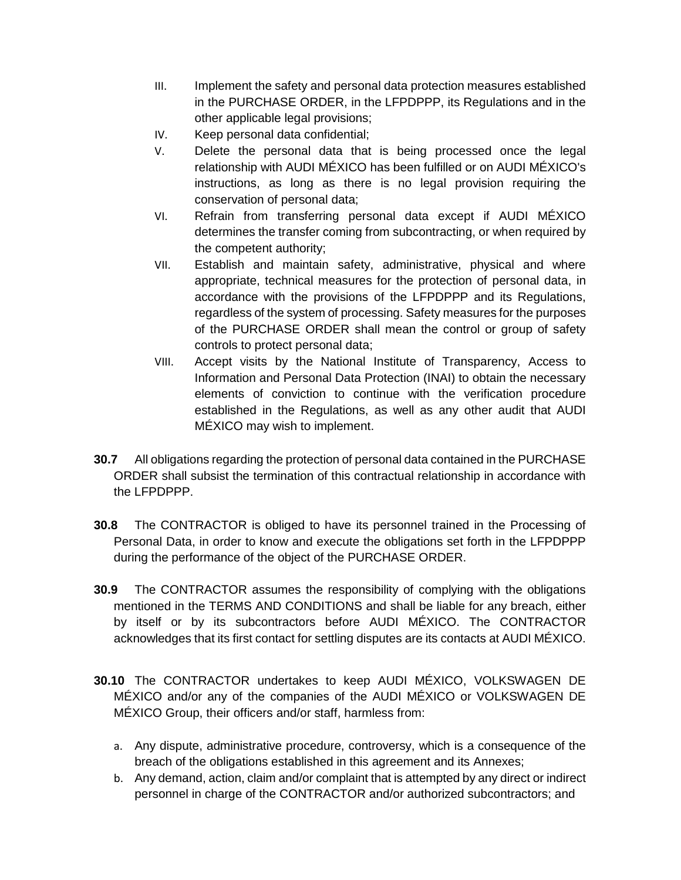III. Implement the safety and personal data protection measures established in the PURCHASE ORDER, in the LFPDPPP, its Regulations and in the other applicable legal provisions;

IV. Keep personal data confidential;

V. Delete the personal data that is being processed once the legal relationship with AUDI MÉXICO has been fulfilled or on AUDI MÉXICO's instructions, as long as there is no legal provision requiring the conservation of personal data;

VI. Refrain from transferring personal data except if AUDI MÉXICO determines the transfer coming from subcontracting, or when required by the competent authority;

VII. Establish and maintain safety, administrative, physical and where appropriate, technical measures for the protection of personal data, in accordance with the provisions of the LFPDPPP and its Regulations, regardless of the system of processing. Safety measures for the purposes of the PURCHASE ORDER shall mean the control or group of safety controls to protect personal data;

VIII. Accept visits by the National Institute of Transparency, Access to Information and Personal Data Protection (INAI) to obtain the necessary elements of conviction to continue with the verification procedure established in the Regulations, as well as any other audit that AUDI MÉXICO may wish to implement.

**30.7** All obligations regarding the protection of personal data contained in the PURCHASE ORDER shall subsist the termination of this contractual relationship in accordance with the LFPDPPP.

**30.8** The CONTRACTOR is obliged to have its personnel trained in the Processing of Personal Data, in order to know and execute the obligations set forth in the LFPDPPP during the performance of the object of the PURCHASE ORDER.

**30.9** The CONTRACTOR assumes the responsibility of complying with the obligations mentioned in the TERMS AND CONDITIONS and shall be liable for any breach, either by itself or by its subcontractors before AUDI MÉXICO. The CONTRACTOR acknowledges that its first contact for settling disputes are its contacts at AUDI MÉXICO.

**30.10** The CONTRACTOR undertakes to keep AUDI MÉXICO, VOLKSWAGEN DE MÉXICO and/or any of the companies of the AUDI MÉXICO or VOLKSWAGEN DE MÉXICO Group, their officers and/or staff, harmless from:

a. Any dispute, administrative procedure, controversy, which is a consequence of the breach of the obligations established in this agreement and its Annexes;
b. Any demand, action, claim and/or complaint that is attempted by any direct or indirect personnel in charge of the CONTRACTOR and/or authorized subcontractors; and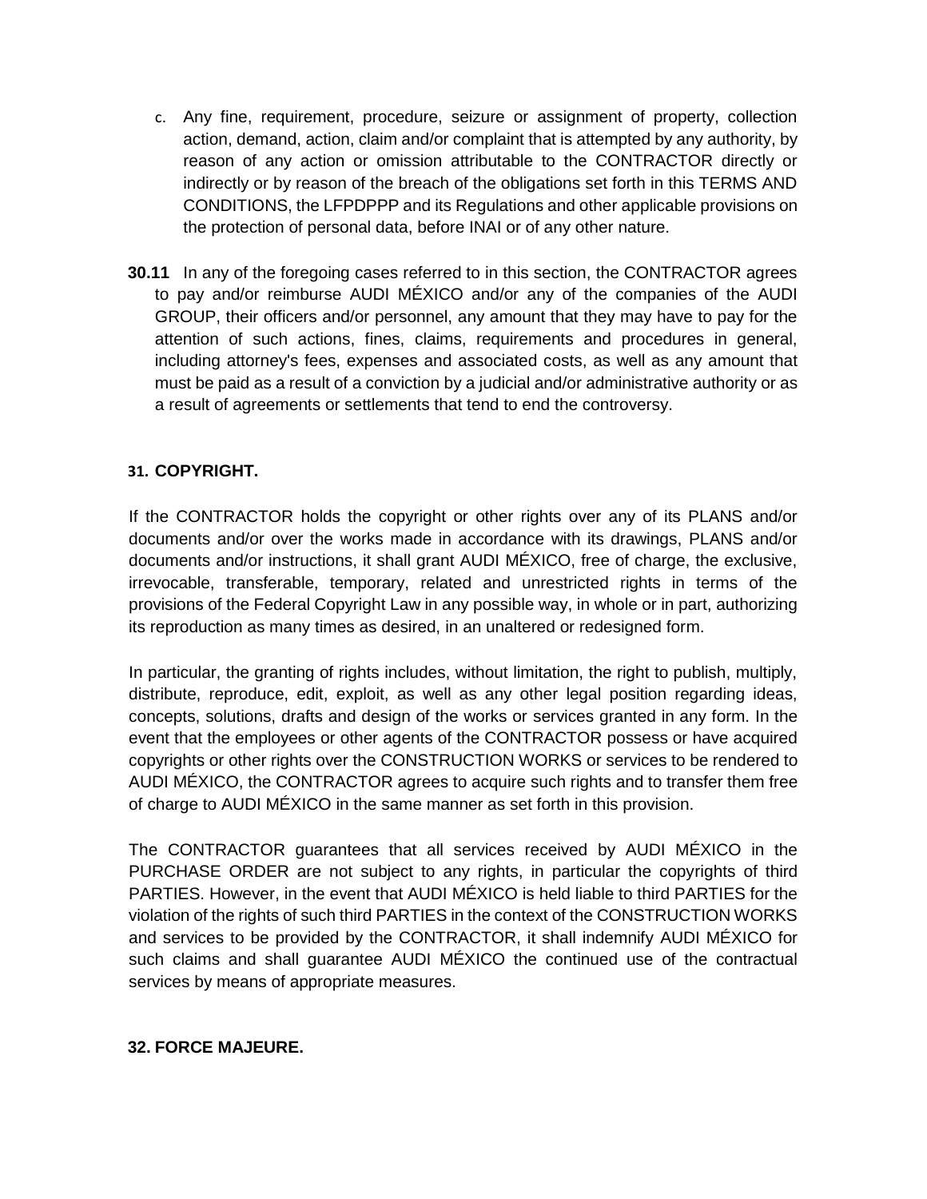c. Any fine, requirement, procedure, seizure or assignment of property, collection action, demand, action, claim and/or complaint that is attempted by any authority, by reason of any action or omission attributable to the CONTRACTOR directly or indirectly or by reason of the breach of the obligations set forth in this TERMS AND CONDITIONS, the LFPDPPP and its Regulations and other applicable provisions on the protection of personal data, before INAI or of any other nature.

**30.11** In any of the foregoing cases referred to in this section, the CONTRACTOR agrees to pay and/or reimburse AUDI MÉXICO and/or any of the companies of the AUDI GROUP, their officers and/or personnel, any amount that they may have to pay for the attention of such actions, fines, claims, requirements and procedures in general, including attorney's fees, expenses and associated costs, as well as any amount that must be paid as a result of a conviction by a judicial and/or administrative authority or as a result of agreements or settlements that tend to end the controversy.

## 31. COPYRIGHT.

If the CONTRACTOR holds the copyright or other rights over any of its PLANS and/or documents and/or over the works made in accordance with its drawings, PLANS and/or documents and/or instructions, it shall grant AUDI MÉXICO, free of charge, the exclusive, irrevocable, transferable, temporary, related and unrestricted rights in terms of the provisions of the Federal Copyright Law in any possible way, in whole or in part, authorizing its reproduction as many times as desired, in an unaltered or redesigned form.

In particular, the granting of rights includes, without limitation, the right to publish, multiply, distribute, reproduce, edit, exploit, as well as any other legal position regarding ideas, concepts, solutions, drafts and design of the works or services granted in any form. In the event that the employees or other agents of the CONTRACTOR possess or have acquired copyrights or other rights over the CONSTRUCTION WORKS or services to be rendered to AUDI MÉXICO, the CONTRACTOR agrees to acquire such rights and to transfer them free of charge to AUDI MÉXICO in the same manner as set forth in this provision.

The CONTRACTOR guarantees that all services received by AUDI MÉXICO in the PURCHASE ORDER are not subject to any rights, in particular the copyrights of third PARTIES. However, in the event that AUDI MÉXICO is held liable to third PARTIES for the violation of the rights of such third PARTIES in the context of the CONSTRUCTION WORKS and services to be provided by the CONTRACTOR, it shall indemnify AUDI MÉXICO for such claims and shall guarantee AUDI MÉXICO the continued use of the contractual services by means of appropriate measures.

## 32. FORCE MAJEURE.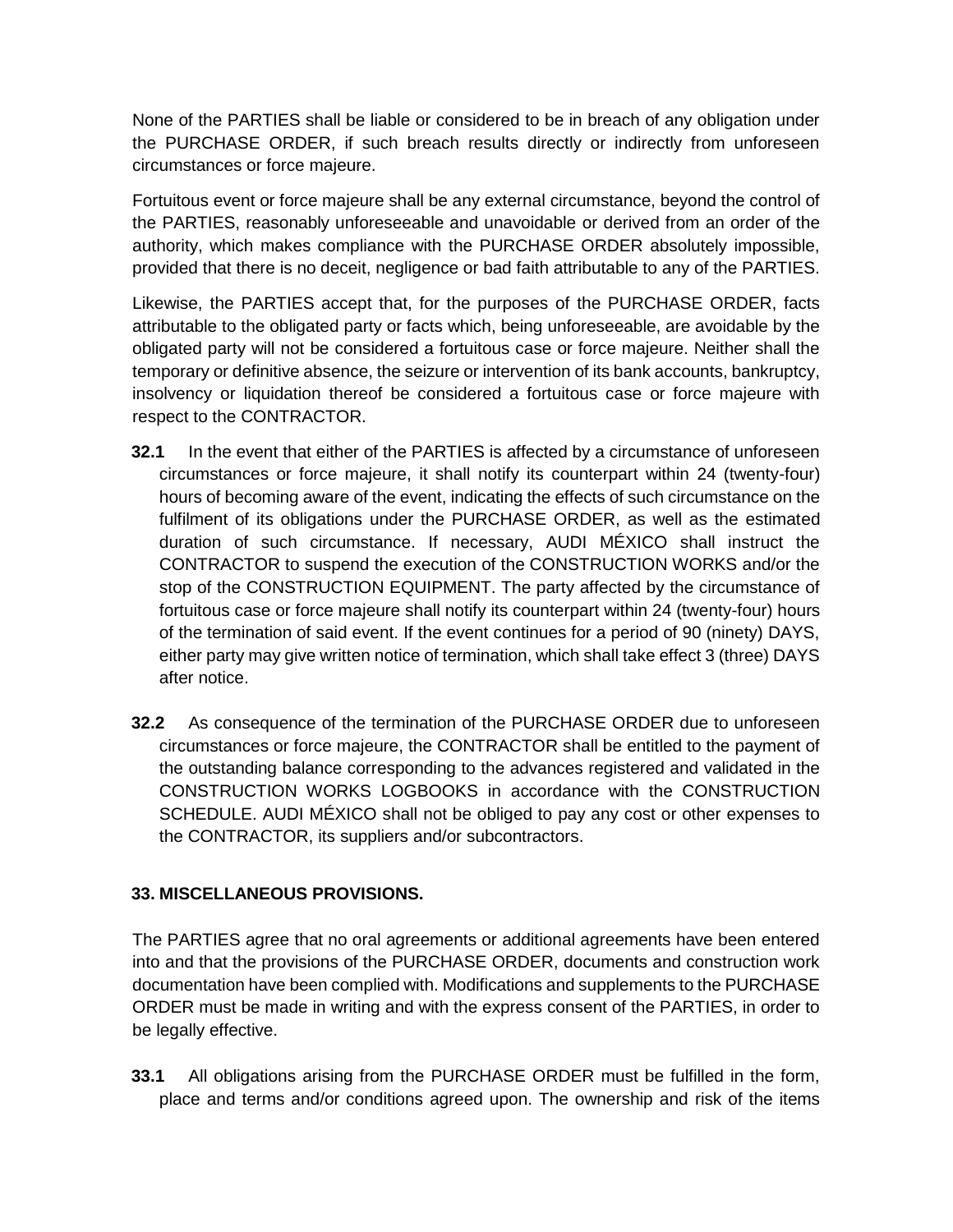None of the PARTIES shall be liable or considered to be in breach of any obligation under the PURCHASE ORDER, if such breach results directly or indirectly from unforeseen circumstances or force majeure.

Fortuitous event or force majeure shall be any external circumstance, beyond the control of the PARTIES, reasonably unforeseeable and unavoidable or derived from an order of the authority, which makes compliance with the PURCHASE ORDER absolutely impossible, provided that there is no deceit, negligence or bad faith attributable to any of the PARTIES.

Likewise, the PARTIES accept that, for the purposes of the PURCHASE ORDER, facts attributable to the obligated party or facts which, being unforeseeable, are avoidable by the obligated party will not be considered a fortuitous case or force majeure. Neither shall the temporary or definitive absence, the seizure or intervention of its bank accounts, bankruptcy, insolvency or liquidation thereof be considered a fortuitous case or force majeure with respect to the CONTRACTOR.

**32.1** In the event that either of the PARTIES is affected by a circumstance of unforeseen circumstances or force majeure, it shall notify its counterpart within 24 (twenty-four) hours of becoming aware of the event, indicating the effects of such circumstance on the fulfilment of its obligations under the PURCHASE ORDER, as well as the estimated duration of such circumstance. If necessary, AUDI MÉXICO shall instruct the CONTRACTOR to suspend the execution of the CONSTRUCTION WORKS and/or the stop of the CONSTRUCTION EQUIPMENT. The party affected by the circumstance of fortuitous case or force majeure shall notify its counterpart within 24 (twenty-four) hours of the termination of said event. If the event continues for a period of 90 (ninety) DAYS, either party may give written notice of termination, which shall take effect 3 (three) DAYS after notice.

**32.2** As consequence of the termination of the PURCHASE ORDER due to unforeseen circumstances or force majeure, the CONTRACTOR shall be entitled to the payment of the outstanding balance corresponding to the advances registered and validated in the CONSTRUCTION WORKS LOGBOOKS in accordance with the CONSTRUCTION SCHEDULE. AUDI MÉXICO shall not be obliged to pay any cost or other expenses to the CONTRACTOR, its suppliers and/or subcontractors.

## 33. MISCELLANEOUS PROVISIONS.

The PARTIES agree that no oral agreements or additional agreements have been entered into and that the provisions of the PURCHASE ORDER, documents and construction work documentation have been complied with. Modifications and supplements to the PURCHASE ORDER must be made in writing and with the express consent of the PARTIES, in order to be legally effective.

**33.1** All obligations arising from the PURCHASE ORDER must be fulfilled in the form, place and terms and/or conditions agreed upon. The ownership and risk of the items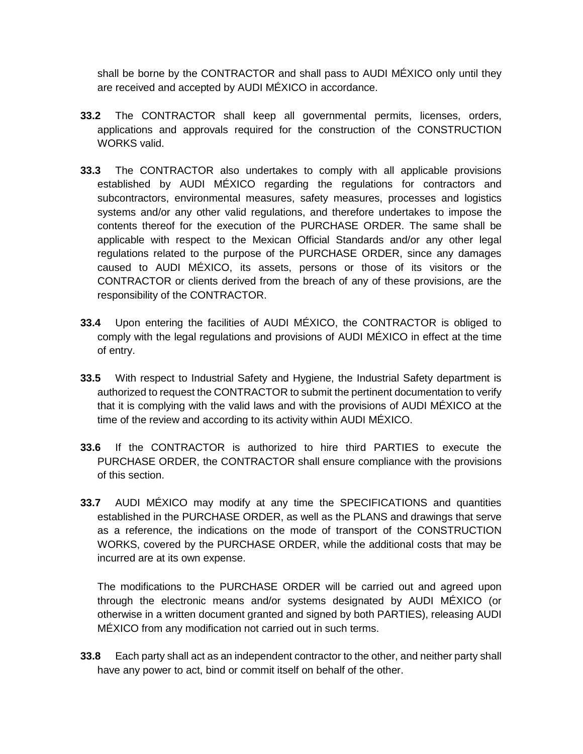shall be borne by the CONTRACTOR and shall pass to AUDI MÉXICO only until they are received and accepted by AUDI MÉXICO in accordance.

**33.2** The CONTRACTOR shall keep all governmental permits, licenses, orders, applications and approvals required for the construction of the CONSTRUCTION WORKS valid.

**33.3** The CONTRACTOR also undertakes to comply with all applicable provisions established by AUDI MÉXICO regarding the regulations for contractors and subcontractors, environmental measures, safety measures, processes and logistics systems and/or any other valid regulations, and therefore undertakes to impose the contents thereof for the execution of the PURCHASE ORDER. The same shall be applicable with respect to the Mexican Official Standards and/or any other legal regulations related to the purpose of the PURCHASE ORDER, since any damages caused to AUDI MÉXICO, its assets, persons or those of its visitors or the CONTRACTOR or clients derived from the breach of any of these provisions, are the responsibility of the CONTRACTOR.

**33.4** Upon entering the facilities of AUDI MÉXICO, the CONTRACTOR is obliged to comply with the legal regulations and provisions of AUDI MÉXICO in effect at the time of entry.

**33.5** With respect to Industrial Safety and Hygiene, the Industrial Safety department is authorized to request the CONTRACTOR to submit the pertinent documentation to verify that it is complying with the valid laws and with the provisions of AUDI MÉXICO at the time of the review and according to its activity within AUDI MÉXICO.

**33.6** If the CONTRACTOR is authorized to hire third PARTIES to execute the PURCHASE ORDER, the CONTRACTOR shall ensure compliance with the provisions of this section.

**33.7** AUDI MÉXICO may modify at any time the SPECIFICATIONS and quantities established in the PURCHASE ORDER, as well as the PLANS and drawings that serve as a reference, the indications on the mode of transport of the CONSTRUCTION WORKS, covered by the PURCHASE ORDER, while the additional costs that may be incurred are at its own expense.

The modifications to the PURCHASE ORDER will be carried out and agreed upon through the electronic means and/or systems designated by AUDI MÉXICO (or otherwise in a written document granted and signed by both PARTIES), releasing AUDI MÉXICO from any modification not carried out in such terms.

**33.8** Each party shall act as an independent contractor to the other, and neither party shall have any power to act, bind or commit itself on behalf of the other.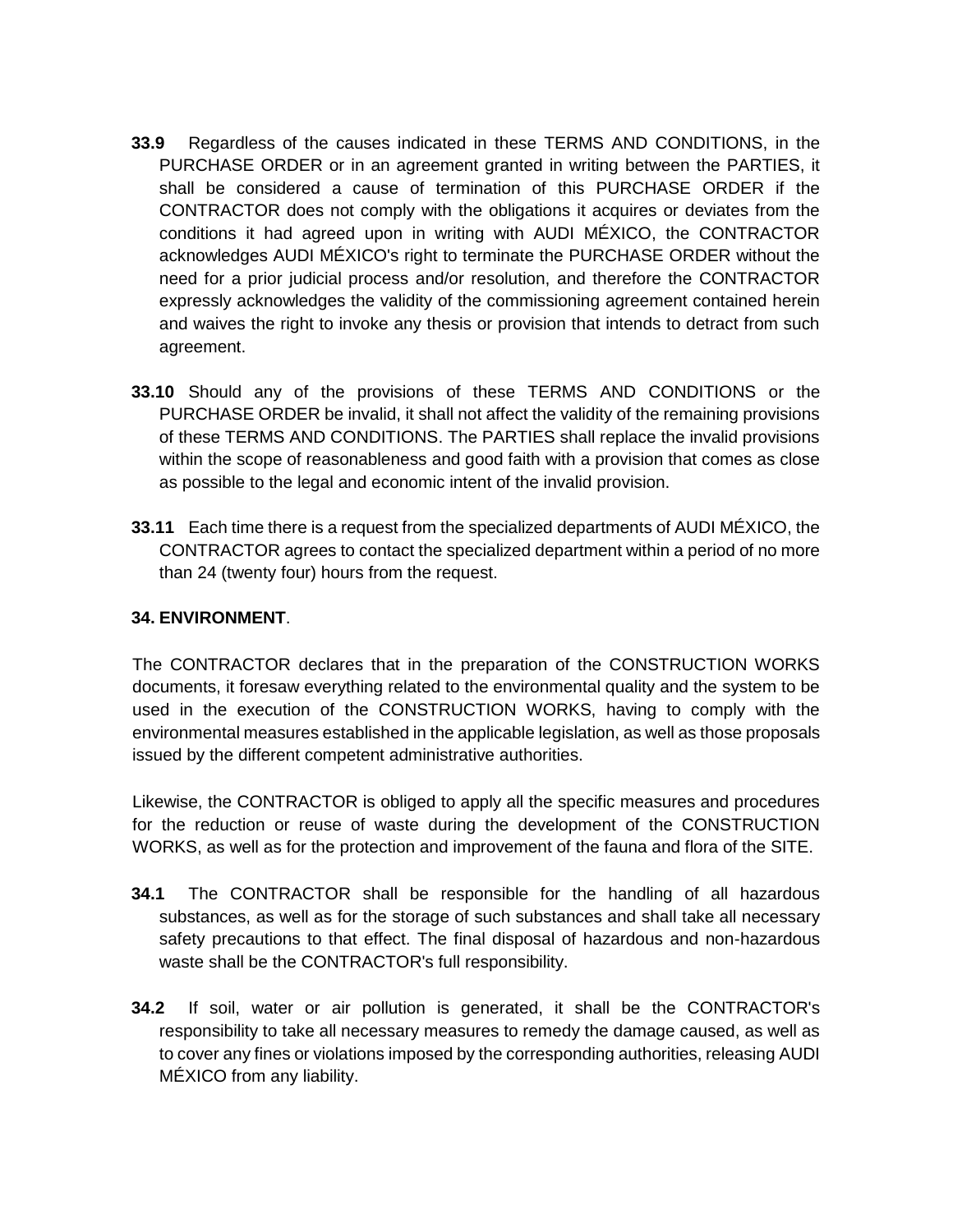**33.9** Regardless of the causes indicated in these TERMS AND CONDITIONS, in the PURCHASE ORDER or in an agreement granted in writing between the PARTIES, it shall be considered a cause of termination of this PURCHASE ORDER if the CONTRACTOR does not comply with the obligations it acquires or deviates from the conditions it had agreed upon in writing with AUDI MÉXICO, the CONTRACTOR acknowledges AUDI MÉXICO's right to terminate the PURCHASE ORDER without the need for a prior judicial process and/or resolution, and therefore the CONTRACTOR expressly acknowledges the validity of the commissioning agreement contained herein and waives the right to invoke any thesis or provision that intends to detract from such agreement.

**33.10** Should any of the provisions of these TERMS AND CONDITIONS or the PURCHASE ORDER be invalid, it shall not affect the validity of the remaining provisions of these TERMS AND CONDITIONS. The PARTIES shall replace the invalid provisions within the scope of reasonableness and good faith with a provision that comes as close as possible to the legal and economic intent of the invalid provision.

**33.11** Each time there is a request from the specialized departments of AUDI MÉXICO, the CONTRACTOR agrees to contact the specialized department within a period of no more than 24 (twenty four) hours from the request.

**34. ENVIRONMENT**.

The CONTRACTOR declares that in the preparation of the CONSTRUCTION WORKS documents, it foresaw everything related to the environmental quality and the system to be used in the execution of the CONSTRUCTION WORKS, having to comply with the environmental measures established in the applicable legislation, as well as those proposals issued by the different competent administrative authorities.

Likewise, the CONTRACTOR is obliged to apply all the specific measures and procedures for the reduction or reuse of waste during the development of the CONSTRUCTION WORKS, as well as for the protection and improvement of the fauna and flora of the SITE.

**34.1** The CONTRACTOR shall be responsible for the handling of all hazardous substances, as well as for the storage of such substances and shall take all necessary safety precautions to that effect. The final disposal of hazardous and non-hazardous waste shall be the CONTRACTOR's full responsibility.

**34.2** If soil, water or air pollution is generated, it shall be the CONTRACTOR's responsibility to take all necessary measures to remedy the damage caused, as well as to cover any fines or violations imposed by the corresponding authorities, releasing AUDI MÉXICO from any liability.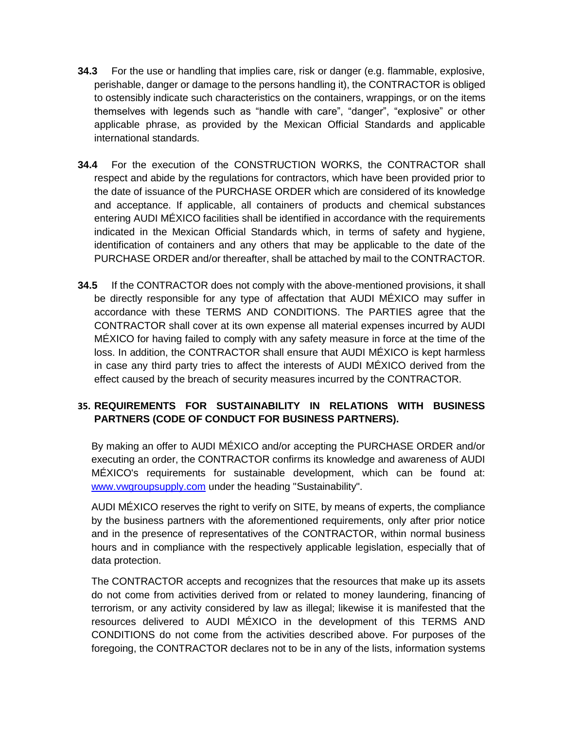**34.3** For the use or handling that implies care, risk or danger (e.g. flammable, explosive, perishable, danger or damage to the persons handling it), the CONTRACTOR is obliged to ostensibly indicate such characteristics on the containers, wrappings, or on the items themselves with legends such as "handle with care", "danger", "explosive" or other applicable phrase, as provided by the Mexican Official Standards and applicable international standards.

**34.4** For the execution of the CONSTRUCTION WORKS, the CONTRACTOR shall respect and abide by the regulations for contractors, which have been provided prior to the date of issuance of the PURCHASE ORDER which are considered of its knowledge and acceptance. If applicable, all containers of products and chemical substances entering AUDI MÉXICO facilities shall be identified in accordance with the requirements indicated in the Mexican Official Standards which, in terms of safety and hygiene, identification of containers and any others that may be applicable to the date of the PURCHASE ORDER and/or thereafter, shall be attached by mail to the CONTRACTOR.

**34.5** If the CONTRACTOR does not comply with the above-mentioned provisions, it shall be directly responsible for any type of affectation that AUDI MÉXICO may suffer in accordance with these TERMS AND CONDITIONS. The PARTIES agree that the CONTRACTOR shall cover at its own expense all material expenses incurred by AUDI MÉXICO for having failed to comply with any safety measure in force at the time of the loss. In addition, the CONTRACTOR shall ensure that AUDI MÉXICO is kept harmless in case any third party tries to affect the interests of AUDI MÉXICO derived from the effect caused by the breach of security measures incurred by the CONTRACTOR.

## 35. REQUIREMENTS FOR SUSTAINABILITY IN RELATIONS WITH BUSINESS PARTNERS (CODE OF CONDUCT FOR BUSINESS PARTNERS).

By making an offer to AUDI MÉXICO and/or accepting the PURCHASE ORDER and/or executing an order, the CONTRACTOR confirms its knowledge and awareness of AUDI MÉXICO's requirements for sustainable development, which can be found at: [www.vwgroupsupply.com](http://www.vwgroupsupply.com) under the heading "Sustainability".

AUDI MÉXICO reserves the right to verify on SITE, by means of experts, the compliance by the business partners with the aforementioned requirements, only after prior notice and in the presence of representatives of the CONTRACTOR, within normal business hours and in compliance with the respectively applicable legislation, especially that of data protection.

The CONTRACTOR accepts and recognizes that the resources that make up its assets do not come from activities derived from or related to money laundering, financing of terrorism, or any activity considered by law as illegal; likewise it is manifested that the resources delivered to AUDI MÉXICO in the development of this TERMS AND CONDITIONS do not come from the activities described above. For purposes of the foregoing, the CONTRACTOR declares not to be in any of the lists, information systems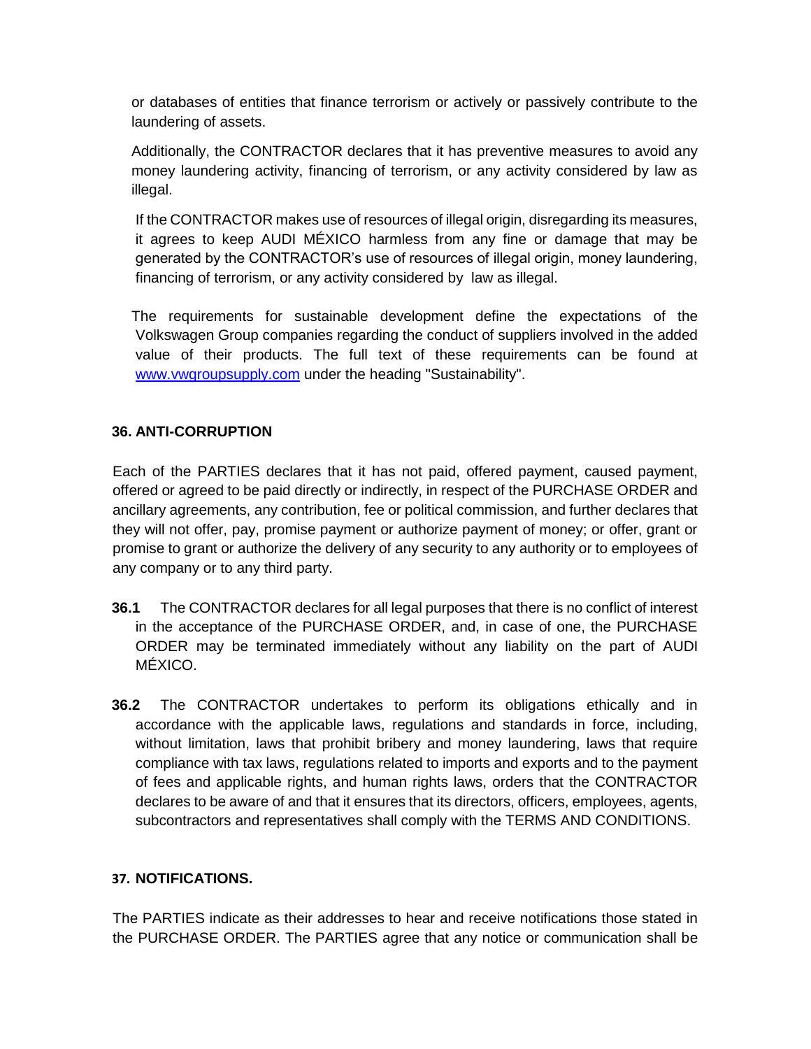or databases of entities that finance terrorism or actively or passively contribute to the laundering of assets.

Additionally, the CONTRACTOR declares that it has preventive measures to avoid any money laundering activity, financing of terrorism, or any activity considered by law as illegal.

If the CONTRACTOR makes use of resources of illegal origin, disregarding its measures, it agrees to keep AUDI MÉXICO harmless from any fine or damage that may be generated by the CONTRACTOR's use of resources of illegal origin, money laundering, financing of terrorism, or any activity considered by law as illegal.

The requirements for sustainable development define the expectations of the Volkswagen Group companies regarding the conduct of suppliers involved in the added value of their products. The full text of these requirements can be found at [www.vwgroupsupply.com](http://www.vwgroupsupply.com) under the heading "Sustainability".

**36. ANTI-CORRUPTION**

Each of the PARTIES declares that it has not paid, offered payment, caused payment, offered or agreed to be paid directly or indirectly, in respect of the PURCHASE ORDER and ancillary agreements, any contribution, fee or political commission, and further declares that they will not offer, pay, promise payment or authorize payment of money; or offer, grant or promise to grant or authorize the delivery of any security to any authority or to employees of any company or to any third party.

**36.1** The CONTRACTOR declares for all legal purposes that there is no conflict of interest in the acceptance of the PURCHASE ORDER, and, in case of one, the PURCHASE ORDER may be terminated immediately without any liability on the part of AUDI MÉXICO.

**36.2** The CONTRACTOR undertakes to perform its obligations ethically and in accordance with the applicable laws, regulations and standards in force, including, without limitation, laws that prohibit bribery and money laundering, laws that require compliance with tax laws, regulations related to imports and exports and to the payment of fees and applicable rights, and human rights laws, orders that the CONTRACTOR declares to be aware of and that it ensures that its directors, officers, employees, agents, subcontractors and representatives shall comply with the TERMS AND CONDITIONS.

**37. NOTIFICATIONS.**

The PARTIES indicate as their addresses to hear and receive notifications those stated in the PURCHASE ORDER. The PARTIES agree that any notice or communication shall be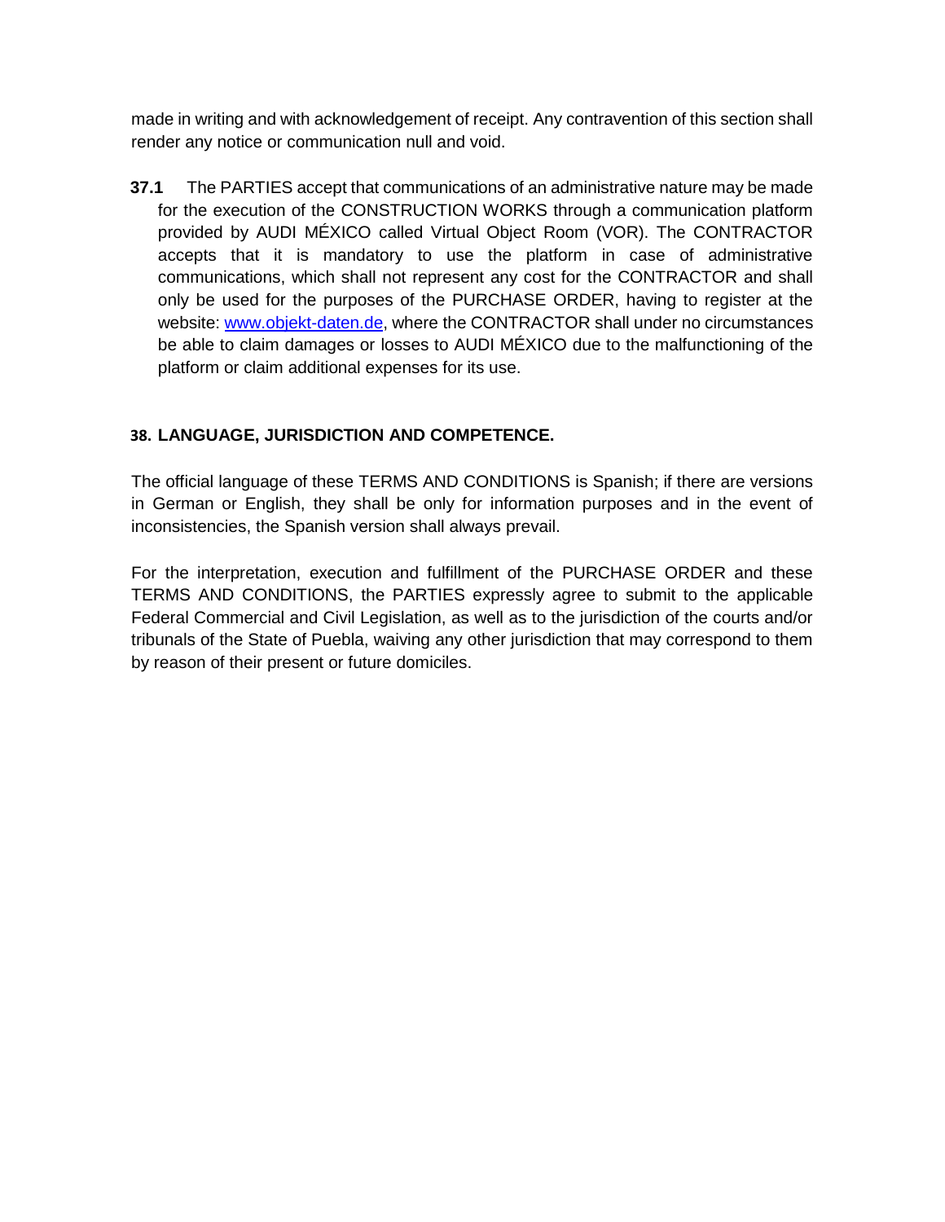made in writing and with acknowledgement of receipt. Any contravention of this section shall render any notice or communication null and void.

**37.1** The PARTIES accept that communications of an administrative nature may be made for the execution of the CONSTRUCTION WORKS through a communication platform provided by AUDI MÉXICO called Virtual Object Room (VOR). The CONTRACTOR accepts that it is mandatory to use the platform in case of administrative communications, which shall not represent any cost for the CONTRACTOR and shall only be used for the purposes of the PURCHASE ORDER, having to register at the website: www.objekt-daten.de, where the CONTRACTOR shall under no circumstances be able to claim damages or losses to AUDI MÉXICO due to the malfunctioning of the platform or claim additional expenses for its use.

## 38. LANGUAGE, JURISDICTION AND COMPETENCE.

The official language of these TERMS AND CONDITIONS is Spanish; if there are versions in German or English, they shall be only for information purposes and in the event of inconsistencies, the Spanish version shall always prevail.

For the interpretation, execution and fulfillment of the PURCHASE ORDER and these TERMS AND CONDITIONS, the PARTIES expressly agree to submit to the applicable Federal Commercial and Civil Legislation, as well as to the jurisdiction of the courts and/or tribunals of the State of Puebla, waiving any other jurisdiction that may correspond to them by reason of their present or future domiciles.